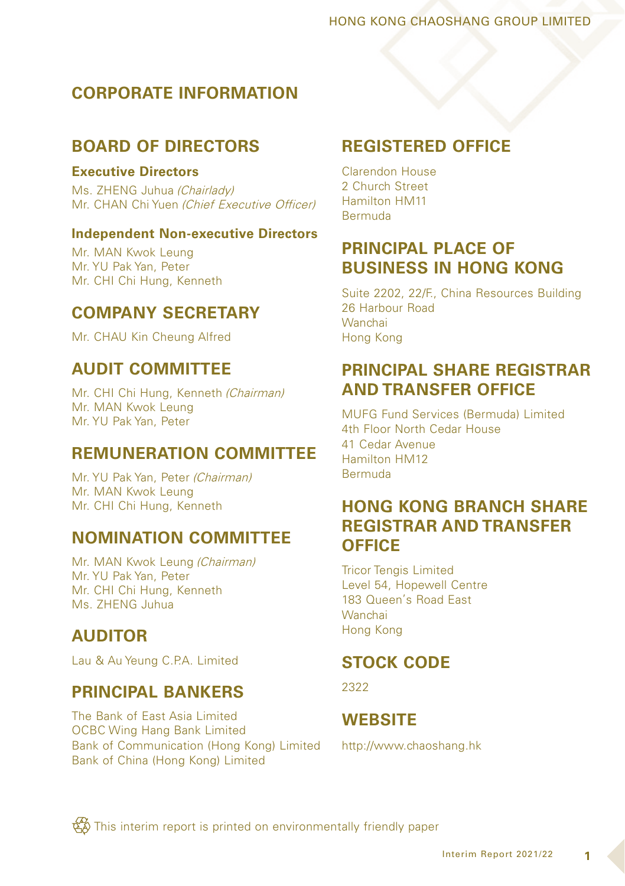# CORPORATE INFORMATION

## BOARD OF DIRECTORS

**Executive Directors**

Ms. ZHENG Juhua *(Chairlady)*
Mr. CHAN Chi Yuen *(Chief Executive Officer)*

**Independent Non-executive Directors**

Mr. MAN Kwok Leung
Mr. YU Pak Yan, Peter
Mr. CHI Chi Hung, Kenneth

## COMPANY SECRETARY

Mr. CHAU Kin Cheung Alfred

## AUDIT COMMITTEE

Mr. CHI Chi Hung, Kenneth *(Chairman)*
Mr. MAN Kwok Leung
Mr. YU Pak Yan, Peter

## REMUNERATION COMMITTEE

Mr. YU Pak Yan, Peter *(Chairman)*
Mr. MAN Kwok Leung
Mr. CHI Chi Hung, Kenneth

## NOMINATION COMMITTEE

Mr. MAN Kwok Leung *(Chairman)*
Mr. YU Pak Yan, Peter
Mr. CHI Chi Hung, Kenneth
Ms. ZHENG Juhua

## AUDITOR

Lau & Au Yeung C.P.A. Limited

## PRINCIPAL BANKERS

The Bank of East Asia Limited
OCBC Wing Hang Bank Limited
Bank of Communication (Hong Kong) Limited
Bank of China (Hong Kong) Limited

## REGISTERED OFFICE

Clarendon House
2 Church Street
Hamilton HM11
Bermuda

## PRINCIPAL PLACE OF BUSINESS IN HONG KONG

Suite 2202, 22/F., China Resources Building
26 Harbour Road
Wanchai
Hong Kong

## PRINCIPAL SHARE REGISTRAR AND TRANSFER OFFICE

MUFG Fund Services (Bermuda) Limited
4th Floor North Cedar House
41 Cedar Avenue
Hamilton HM12
Bermuda

## HONG KONG BRANCH SHARE REGISTRAR AND TRANSFER OFFICE

Tricor Tengis Limited
Level 54, Hopewell Centre
183 Queen's Road East
Wanchai
Hong Kong

## STOCK CODE

2322

## WEBSITE

http://www.chaoshang.hk

This interim report is printed on environmentally friendly paper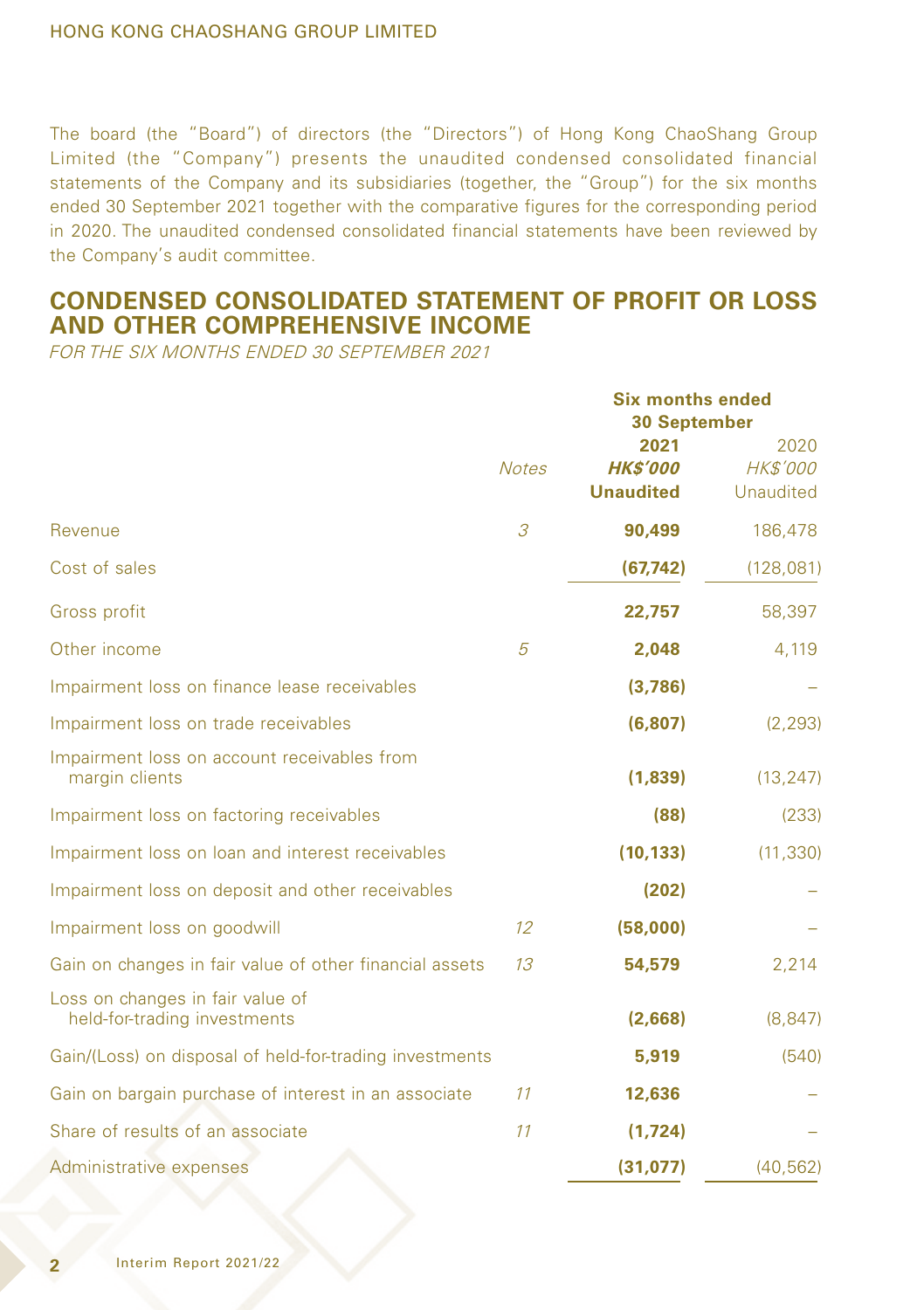The board (the "Board") of directors (the "Directors") of Hong Kong ChaoShang Group Limited (the "Company") presents the unaudited condensed consolidated financial statements of the Company and its subsidiaries (together, the "Group") for the six months ended 30 September 2021 together with the comparative figures for the corresponding period in 2020. The unaudited condensed consolidated financial statements have been reviewed by the Company's audit committee.

## CONDENSED CONSOLIDATED STATEMENT OF PROFIT OR LOSS AND OTHER COMPREHENSIVE INCOME

*FOR THE SIX MONTHS ENDED 30 SEPTEMBER 2021*

| | | Six months ended 30 September | |
|---|---|---|---|
| | *Notes* | **2021** | 2020 |
| | | ***HK$'000*** | *HK$'000* |
| | | **Unaudited** | Unaudited |
| Revenue | *3* | **90,499** | 186,478 |
| Cost of sales | | **(67,742)** | (128,081) |
| Gross profit | | **22,757** | 58,397 |
| Other income | *5* | **2,048** | 4,119 |
| Impairment loss on finance lease receivables | | **(3,786)** | – |
| Impairment loss on trade receivables | | **(6,807)** | (2,293) |
| Impairment loss on account receivables from margin clients | | **(1,839)** | (13,247) |
| Impairment loss on factoring receivables | | **(88)** | (233) |
| Impairment loss on loan and interest receivables | | **(10,133)** | (11,330) |
| Impairment loss on deposit and other receivables | | **(202)** | – |
| Impairment loss on goodwill | *12* | **(58,000)** | – |
| Gain on changes in fair value of other financial assets | *13* | **54,579** | 2,214 |
| Loss on changes in fair value of held-for-trading investments | | **(2,668)** | (8,847) |
| Gain/(Loss) on disposal of held-for-trading investments | | **5,919** | (540) |
| Gain on bargain purchase of interest in an associate | *11* | **12,636** | – |
| Share of results of an associate | *11* | **(1,724)** | – |
| Administrative expenses | | **(31,077)** | (40,562) |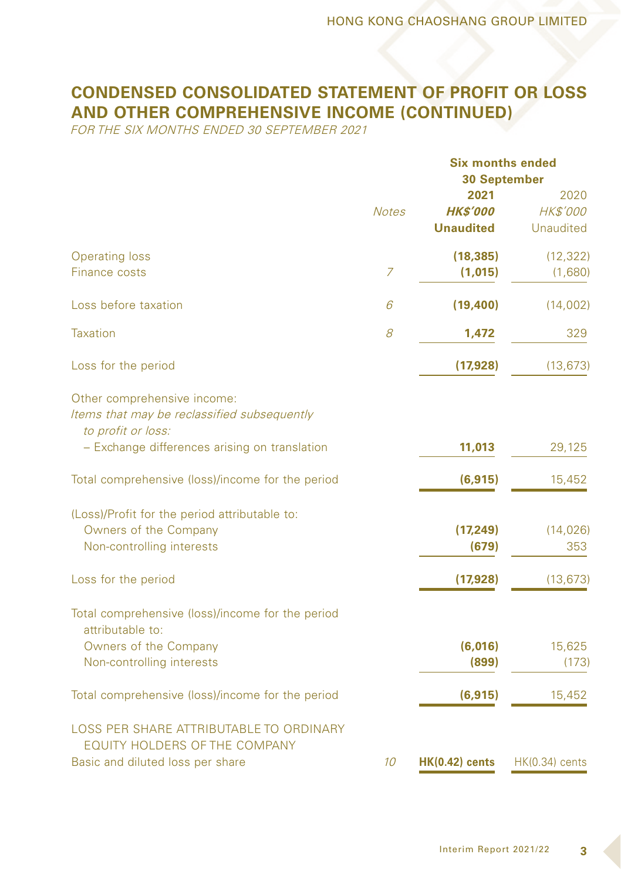## CONDENSED CONSOLIDATED STATEMENT OF PROFIT OR LOSS AND OTHER COMPREHENSIVE INCOME (CONTINUED)

*FOR THE SIX MONTHS ENDED 30 SEPTEMBER 2021*

| | Notes | Six months ended 30 September 2021 HK$'000 Unaudited | 2020 HK$'000 Unaudited |
|---|---|---|---|
| Operating loss | | **(18,385)** | (12,322) |
| Finance costs | 7 | **(1,015)** | (1,680) |
| Loss before taxation | 6 | **(19,400)** | (14,002) |
| Taxation | 8 | **1,472** | 329 |
| Loss for the period | | **(17,928)** | (13,673) |
| Other comprehensive income: | | | |
| *Items that may be reclassified subsequently to profit or loss:* | | | |
| – Exchange differences arising on translation | | **11,013** | 29,125 |
| Total comprehensive (loss)/income for the period | | **(6,915)** | 15,452 |
| (Loss)/Profit for the period attributable to: | | | |
| Owners of the Company | | **(17,249)** | (14,026) |
| Non-controlling interests | | **(679)** | 353 |
| Loss for the period | | **(17,928)** | (13,673) |
| Total comprehensive (loss)/income for the period attributable to: | | | |
| Owners of the Company | | **(6,016)** | 15,625 |
| Non-controlling interests | | **(899)** | (173) |
| Total comprehensive (loss)/income for the period | | **(6,915)** | 15,452 |
| LOSS PER SHARE ATTRIBUTABLE TO ORDINARY EQUITY HOLDERS OF THE COMPANY | | | |
| Basic and diluted loss per share | 10 | **HK(0.42) cents** | HK(0.34) cents |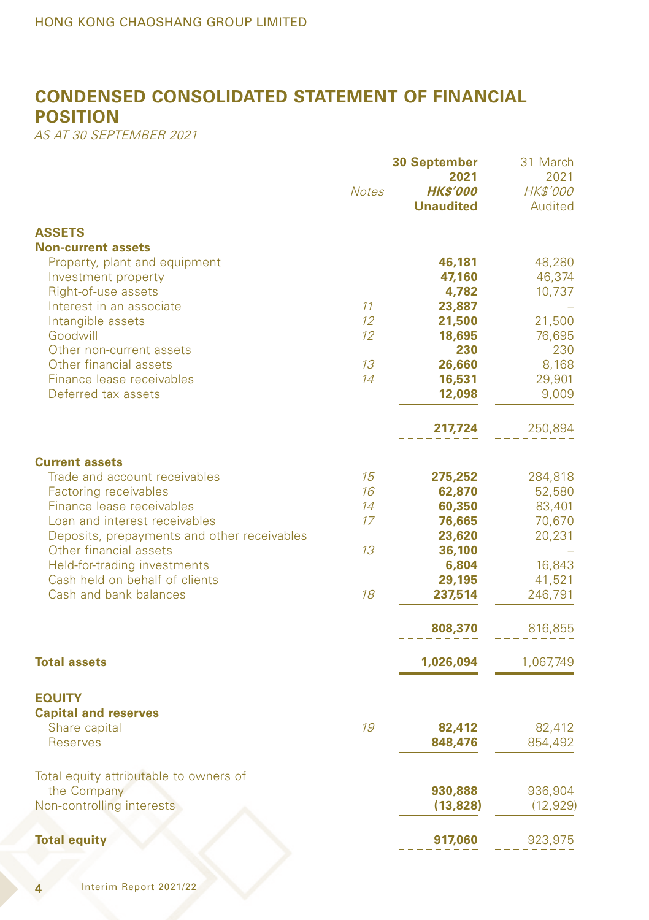# CONDENSED CONSOLIDATED STATEMENT OF FINANCIAL POSITION

*AS AT 30 SEPTEMBER 2021*

| | Notes | 30 September 2021 HK$'000 Unaudited | 31 March 2021 HK$'000 Audited |
|---|---|---|---|
| **ASSETS** | | | |
| **Non-current assets** | | | |
| Property, plant and equipment | | **46,181** | 48,280 |
| Investment property | | **47,160** | 46,374 |
| Right-of-use assets | | **4,782** | 10,737 |
| Interest in an associate | 11 | **23,887** | – |
| Intangible assets | 12 | **21,500** | 21,500 |
| Goodwill | 12 | **18,695** | 76,695 |
| Other non-current assets | | **230** | 230 |
| Other financial assets | 13 | **26,660** | 8,168 |
| Finance lease receivables | 14 | **16,531** | 29,901 |
| Deferred tax assets | | **12,098** | 9,009 |
| | | **217,724** | 250,894 |
| **Current assets** | | | |
| Trade and account receivables | 15 | **275,252** | 284,818 |
| Factoring receivables | 16 | **62,870** | 52,580 |
| Finance lease receivables | 14 | **60,350** | 83,401 |
| Loan and interest receivables | 17 | **76,665** | 70,670 |
| Deposits, prepayments and other receivables | | **23,620** | 20,231 |
| Other financial assets | 13 | **36,100** | – |
| Held-for-trading investments | | **6,804** | 16,843 |
| Cash held on behalf of clients | | **29,195** | 41,521 |
| Cash and bank balances | 18 | **237,514** | 246,791 |
| | | **808,370** | 816,855 |
| **Total assets** | | **1,026,094** | 1,067,749 |
| **EQUITY** | | | |
| **Capital and reserves** | | | |
| Share capital | 19 | **82,412** | 82,412 |
| Reserves | | **848,476** | 854,492 |
| Total equity attributable to owners of the Company | | **930,888** | 936,904 |
| Non-controlling interests | | **(13,828)** | (12,929) |
| **Total equity** | | **917,060** | 923,975 |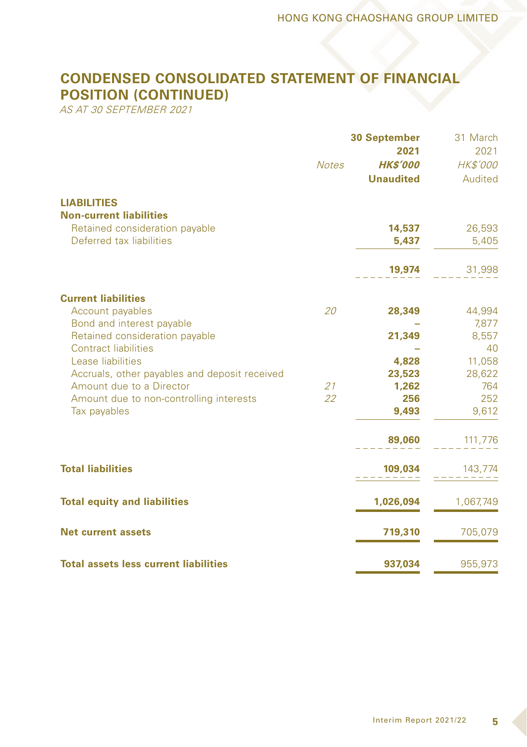## CONDENSED CONSOLIDATED STATEMENT OF FINANCIAL POSITION (CONTINUED)

*AS AT 30 SEPTEMBER 2021*

| | Notes | 30 September 2021 HK$'000 Unaudited | 31 March 2021 HK$'000 Audited |
|---|---|---|---|
| **LIABILITIES** | | | |
| **Non-current liabilities** | | | |
| Retained consideration payable | | **14,537** | 26,593 |
| Deferred tax liabilities | | **5,437** | 5,405 |
| | | **19,974** | 31,998 |
| **Current liabilities** | | | |
| Account payables | 20 | **28,349** | 44,994 |
| Bond and interest payable | | – | 7,877 |
| Retained consideration payable | | **21,349** | 8,557 |
| Contract liabilities | | – | 40 |
| Lease liabilities | | **4,828** | 11,058 |
| Accruals, other payables and deposit received | | **23,523** | 28,622 |
| Amount due to a Director | 21 | **1,262** | 764 |
| Amount due to non-controlling interests | 22 | **256** | 252 |
| Tax payables | | **9,493** | 9,612 |
| | | **89,060** | 111,776 |
| **Total liabilities** | | **109,034** | 143,774 |
| **Total equity and liabilities** | | **1,026,094** | 1,067,749 |
| **Net current assets** | | **719,310** | 705,079 |
| **Total assets less current liabilities** | | **937,034** | 955,973 |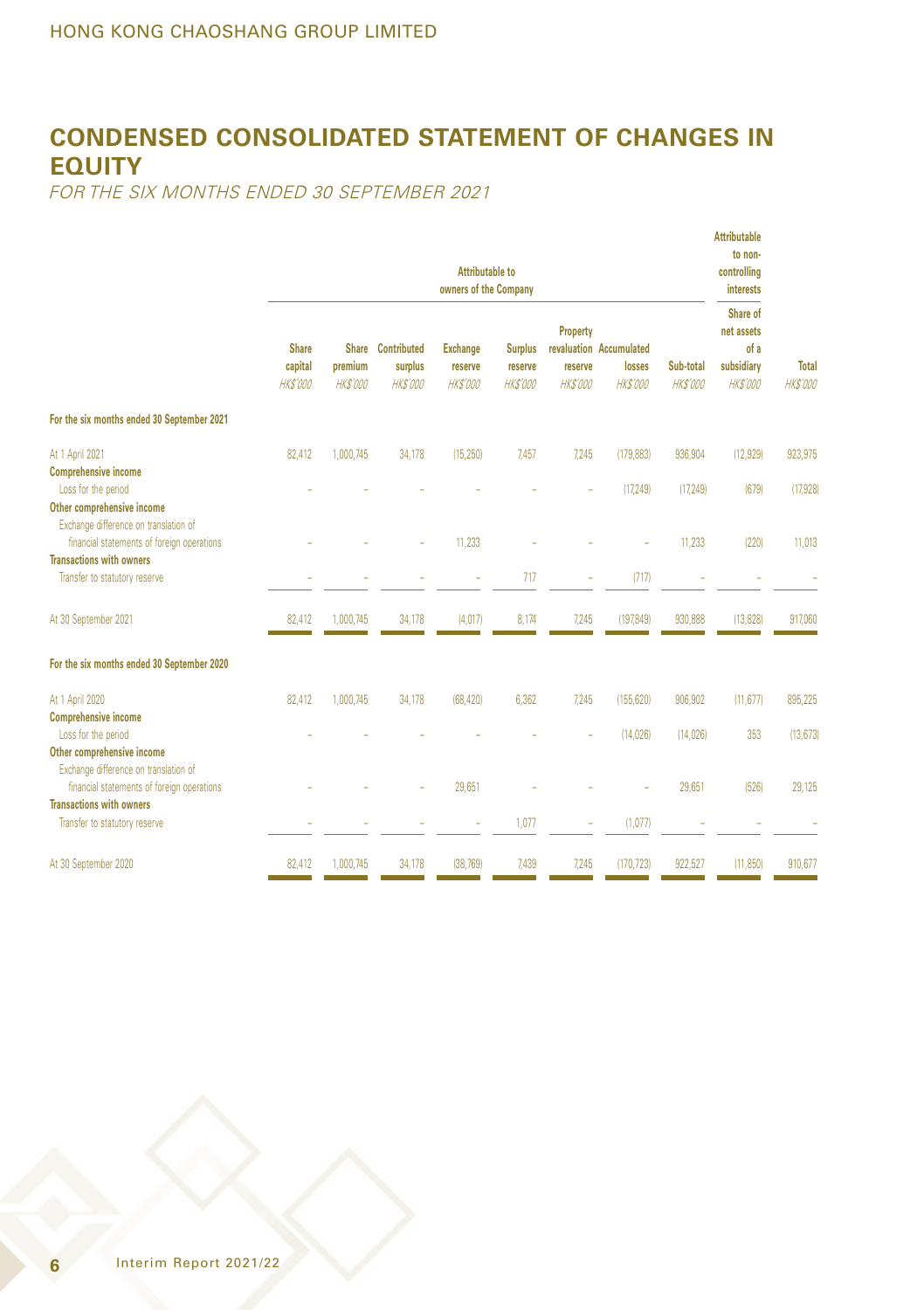# CONDENSED CONSOLIDATED STATEMENT OF CHANGES IN EQUITY

*FOR THE SIX MONTHS ENDED 30 SEPTEMBER 2021*

| | Attributable to owners of the Company | | | | | | | | Attributable to non-controlling interests | |
|---|---|---|---|---|---|---|---|---|---|---|
| | Share capital | Share premium | Contributed surplus | Exchange reserve | Surplus reserve | Property revaluation reserve | Accumulated losses | Sub-total | Share of net assets of a subsidiary | Total |
| | *HK$'000* | *HK$'000* | *HK$'000* | *HK$'000* | *HK$'000* | *HK$'000* | *HK$'000* | *HK$'000* | *HK$'000* | *HK$'000* |
| **For the six months ended 30 September 2021** | | | | | | | | | | |
| At 1 April 2021 | 82,412 | 1,000,745 | 34,178 | (15,250) | 7,457 | 7,245 | (179,883) | 936,904 | (12,929) | 923,975 |
| **Comprehensive income** | | | | | | | | | | |
| Loss for the period | – | – | – | – | – | – | (17,249) | (17,249) | (679) | (17,928) |
| **Other comprehensive income** | | | | | | | | | | |
| Exchange difference on translation of financial statements of foreign operations | – | – | – | 11,233 | – | – | – | 11,233 | (220) | 11,013 |
| **Transactions with owners** | | | | | | | | | | |
| Transfer to statutory reserve | – | – | – | – | 717 | – | (717) | – | – | – |
| At 30 September 2021 | 82,412 | 1,000,745 | 34,178 | (4,017) | 8,174 | 7,245 | (197,849) | 930,888 | (13,828) | 917,060 |
| **For the six months ended 30 September 2020** | | | | | | | | | | |
| At 1 April 2020 | 82,412 | 1,000,745 | 34,178 | (68,420) | 6,362 | 7,245 | (155,620) | 906,902 | (11,677) | 895,225 |
| **Comprehensive income** | | | | | | | | | | |
| Loss for the period | – | – | – | – | – | – | (14,026) | (14,026) | 353 | (13,673) |
| **Other comprehensive income** | | | | | | | | | | |
| Exchange difference on translation of financial statements of foreign operations | – | – | – | 29,651 | – | – | – | 29,651 | (526) | 29,125 |
| **Transactions with owners** | | | | | | | | | | |
| Transfer to statutory reserve | – | – | – | – | 1,077 | – | (1,077) | – | – | – |
| At 30 September 2020 | 82,412 | 1,000,745 | 34,178 | (38,769) | 7,439 | 7,245 | (170,723) | 922,527 | (11,850) | 910,677 |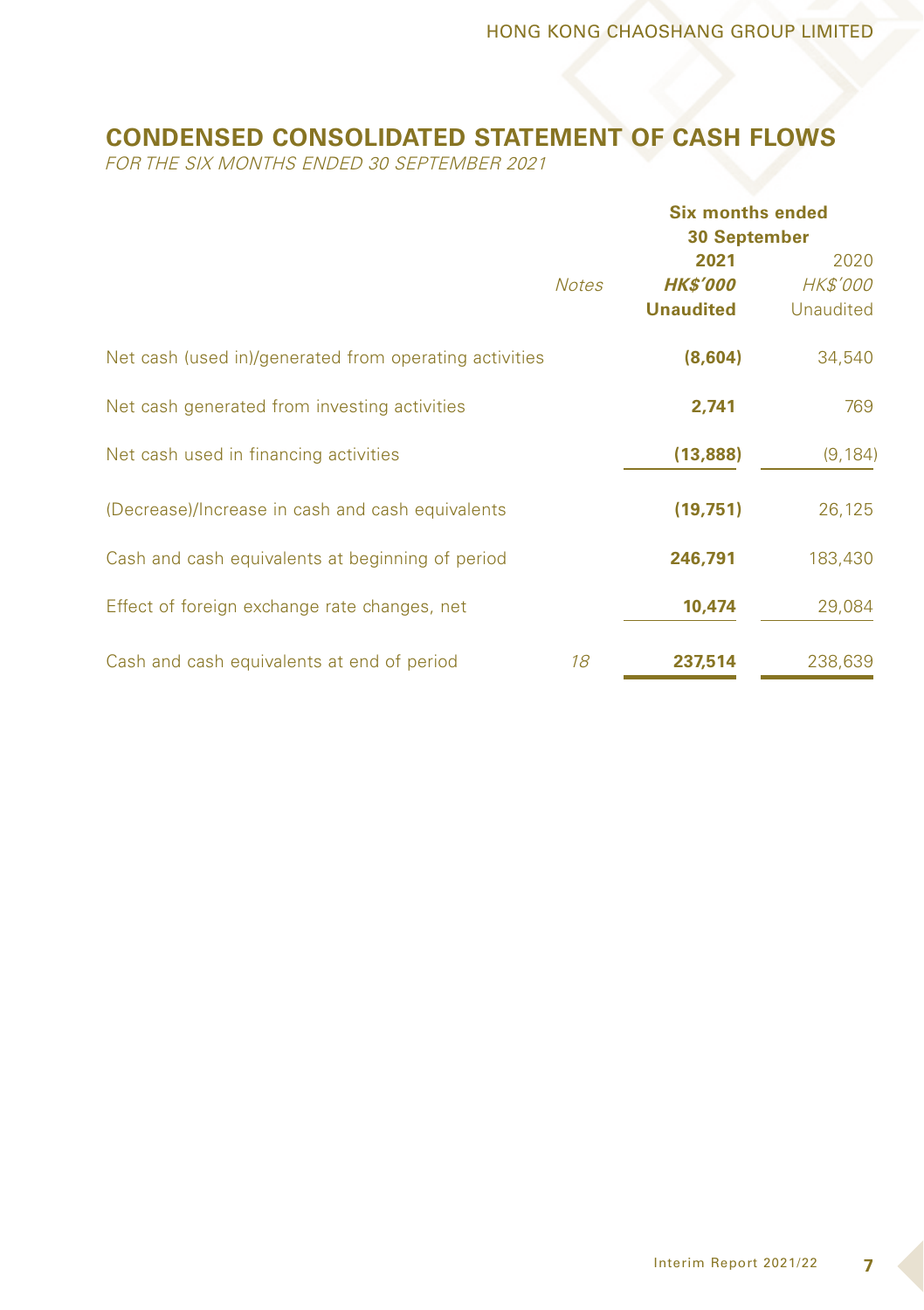# CONDENSED CONSOLIDATED STATEMENT OF CASH FLOWS

*FOR THE SIX MONTHS ENDED 30 SEPTEMBER 2021*

| | | Six months ended 30 September | |
|---|---|---|---|
| | | **2021** | 2020 |
| | *Notes* | ***HK$'000*** | *HK$'000* |
| | | **Unaudited** | Unaudited |
| Net cash (used in)/generated from operating activities | | **(8,604)** | 34,540 |
| Net cash generated from investing activities | | **2,741** | 769 |
| Net cash used in financing activities | | **(13,888)** | (9,184) |
| (Decrease)/Increase in cash and cash equivalents | | **(19,751)** | 26,125 |
| Cash and cash equivalents at beginning of period | | **246,791** | 183,430 |
| Effect of foreign exchange rate changes, net | | **10,474** | 29,084 |
| Cash and cash equivalents at end of period | *18* | **237,514** | 238,639 |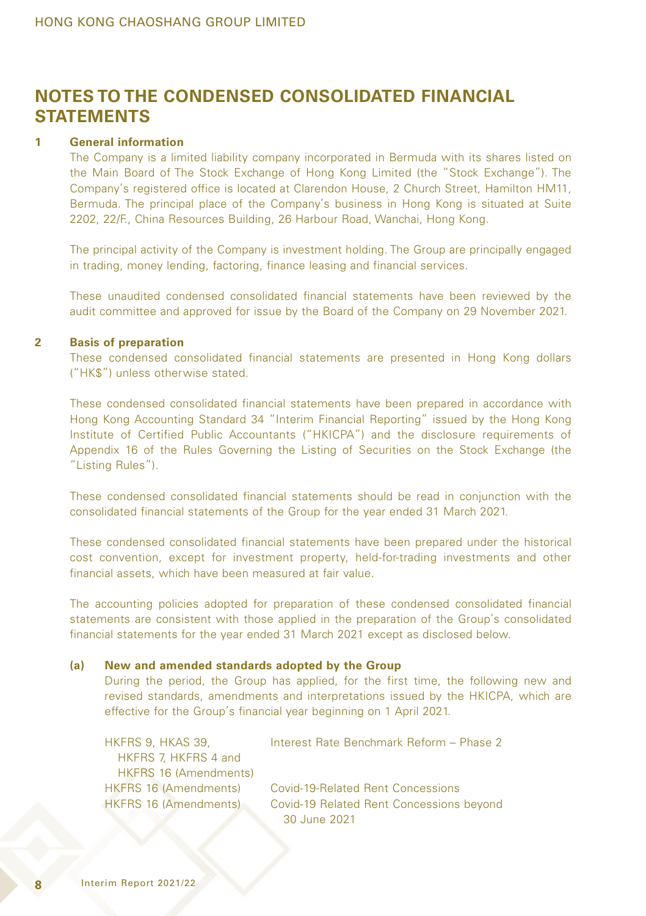# NOTES TO THE CONDENSED CONSOLIDATED FINANCIAL STATEMENTS

## 1 General information

The Company is a limited liability company incorporated in Bermuda with its shares listed on the Main Board of The Stock Exchange of Hong Kong Limited (the "Stock Exchange"). The Company's registered office is located at Clarendon House, 2 Church Street, Hamilton HM11, Bermuda. The principal place of the Company's business in Hong Kong is situated at Suite 2202, 22/F., China Resources Building, 26 Harbour Road, Wanchai, Hong Kong.

The principal activity of the Company is investment holding. The Group are principally engaged in trading, money lending, factoring, finance leasing and financial services.

These unaudited condensed consolidated financial statements have been reviewed by the audit committee and approved for issue by the Board of the Company on 29 November 2021.

## 2 Basis of preparation

These condensed consolidated financial statements are presented in Hong Kong dollars ("HK$") unless otherwise stated.

These condensed consolidated financial statements have been prepared in accordance with Hong Kong Accounting Standard 34 "Interim Financial Reporting" issued by the Hong Kong Institute of Certified Public Accountants ("HKICPA") and the disclosure requirements of Appendix 16 of the Rules Governing the Listing of Securities on the Stock Exchange (the "Listing Rules").

These condensed consolidated financial statements should be read in conjunction with the consolidated financial statements of the Group for the year ended 31 March 2021.

These condensed consolidated financial statements have been prepared under the historical cost convention, except for investment property, held-for-trading investments and other financial assets, which have been measured at fair value.

The accounting policies adopted for preparation of these condensed consolidated financial statements are consistent with those applied in the preparation of the Group's consolidated financial statements for the year ended 31 March 2021 except as disclosed below.

### (a) New and amended standards adopted by the Group

During the period, the Group has applied, for the first time, the following new and revised standards, amendments and interpretations issued by the HKICPA, which are effective for the Group's financial year beginning on 1 April 2021.

| | |
|---|---|
| HKFRS 9, HKAS 39, HKFRS 7, HKFRS 4 and HKFRS 16 (Amendments) | Interest Rate Benchmark Reform – Phase 2 |
| HKFRS 16 (Amendments) | Covid-19-Related Rent Concessions |
| HKFRS 16 (Amendments) | Covid-19 Related Rent Concessions beyond 30 June 2021 |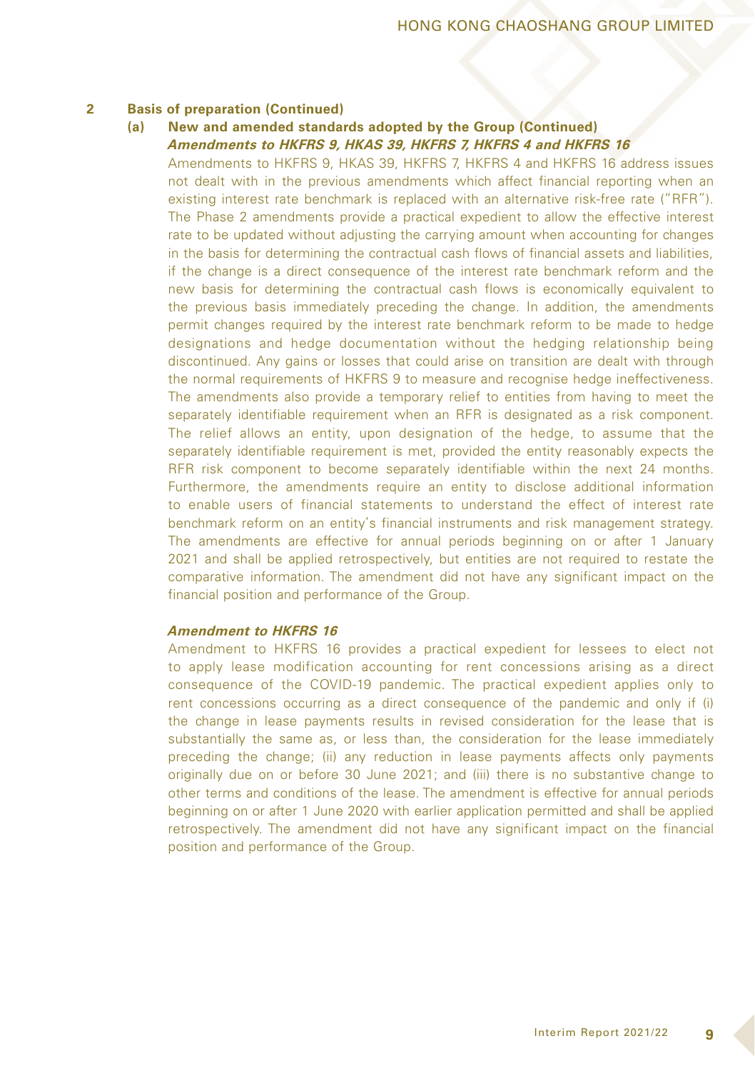## 2 Basis of preparation (Continued)

### (a) New and amended standards adopted by the Group (Continued)

***Amendments to HKFRS 9, HKAS 39, HKFRS 7, HKFRS 4 and HKFRS 16***

Amendments to HKFRS 9, HKAS 39, HKFRS 7, HKFRS 4 and HKFRS 16 address issues not dealt with in the previous amendments which affect financial reporting when an existing interest rate benchmark is replaced with an alternative risk-free rate ("RFR"). The Phase 2 amendments provide a practical expedient to allow the effective interest rate to be updated without adjusting the carrying amount when accounting for changes in the basis for determining the contractual cash flows of financial assets and liabilities, if the change is a direct consequence of the interest rate benchmark reform and the new basis for determining the contractual cash flows is economically equivalent to the previous basis immediately preceding the change. In addition, the amendments permit changes required by the interest rate benchmark reform to be made to hedge designations and hedge documentation without the hedging relationship being discontinued. Any gains or losses that could arise on transition are dealt with through the normal requirements of HKFRS 9 to measure and recognise hedge ineffectiveness. The amendments also provide a temporary relief to entities from having to meet the separately identifiable requirement when an RFR is designated as a risk component. The relief allows an entity, upon designation of the hedge, to assume that the separately identifiable requirement is met, provided the entity reasonably expects the RFR risk component to become separately identifiable within the next 24 months. Furthermore, the amendments require an entity to disclose additional information to enable users of financial statements to understand the effect of interest rate benchmark reform on an entity's financial instruments and risk management strategy. The amendments are effective for annual periods beginning on or after 1 January 2021 and shall be applied retrospectively, but entities are not required to restate the comparative information. The amendment did not have any significant impact on the financial position and performance of the Group.

***Amendment to HKFRS 16***

Amendment to HKFRS 16 provides a practical expedient for lessees to elect not to apply lease modification accounting for rent concessions arising as a direct consequence of the COVID-19 pandemic. The practical expedient applies only to rent concessions occurring as a direct consequence of the pandemic and only if (i) the change in lease payments results in revised consideration for the lease that is substantially the same as, or less than, the consideration for the lease immediately preceding the change; (ii) any reduction in lease payments affects only payments originally due on or before 30 June 2021; and (iii) there is no substantive change to other terms and conditions of the lease. The amendment is effective for annual periods beginning on or after 1 June 2020 with earlier application permitted and shall be applied retrospectively. The amendment did not have any significant impact on the financial position and performance of the Group.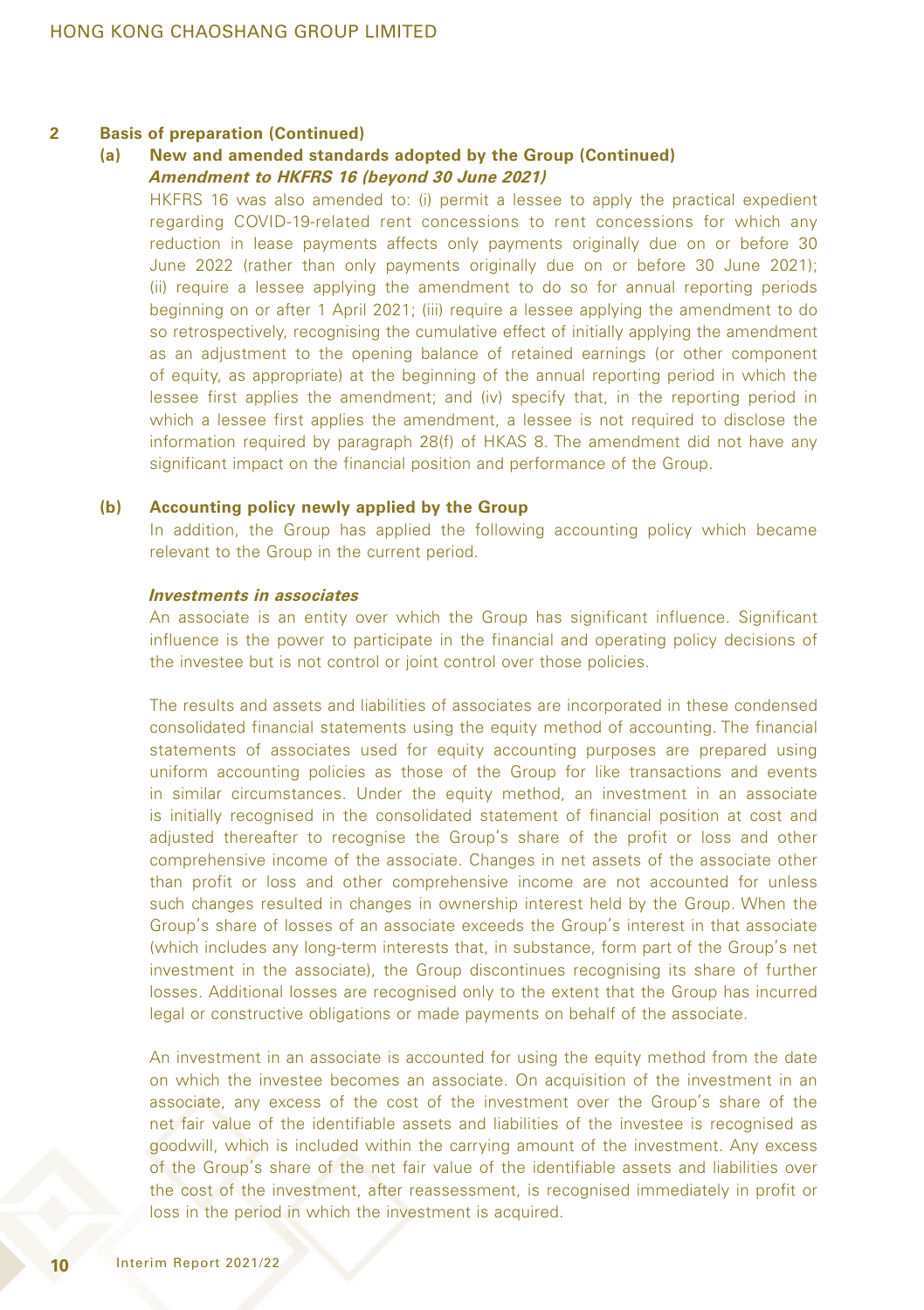## 2 Basis of preparation (Continued)

### (a) New and amended standards adopted by the Group (Continued)

***Amendment to HKFRS 16 (beyond 30 June 2021)***

HKFRS 16 was also amended to: (i) permit a lessee to apply the practical expedient regarding COVID-19-related rent concessions to rent concessions for which any reduction in lease payments affects only payments originally due on or before 30 June 2022 (rather than only payments originally due on or before 30 June 2021); (ii) require a lessee applying the amendment to do so for annual reporting periods beginning on or after 1 April 2021; (iii) require a lessee applying the amendment to do so retrospectively, recognising the cumulative effect of initially applying the amendment as an adjustment to the opening balance of retained earnings (or other component of equity, as appropriate) at the beginning of the annual reporting period in which the lessee first applies the amendment; and (iv) specify that, in the reporting period in which a lessee first applies the amendment, a lessee is not required to disclose the information required by paragraph 28(f) of HKAS 8. The amendment did not have any significant impact on the financial position and performance of the Group.

### (b) Accounting policy newly applied by the Group

In addition, the Group has applied the following accounting policy which became relevant to the Group in the current period.

***Investments in associates***

An associate is an entity over which the Group has significant influence. Significant influence is the power to participate in the financial and operating policy decisions of the investee but is not control or joint control over those policies.

The results and assets and liabilities of associates are incorporated in these condensed consolidated financial statements using the equity method of accounting. The financial statements of associates used for equity accounting purposes are prepared using uniform accounting policies as those of the Group for like transactions and events in similar circumstances. Under the equity method, an investment in an associate is initially recognised in the consolidated statement of financial position at cost and adjusted thereafter to recognise the Group's share of the profit or loss and other comprehensive income of the associate. Changes in net assets of the associate other than profit or loss and other comprehensive income are not accounted for unless such changes resulted in changes in ownership interest held by the Group. When the Group's share of losses of an associate exceeds the Group's interest in that associate (which includes any long-term interests that, in substance, form part of the Group's net investment in the associate), the Group discontinues recognising its share of further losses. Additional losses are recognised only to the extent that the Group has incurred legal or constructive obligations or made payments on behalf of the associate.

An investment in an associate is accounted for using the equity method from the date on which the investee becomes an associate. On acquisition of the investment in an associate, any excess of the cost of the investment over the Group's share of the net fair value of the identifiable assets and liabilities of the investee is recognised as goodwill, which is included within the carrying amount of the investment. Any excess of the Group's share of the net fair value of the identifiable assets and liabilities over the cost of the investment, after reassessment, is recognised immediately in profit or loss in the period in which the investment is acquired.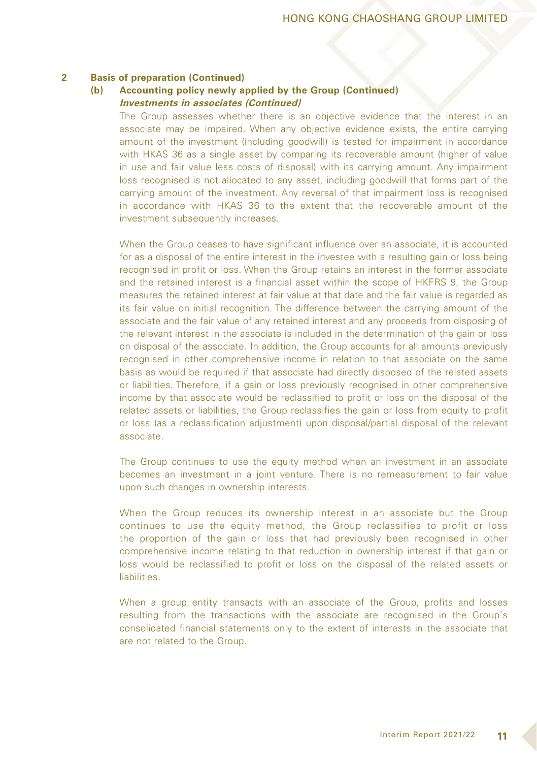## 2 Basis of preparation (Continued)

### (b) Accounting policy newly applied by the Group (Continued)

***Investments in associates (Continued)***

The Group assesses whether there is an objective evidence that the interest in an associate may be impaired. When any objective evidence exists, the entire carrying amount of the investment (including goodwill) is tested for impairment in accordance with HKAS 36 as a single asset by comparing its recoverable amount (higher of value in use and fair value less costs of disposal) with its carrying amount. Any impairment loss recognised is not allocated to any asset, including goodwill that forms part of the carrying amount of the investment. Any reversal of that impairment loss is recognised in accordance with HKAS 36 to the extent that the recoverable amount of the investment subsequently increases.

When the Group ceases to have significant influence over an associate, it is accounted for as a disposal of the entire interest in the investee with a resulting gain or loss being recognised in profit or loss. When the Group retains an interest in the former associate and the retained interest is a financial asset within the scope of HKFRS 9, the Group measures the retained interest at fair value at that date and the fair value is regarded as its fair value on initial recognition. The difference between the carrying amount of the associate and the fair value of any retained interest and any proceeds from disposing of the relevant interest in the associate is included in the determination of the gain or loss on disposal of the associate. In addition, the Group accounts for all amounts previously recognised in other comprehensive income in relation to that associate on the same basis as would be required if that associate had directly disposed of the related assets or liabilities. Therefore, if a gain or loss previously recognised in other comprehensive income by that associate would be reclassified to profit or loss on the disposal of the related assets or liabilities, the Group reclassifies the gain or loss from equity to profit or loss (as a reclassification adjustment) upon disposal/partial disposal of the relevant associate.

The Group continues to use the equity method when an investment in an associate becomes an investment in a joint venture. There is no remeasurement to fair value upon such changes in ownership interests.

When the Group reduces its ownership interest in an associate but the Group continues to use the equity method, the Group reclassifies to profit or loss the proportion of the gain or loss that had previously been recognised in other comprehensive income relating to that reduction in ownership interest if that gain or loss would be reclassified to profit or loss on the disposal of the related assets or liabilities.

When a group entity transacts with an associate of the Group, profits and losses resulting from the transactions with the associate are recognised in the Group's consolidated financial statements only to the extent of interests in the associate that are not related to the Group.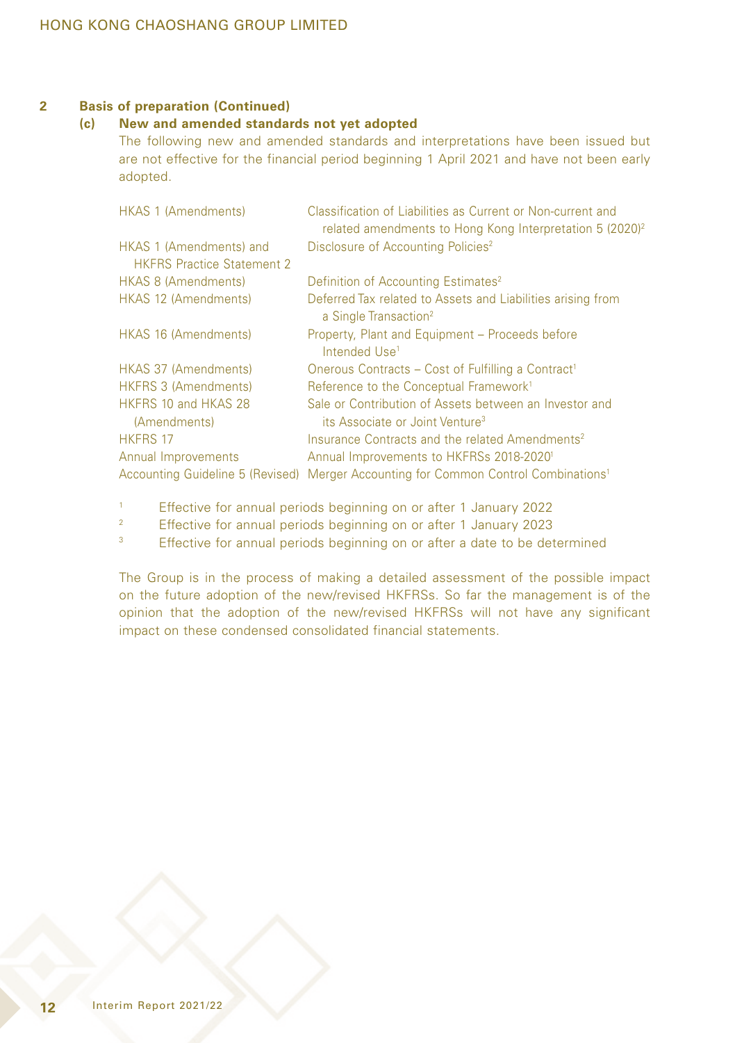## 2 Basis of preparation (Continued)

### (c) New and amended standards not yet adopted

The following new and amended standards and interpretations have been issued but are not effective for the financial period beginning 1 April 2021 and have not been early adopted.

| | |
|---|---|
| HKAS 1 (Amendments) | Classification of Liabilities as Current or Non-current and related amendments to Hong Kong Interpretation 5 (2020)[2] |
| HKAS 1 (Amendments) and HKFRS Practice Statement 2 | Disclosure of Accounting Policies[2] |
| HKAS 8 (Amendments) | Definition of Accounting Estimates[2] |
| HKAS 12 (Amendments) | Deferred Tax related to Assets and Liabilities arising from a Single Transaction[2] |
| HKAS 16 (Amendments) | Property, Plant and Equipment – Proceeds before Intended Use[1] |
| HKAS 37 (Amendments) | Onerous Contracts – Cost of Fulfilling a Contract[1] |
| HKFRS 3 (Amendments) | Reference to the Conceptual Framework[1] |
| HKFRS 10 and HKAS 28 (Amendments) | Sale or Contribution of Assets between an Investor and its Associate or Joint Venture[3] |
| HKFRS 17 | Insurance Contracts and the related Amendments[2] |
| Annual Improvements | Annual Improvements to HKFRSs 2018-2020[1] |
| Accounting Guideline 5 (Revised) | Merger Accounting for Common Control Combinations[1] |

[1] Effective for annual periods beginning on or after 1 January 2022

[2] Effective for annual periods beginning on or after 1 January 2023

[3] Effective for annual periods beginning on or after a date to be determined

The Group is in the process of making a detailed assessment of the possible impact on the future adoption of the new/revised HKFRSs. So far the management is of the opinion that the adoption of the new/revised HKFRSs will not have any significant impact on these condensed consolidated financial statements.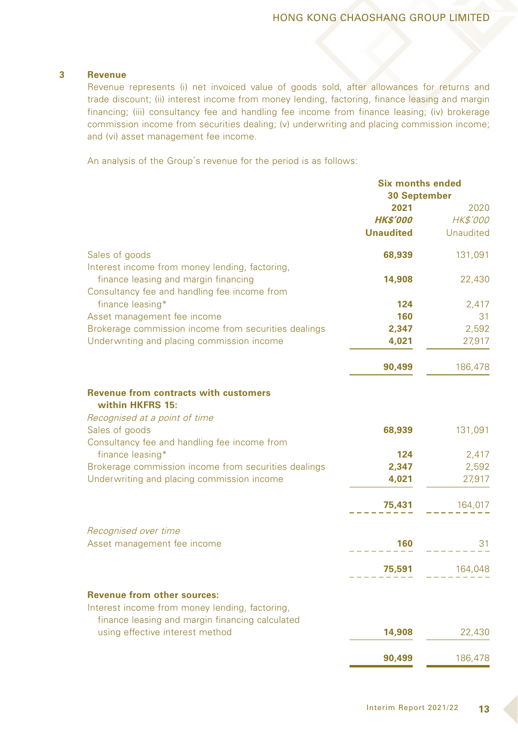## 3 Revenue

Revenue represents (i) net invoiced value of goods sold, after allowances for returns and trade discount; (ii) interest income from money lending, factoring, finance leasing and margin financing; (iii) consultancy fee and handling fee income from finance leasing; (iv) brokerage commission income from securities dealing; (v) underwriting and placing commission income; and (vi) asset management fee income.

An analysis of the Group's revenue for the period is as follows:

| | Six months ended 30 September | |
|---|---|---|
| | **2021** | 2020 |
| | ***HK$'000*** | *HK$'000* |
| | **Unaudited** | Unaudited |
| Sales of goods | **68,939** | 131,091 |
| Interest income from money lending, factoring, finance leasing and margin financing | **14,908** | 22,430 |
| Consultancy fee and handling fee income from finance leasing* | **124** | 2,417 |
| Asset management fee income | **160** | 31 |
| Brokerage commission income from securities dealings | **2,347** | 2,592 |
| Underwriting and placing commission income | **4,021** | 27,917 |
| | **90,499** | 186,478 |
| **Revenue from contracts with customers within HKFRS 15:** | | |
| *Recognised at a point of time* | | |
| Sales of goods | **68,939** | 131,091 |
| Consultancy fee and handling fee income from finance leasing* | **124** | 2,417 |
| Brokerage commission income from securities dealings | **2,347** | 2,592 |
| Underwriting and placing commission income | **4,021** | 27,917 |
| | **75,431** | 164,017 |
| *Recognised over time* | | |
| Asset management fee income | **160** | 31 |
| | **75,591** | 164,048 |
| **Revenue from other sources:** | | |
| Interest income from money lending, factoring, finance leasing and margin financing calculated using effective interest method | **14,908** | 22,430 |
| | **90,499** | 186,478 |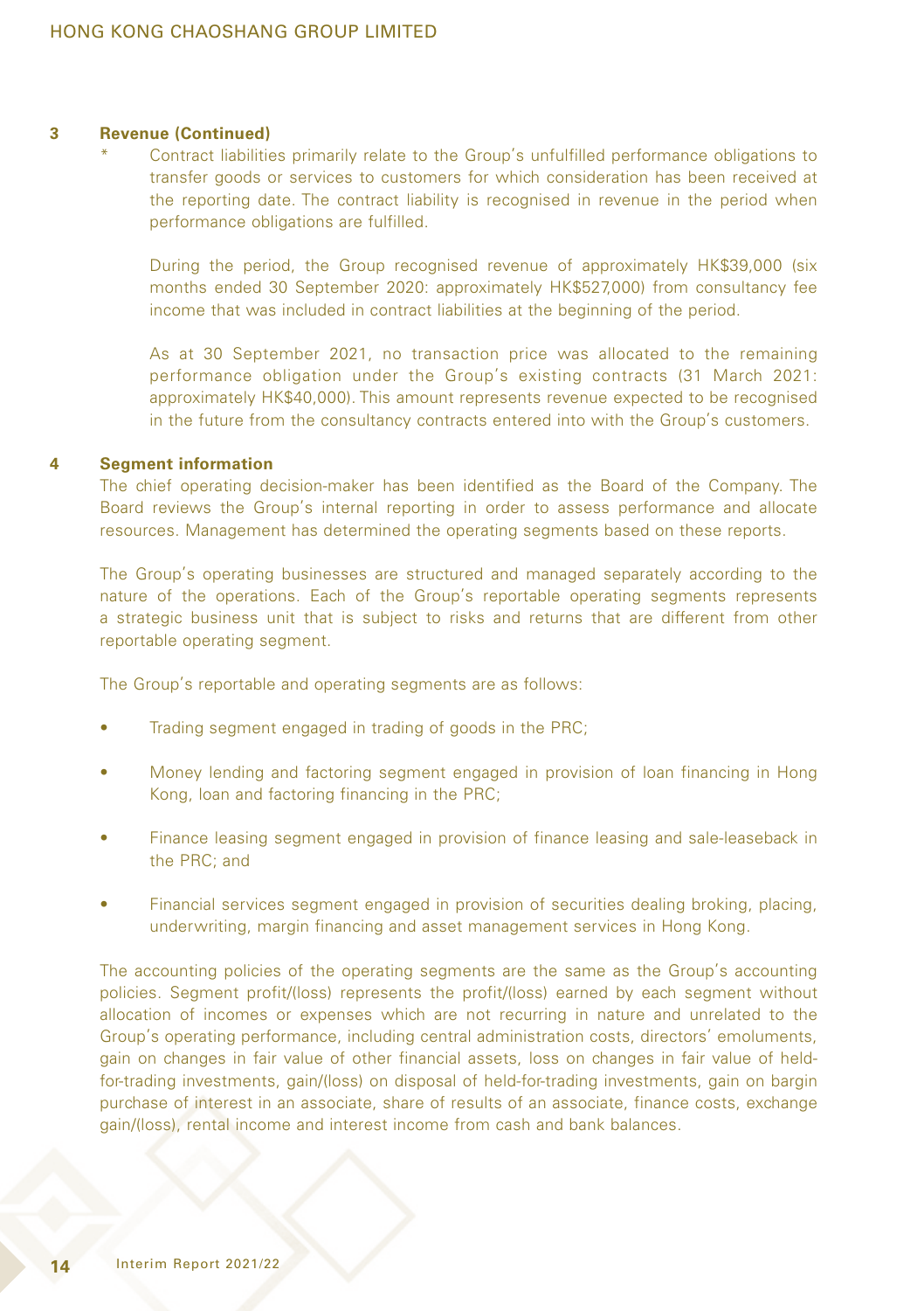### 3 Revenue (Continued)

\* Contract liabilities primarily relate to the Group's unfulfilled performance obligations to transfer goods or services to customers for which consideration has been received at the reporting date. The contract liability is recognised in revenue in the period when performance obligations are fulfilled.

During the period, the Group recognised revenue of approximately HK$39,000 (six months ended 30 September 2020: approximately HK$527,000) from consultancy fee income that was included in contract liabilities at the beginning of the period.

As at 30 September 2021, no transaction price was allocated to the remaining performance obligation under the Group's existing contracts (31 March 2021: approximately HK$40,000). This amount represents revenue expected to be recognised in the future from the consultancy contracts entered into with the Group's customers.

### 4 Segment information

The chief operating decision-maker has been identified as the Board of the Company. The Board reviews the Group's internal reporting in order to assess performance and allocate resources. Management has determined the operating segments based on these reports.

The Group's operating businesses are structured and managed separately according to the nature of the operations. Each of the Group's reportable operating segments represents a strategic business unit that is subject to risks and returns that are different from other reportable operating segment.

The Group's reportable and operating segments are as follows:

- Trading segment engaged in trading of goods in the PRC;
- Money lending and factoring segment engaged in provision of loan financing in Hong Kong, loan and factoring financing in the PRC;
- Finance leasing segment engaged in provision of finance leasing and sale-leaseback in the PRC; and
- Financial services segment engaged in provision of securities dealing broking, placing, underwriting, margin financing and asset management services in Hong Kong.

The accounting policies of the operating segments are the same as the Group's accounting policies. Segment profit/(loss) represents the profit/(loss) earned by each segment without allocation of incomes or expenses which are not recurring in nature and unrelated to the Group's operating performance, including central administration costs, directors' emoluments, gain on changes in fair value of other financial assets, loss on changes in fair value of held-for-trading investments, gain/(loss) on disposal of held-for-trading investments, gain on bargin purchase of interest in an associate, share of results of an associate, finance costs, exchange gain/(loss), rental income and interest income from cash and bank balances.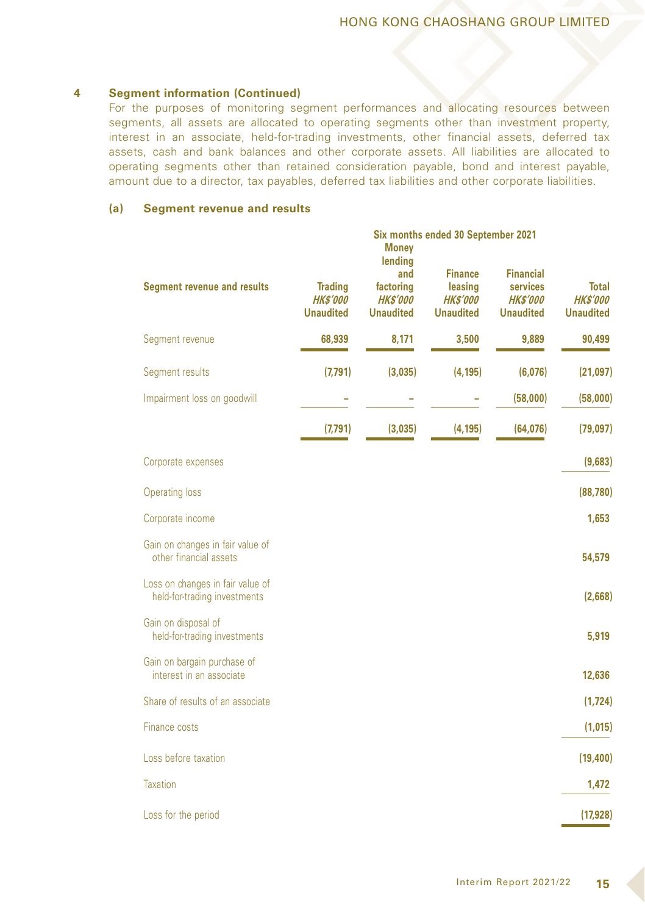## 4 Segment information (Continued)

For the purposes of monitoring segment performances and allocating resources between segments, all assets are allocated to operating segments other than investment property, interest in an associate, held-for-trading investments, other financial assets, deferred tax assets, cash and bank balances and other corporate assets. All liabilities are allocated to operating segments other than retained consideration payable, bond and interest payable, amount due to a director, tax payables, deferred tax liabilities and other corporate liabilities.

### (a) Segment revenue and results

| | Six months ended 30 September 2021 | | | | |
|---|---|---|---|---|---|
| Segment revenue and results | Trading<br>*HK$'000*<br>Unaudited | Money lending and factoring<br>*HK$'000*<br>Unaudited | Finance leasing<br>*HK$'000*<br>Unaudited | Financial services<br>*HK$'000*<br>Unaudited | Total<br>*HK$'000*<br>Unaudited |
| Segment revenue | 68,939 | 8,171 | 3,500 | 9,889 | 90,499 |
| Segment results | (7,791) | (3,035) | (4,195) | (6,076) | (21,097) |
| Impairment loss on goodwill | – | – | – | (58,000) | (58,000) |
| | (7,791) | (3,035) | (4,195) | (64,076) | (79,097) |
| Corporate expenses | | | | | (9,683) |
| Operating loss | | | | | (88,780) |
| Corporate income | | | | | 1,653 |
| Gain on changes in fair value of other financial assets | | | | | 54,579 |
| Loss on changes in fair value of held-for-trading investments | | | | | (2,668) |
| Gain on disposal of held-for-trading investments | | | | | 5,919 |
| Gain on bargain purchase of interest in an associate | | | | | 12,636 |
| Share of results of an associate | | | | | (1,724) |
| Finance costs | | | | | (1,015) |
| Loss before taxation | | | | | (19,400) |
| Taxation | | | | | 1,472 |
| Loss for the period | | | | | (17,928) |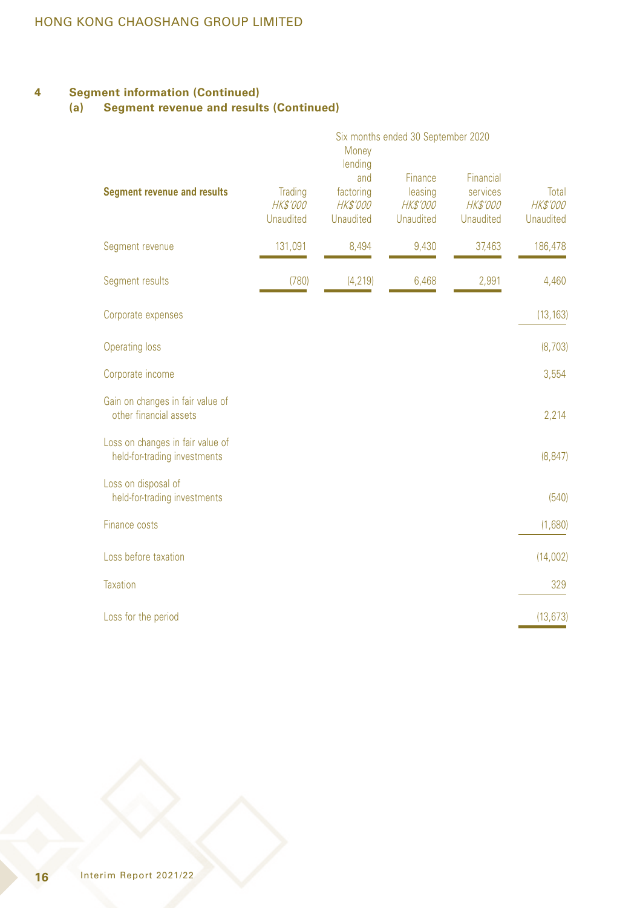## 4 Segment information (Continued)

### (a) Segment revenue and results (Continued)

| Segment revenue and results | Six months ended 30 September 2020 Trading HK$'000 Unaudited | Money lending and factoring HK$'000 Unaudited | Finance leasing HK$'000 Unaudited | Financial services HK$'000 Unaudited | Total HK$'000 Unaudited |
|---|---|---|---|---|---|
| Segment revenue | 131,091 | 8,494 | 9,430 | 37,463 | 186,478 |
| Segment results | (780) | (4,219) | 6,468 | 2,991 | 4,460 |
| Corporate expenses | | | | | (13,163) |
| Operating loss | | | | | (8,703) |
| Corporate income | | | | | 3,554 |
| Gain on changes in fair value of other financial assets | | | | | 2,214 |
| Loss on changes in fair value of held-for-trading investments | | | | | (8,847) |
| Loss on disposal of held-for-trading investments | | | | | (540) |
| Finance costs | | | | | (1,680) |
| Loss before taxation | | | | | (14,002) |
| Taxation | | | | | 329 |
| Loss for the period | | | | | (13,673) |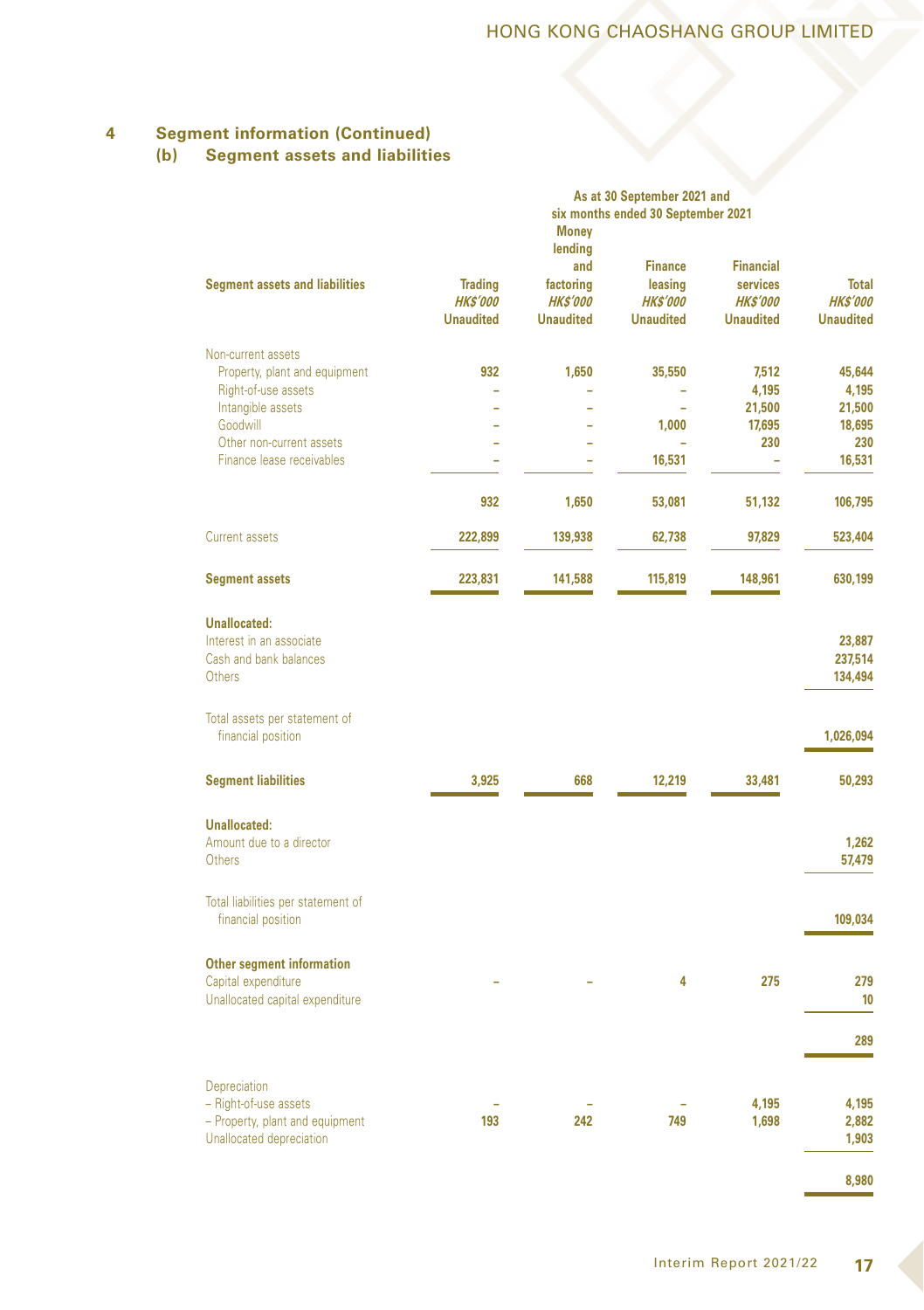## 4 Segment information (Continued)

### (b) Segment assets and liabilities

| Segment assets and liabilities | As at 30 September 2021 and six months ended 30 September 2021 | | | | |
|---|---|---|---|---|---|
| | Trading HK$'000 Unaudited | Money lending and factoring HK$'000 Unaudited | Finance leasing HK$'000 Unaudited | Financial services HK$'000 Unaudited | Total HK$'000 Unaudited |
| Non-current assets | | | | | |
| Property, plant and equipment | 932 | 1,650 | 35,550 | 7,512 | 45,644 |
| Right-of-use assets | – | – | – | 4,195 | 4,195 |
| Intangible assets | – | – | – | 21,500 | 21,500 |
| Goodwill | – | – | 1,000 | 17,695 | 18,695 |
| Other non-current assets | – | – | – | 230 | 230 |
| Finance lease receivables | – | – | 16,531 | – | 16,531 |
| | 932 | 1,650 | 53,081 | 51,132 | 106,795 |
| Current assets | 222,899 | 139,938 | 62,738 | 97,829 | 523,404 |
| **Segment assets** | 223,831 | 141,588 | 115,819 | 148,961 | 630,199 |
| **Unallocated:** | | | | | |
| Interest in an associate | | | | | 23,887 |
| Cash and bank balances | | | | | 237,514 |
| Others | | | | | 134,494 |
| Total assets per statement of financial position | | | | | 1,026,094 |
| **Segment liabilities** | 3,925 | 668 | 12,219 | 33,481 | 50,293 |
| **Unallocated:** | | | | | |
| Amount due to a director | | | | | 1,262 |
| Others | | | | | 57,479 |
| Total liabilities per statement of financial position | | | | | 109,034 |
| **Other segment information** | | | | | |
| Capital expenditure | – | – | 4 | 275 | 279 |
| Unallocated capital expenditure | | | | | 10 |
| | | | | | 289 |
| Depreciation | | | | | |
| – Right-of-use assets | – | – | – | 4,195 | 4,195 |
| – Property, plant and equipment | 193 | 242 | 749 | 1,698 | 2,882 |
| Unallocated depreciation | | | | | 1,903 |
| | | | | | 8,980 |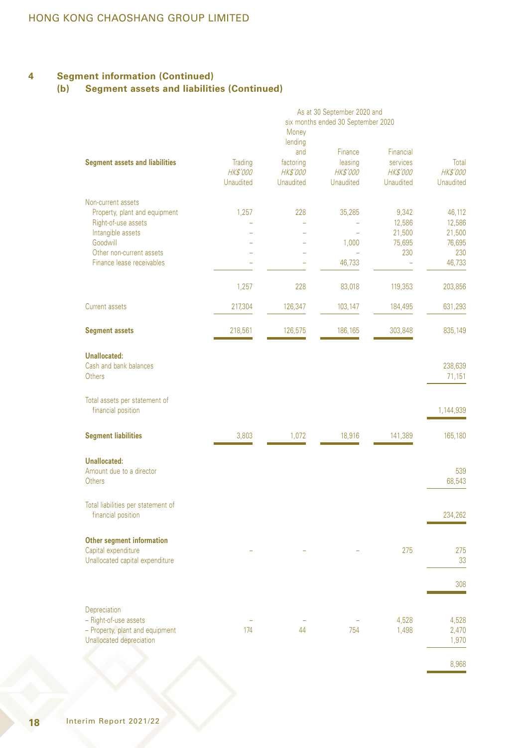## 4 Segment information (Continued)

### (b) Segment assets and liabilities (Continued)

| Segment assets and liabilities | As at 30 September 2020 and six months ended 30 September 2020 | | | | |
|---|---|---|---|---|---|
| | Trading | Money lending and factoring | Finance leasing | Financial services | Total |
| | *HK$'000* | *HK$'000* | *HK$'000* | *HK$'000* | *HK$'000* |
| | Unaudited | Unaudited | Unaudited | Unaudited | Unaudited |
| Non-current assets | | | | | |
| Property, plant and equipment | 1,257 | 228 | 35,285 | 9,342 | 46,112 |
| Right-of-use assets | – | – | – | 12,586 | 12,586 |
| Intangible assets | – | – | – | 21,500 | 21,500 |
| Goodwill | – | – | 1,000 | 75,695 | 76,695 |
| Other non-current assets | – | – | – | 230 | 230 |
| Finance lease receivables | – | – | 46,733 | – | 46,733 |
| | 1,257 | 228 | 83,018 | 119,353 | 203,856 |
| Current assets | 217,304 | 126,347 | 103,147 | 184,495 | 631,293 |
| **Segment assets** | 218,561 | 126,575 | 186,165 | 303,848 | 835,149 |
| **Unallocated:** | | | | | |
| Cash and bank balances | | | | | 238,639 |
| Others | | | | | 71,151 |
| Total assets per statement of financial position | | | | | 1,144,939 |
| **Segment liabilities** | 3,803 | 1,072 | 18,916 | 141,389 | 165,180 |
| **Unallocated:** | | | | | |
| Amount due to a director | | | | | 539 |
| Others | | | | | 68,543 |
| Total liabilities per statement of financial position | | | | | 234,262 |
| **Other segment information** | | | | | |
| Capital expenditure | – | – | – | 275 | 275 |
| Unallocated capital expenditure | | | | | 33 |
| | | | | | 308 |
| Depreciation | | | | | |
| – Right-of-use assets | – | – | – | 4,528 | 4,528 |
| – Property, plant and equipment | 174 | 44 | 754 | 1,498 | 2,470 |
| Unallocated depreciation | | | | | 1,970 |
| | | | | | 8,968 |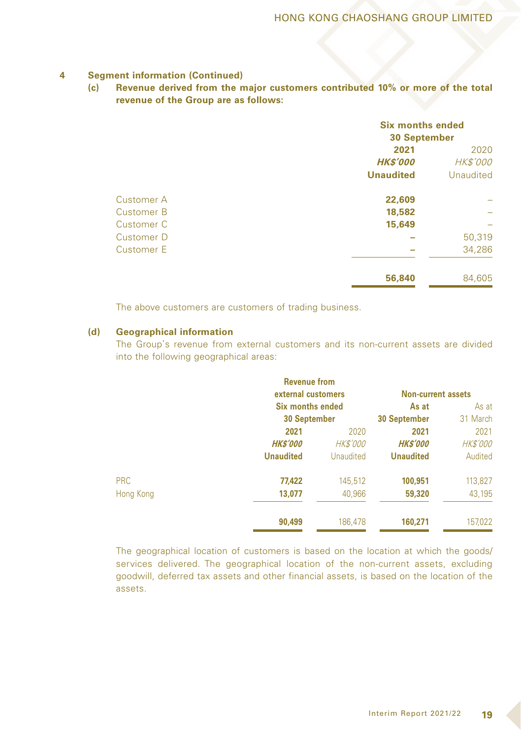## 4 Segment information (Continued)

### (c) Revenue derived from the major customers contributed 10% or more of the total revenue of the Group are as follows:

| | Six months ended 30 September | |
|---|---|---|
| | **2021** | 2020 |
| | ***HK$'000*** | *HK$'000* |
| | **Unaudited** | Unaudited |
| Customer A | **22,609** | – |
| Customer B | **18,582** | – |
| Customer C | **15,649** | – |
| Customer D | **–** | 50,319 |
| Customer E | **–** | 34,286 |
| | **56,840** | 84,605 |

The above customers are customers of trading business.

### (d) Geographical information

The Group's revenue from external customers and its non-current assets are divided into the following geographical areas:

| | Revenue from external customers | | Non-current assets | |
|---|---|---|---|---|
| | Six months ended 30 September | | **As at 30 September** | As at 31 March |
| | **2021** | 2020 | **2021** | 2021 |
| | ***HK$'000*** | *HK$'000* | ***HK$'000*** | *HK$'000* |
| | **Unaudited** | Unaudited | **Unaudited** | Audited |
| PRC | **77,422** | 145,512 | **100,951** | 113,827 |
| Hong Kong | **13,077** | 40,966 | **59,320** | 43,195 |
| | **90,499** | 186,478 | **160,271** | 157,022 |

The geographical location of customers is based on the location at which the goods/services delivered. The geographical location of the non-current assets, excluding goodwill, deferred tax assets and other financial assets, is based on the location of the assets.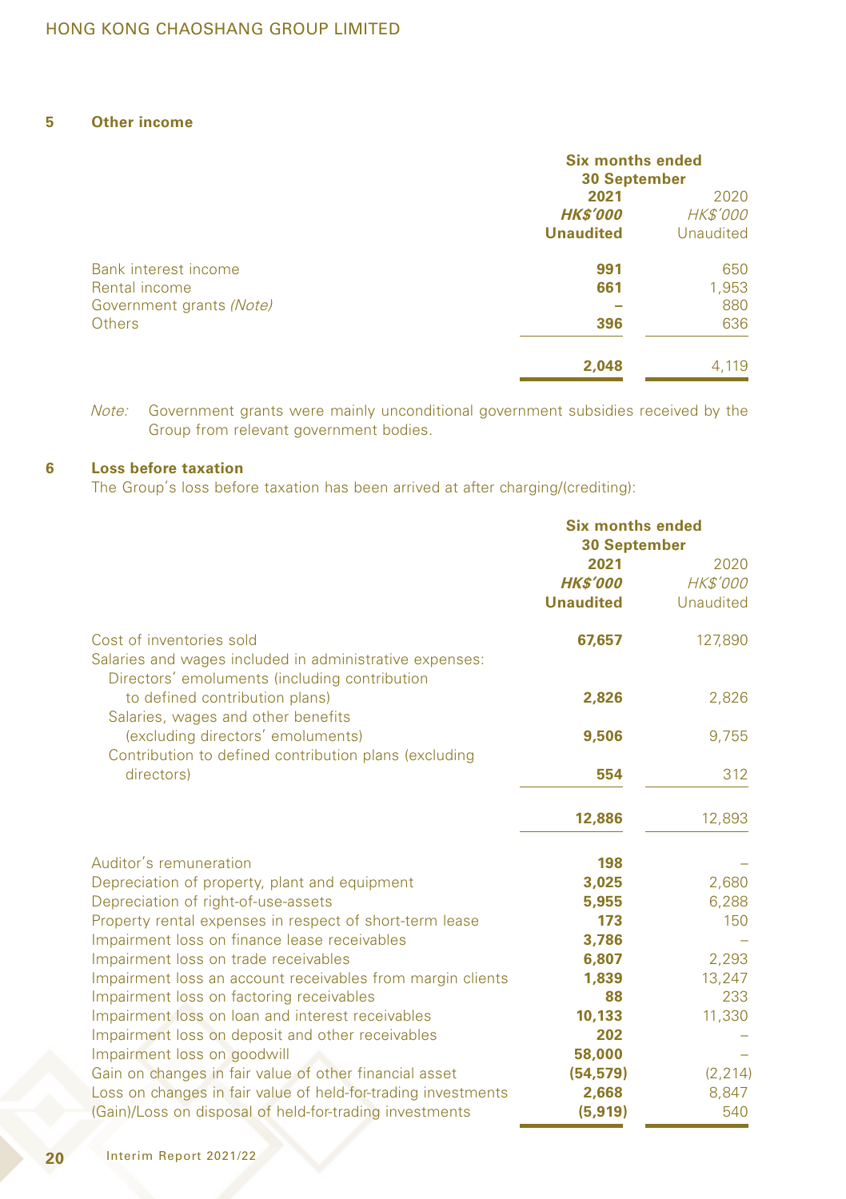## 5 Other income

| | Six months ended 30 September | |
|---|---|---|
| | **2021** | 2020 |
| | ***HK$'000*** | *HK$'000* |
| | **Unaudited** | Unaudited |
| Bank interest income | **991** | 650 |
| Rental income | **661** | 1,953 |
| Government grants *(Note)* | **–** | 880 |
| Others | **396** | 636 |
| | **2,048** | 4,119 |

*Note:* Government grants were mainly unconditional government subsidies received by the Group from relevant government bodies.

## 6 Loss before taxation

The Group's loss before taxation has been arrived at after charging/(crediting):

| | Six months ended 30 September | |
|---|---|---|
| | **2021** | 2020 |
| | ***HK$'000*** | *HK$'000* |
| | **Unaudited** | Unaudited |
| Cost of inventories sold | **67,657** | 127,890 |
| Salaries and wages included in administrative expenses: | | |
| Directors' emoluments (including contribution to defined contribution plans) | **2,826** | 2,826 |
| Salaries, wages and other benefits (excluding directors' emoluments) | **9,506** | 9,755 |
| Contribution to defined contribution plans (excluding directors) | **554** | 312 |
| | **12,886** | 12,893 |
| Auditor's remuneration | **198** | – |
| Depreciation of property, plant and equipment | **3,025** | 2,680 |
| Depreciation of right-of-use-assets | **5,955** | 6,288 |
| Property rental expenses in respect of short-term lease | **173** | 150 |
| Impairment loss on finance lease receivables | **3,786** | – |
| Impairment loss on trade receivables | **6,807** | 2,293 |
| Impairment loss an account receivables from margin clients | **1,839** | 13,247 |
| Impairment loss on factoring receivables | **88** | 233 |
| Impairment loss on loan and interest receivables | **10,133** | 11,330 |
| Impairment loss on deposit and other receivables | **202** | – |
| Impairment loss on goodwill | **58,000** | – |
| Gain on changes in fair value of other financial asset | **(54,579)** | (2,214) |
| Loss on changes in fair value of held-for-trading investments | **2,668** | 8,847 |
| (Gain)/Loss on disposal of held-for-trading investments | **(5,919)** | 540 |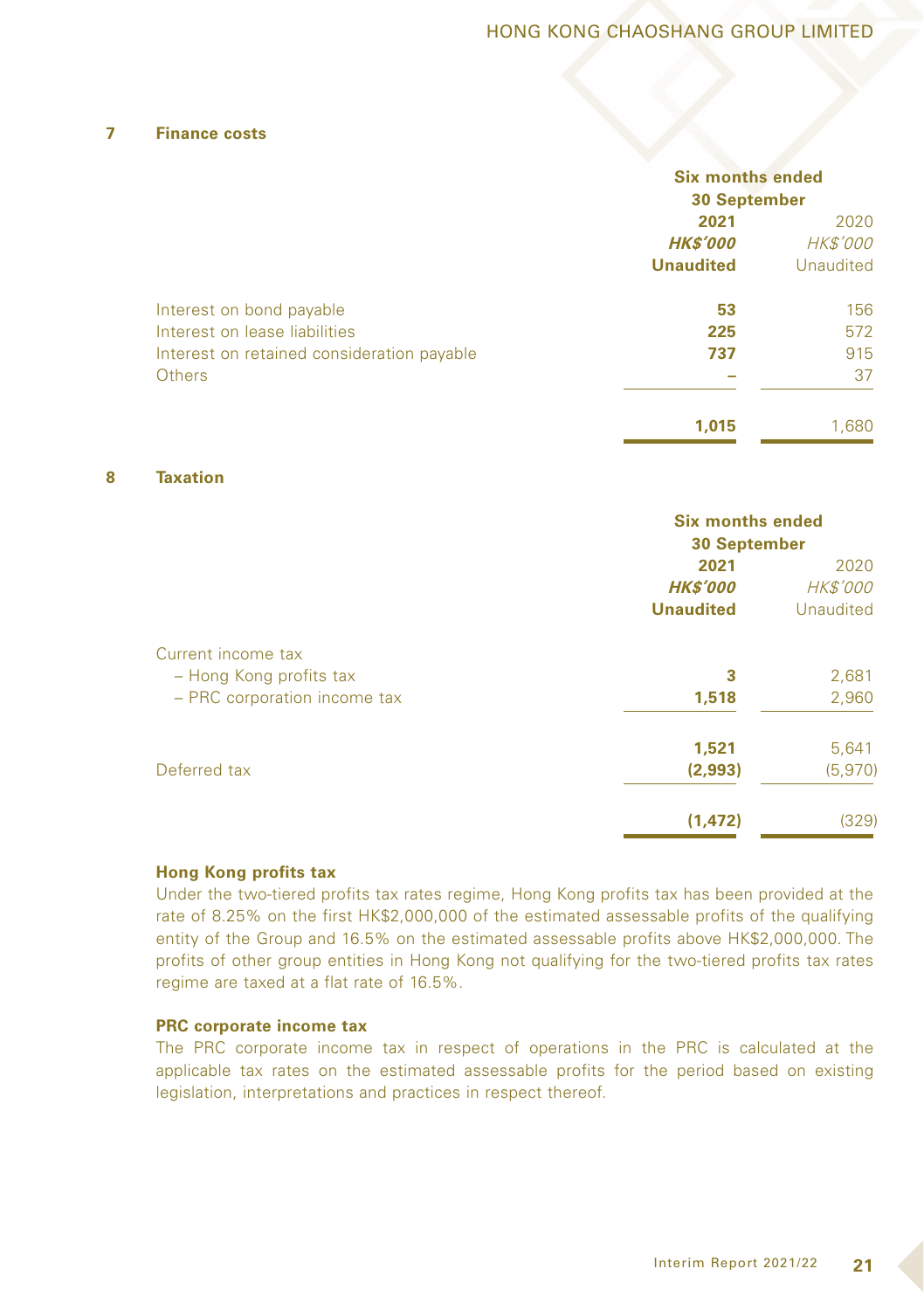## 7 Finance costs

| | Six months ended 30 September | |
|---|---|---|
| | **2021** | 2020 |
| | ***HK$'000*** | *HK$'000* |
| | **Unaudited** | Unaudited |
| Interest on bond payable | **53** | 156 |
| Interest on lease liabilities | **225** | 572 |
| Interest on retained consideration payable | **737** | 915 |
| Others | **–** | 37 |
| | **1,015** | 1,680 |

## 8 Taxation

| | Six months ended 30 September | |
|---|---|---|
| | **2021** | 2020 |
| | ***HK$'000*** | *HK$'000* |
| | **Unaudited** | Unaudited |
| Current income tax | | |
| – Hong Kong profits tax | **3** | 2,681 |
| – PRC corporation income tax | **1,518** | 2,960 |
| | **1,521** | 5,641 |
| Deferred tax | **(2,993)** | (5,970) |
| | **(1,472)** | (329) |

**Hong Kong profits tax**

Under the two-tiered profits tax rates regime, Hong Kong profits tax has been provided at the rate of 8.25% on the first HK$2,000,000 of the estimated assessable profits of the qualifying entity of the Group and 16.5% on the estimated assessable profits above HK$2,000,000. The profits of other group entities in Hong Kong not qualifying for the two-tiered profits tax rates regime are taxed at a flat rate of 16.5%.

**PRC corporate income tax**

The PRC corporate income tax in respect of operations in the PRC is calculated at the applicable tax rates on the estimated assessable profits for the period based on existing legislation, interpretations and practices in respect thereof.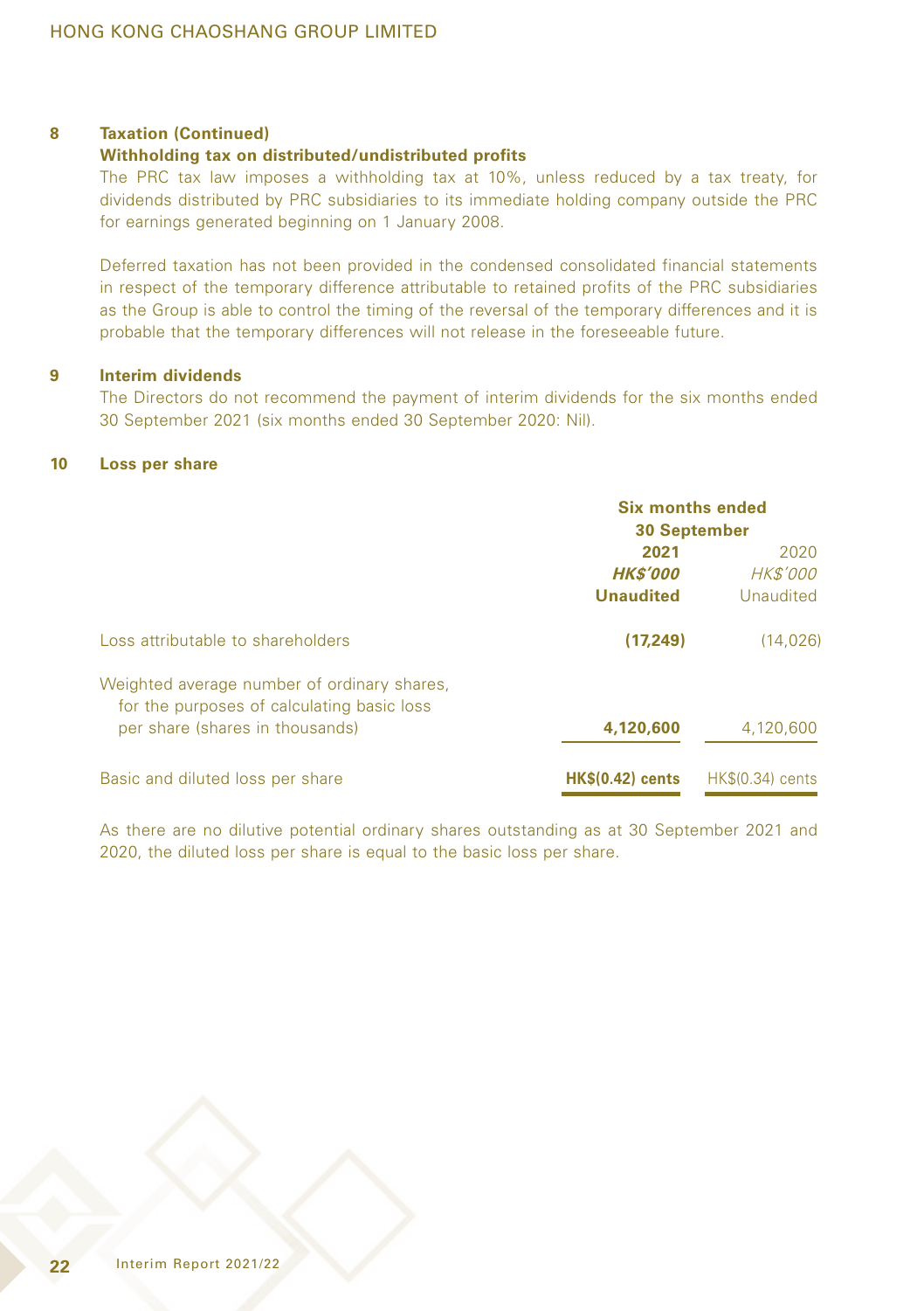## 8 Taxation (Continued)

### Withholding tax on distributed/undistributed profits

The PRC tax law imposes a withholding tax at 10%, unless reduced by a tax treaty, for dividends distributed by PRC subsidiaries to its immediate holding company outside the PRC for earnings generated beginning on 1 January 2008.

Deferred taxation has not been provided in the condensed consolidated financial statements in respect of the temporary difference attributable to retained profits of the PRC subsidiaries as the Group is able to control the timing of the reversal of the temporary differences and it is probable that the temporary differences will not release in the foreseeable future.

## 9 Interim dividends

The Directors do not recommend the payment of interim dividends for the six months ended 30 September 2021 (six months ended 30 September 2020: Nil).

## 10 Loss per share

| | Six months ended 30 September | |
|---|---|---|
| | **2021** | 2020 |
| | ***HK$'000*** | *HK$'000* |
| | **Unaudited** | Unaudited |
| Loss attributable to shareholders | **(17,249)** | (14,026) |
| Weighted average number of ordinary shares, for the purposes of calculating basic loss per share (shares in thousands) | **4,120,600** | 4,120,600 |
| Basic and diluted loss per share | **HK$(0.42) cents** | HK$(0.34) cents |

As there are no dilutive potential ordinary shares outstanding as at 30 September 2021 and 2020, the diluted loss per share is equal to the basic loss per share.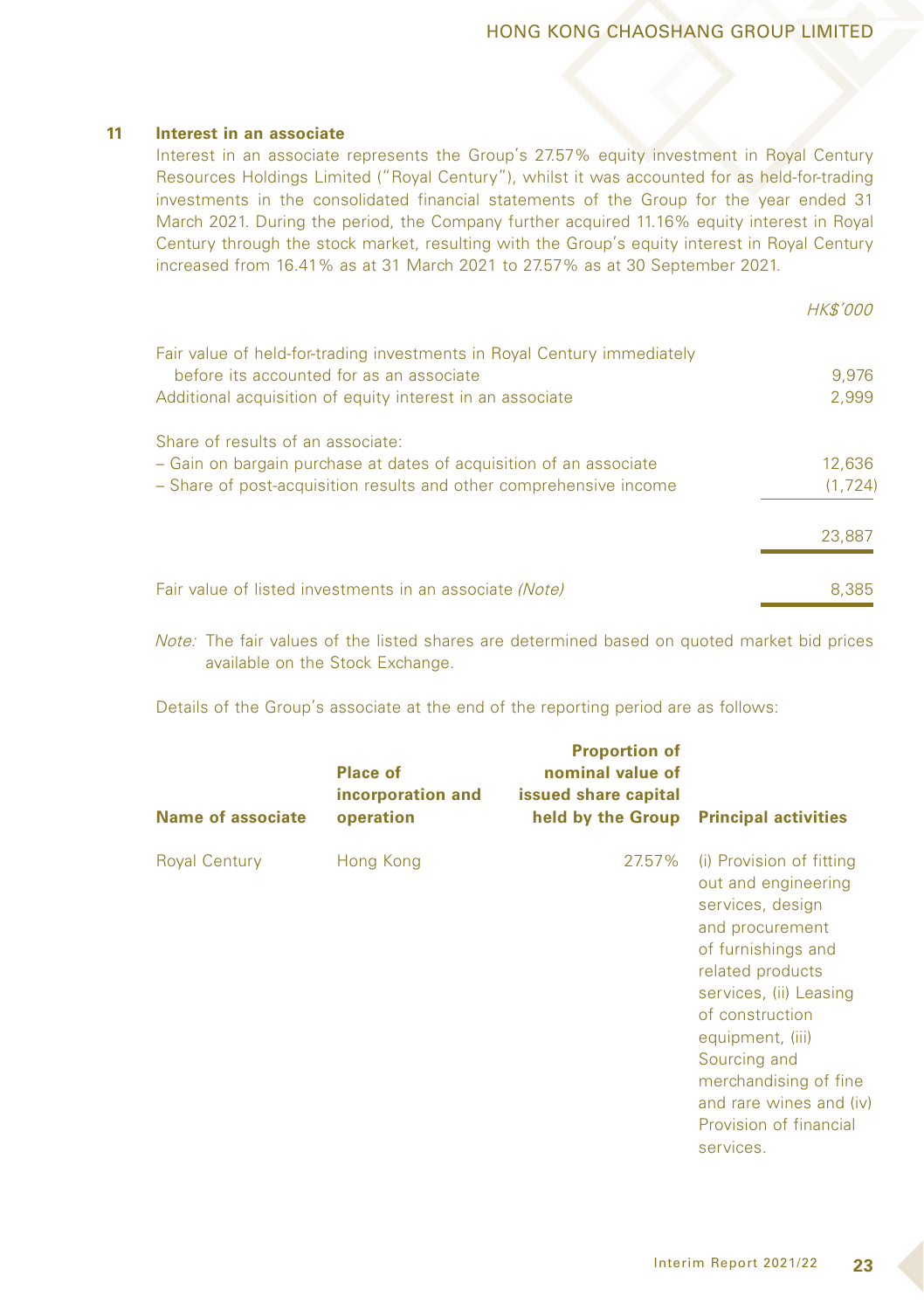## 11 Interest in an associate

Interest in an associate represents the Group's 27.57% equity investment in Royal Century Resources Holdings Limited ("Royal Century"), whilst it was accounted for as held-for-trading investments in the consolidated financial statements of the Group for the year ended 31 March 2021. During the period, the Company further acquired 11.16% equity interest in Royal Century through the stock market, resulting with the Group's equity interest in Royal Century increased from 16.41% as at 31 March 2021 to 27.57% as at 30 September 2021.

| | *HK$'000* |
|---|---|
| Fair value of held-for-trading investments in Royal Century immediately before its accounted for as an associate | 9,976 |
| Additional acquisition of equity interest in an associate | 2,999 |
| Share of results of an associate: | |
| – Gain on bargain purchase at dates of acquisition of an associate | 12,636 |
| – Share of post-acquisition results and other comprehensive income | (1,724) |
| | 23,887 |
| Fair value of listed investments in an associate *(Note)* | 8,385 |

*Note:* The fair values of the listed shares are determined based on quoted market bid prices available on the Stock Exchange.

Details of the Group's associate at the end of the reporting period are as follows:

| Name of associate | Place of incorporation and operation | Proportion of nominal value of issued share capital held by the Group | Principal activities |
|---|---|---|---|
| Royal Century | Hong Kong | 27.57% | (i) Provision of fitting out and engineering services, design and procurement of furnishings and related products services, (ii) Leasing of construction equipment, (iii) Sourcing and merchandising of fine and rare wines and (iv) Provision of financial services. |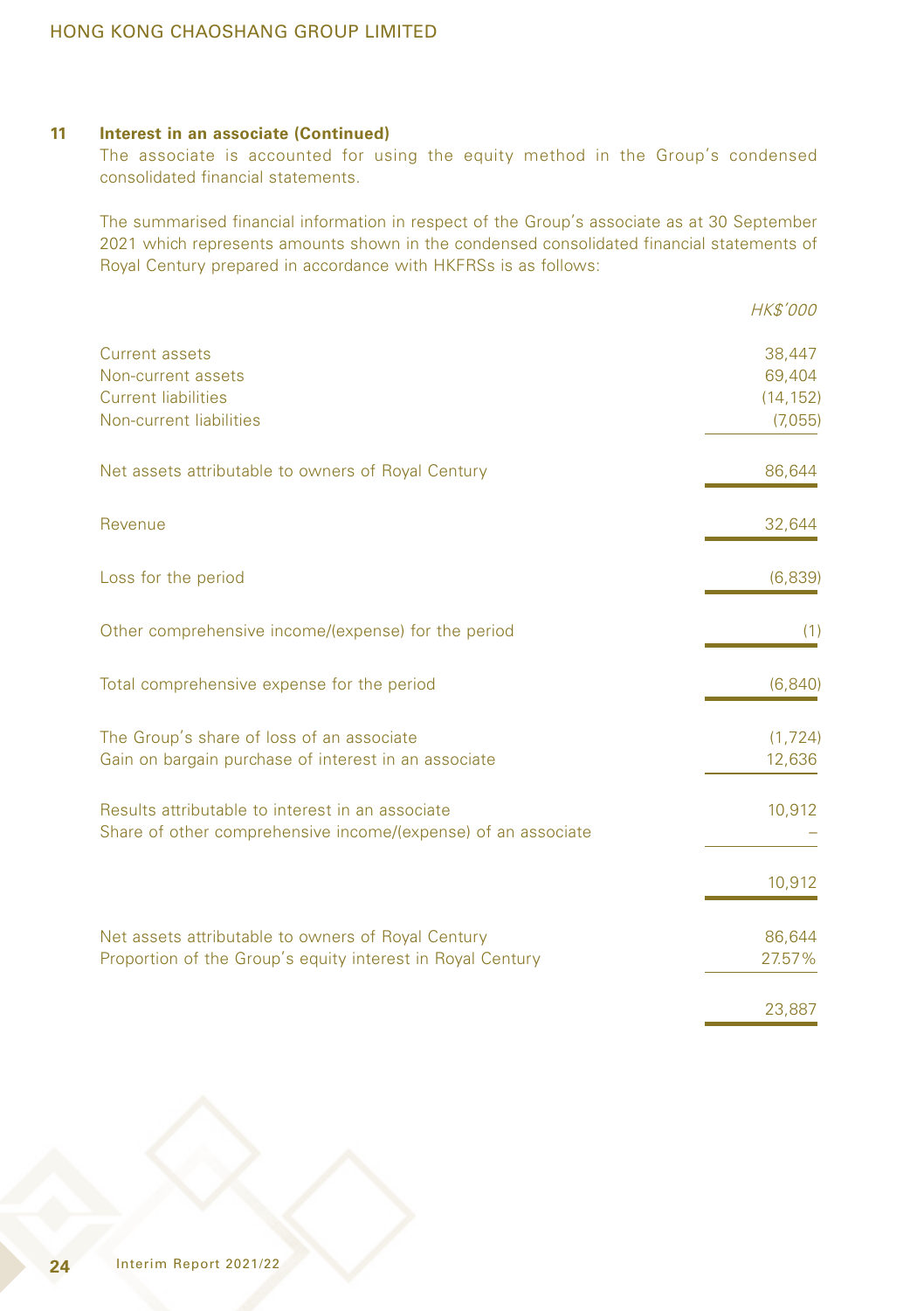## 11 Interest in an associate (Continued)

The associate is accounted for using the equity method in the Group's condensed consolidated financial statements.

The summarised financial information in respect of the Group's associate as at 30 September 2021 which represents amounts shown in the condensed consolidated financial statements of Royal Century prepared in accordance with HKFRSs is as follows:

| | *HK$'000* |
|---|---|
| Current assets | 38,447 |
| Non-current assets | 69,404 |
| Current liabilities | (14,152) |
| Non-current liabilities | (7,055) |
| Net assets attributable to owners of Royal Century | 86,644 |
| Revenue | 32,644 |
| Loss for the period | (6,839) |
| Other comprehensive income/(expense) for the period | (1) |
| Total comprehensive expense for the period | (6,840) |
| The Group's share of loss of an associate | (1,724) |
| Gain on bargain purchase of interest in an associate | 12,636 |
| Results attributable to interest in an associate | 10,912 |
| Share of other comprehensive income/(expense) of an associate | – |
| | 10,912 |
| Net assets attributable to owners of Royal Century | 86,644 |
| Proportion of the Group's equity interest in Royal Century | 27.57% |
| | 23,887 |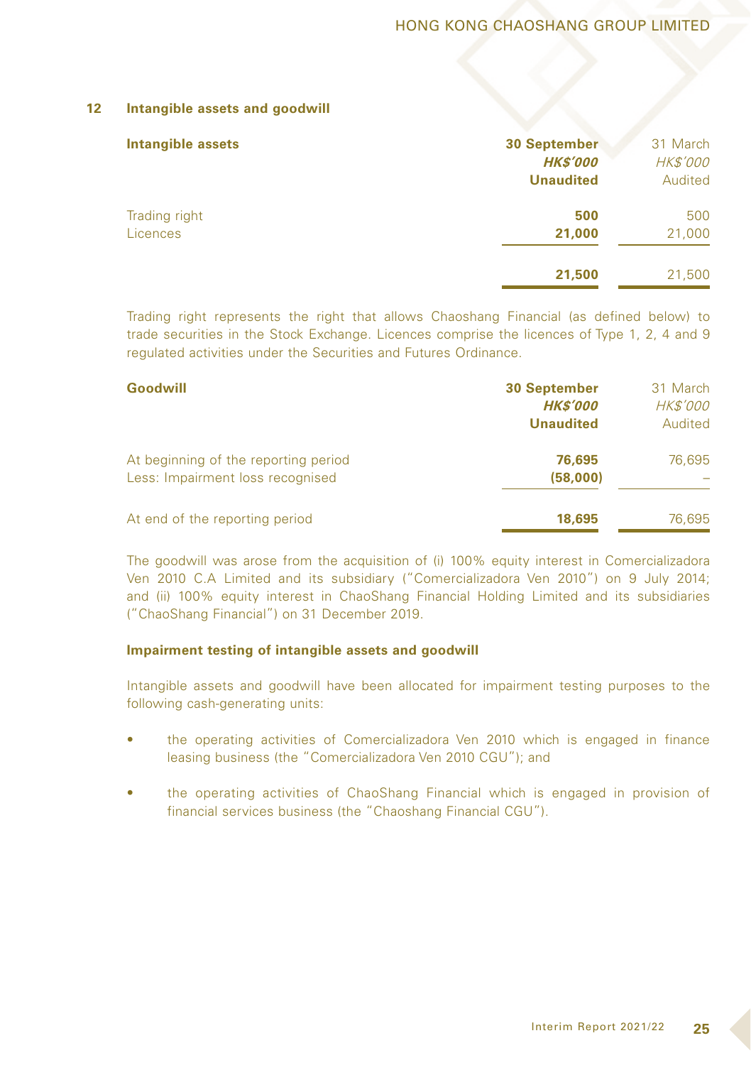## 12 Intangible assets and goodwill

| Intangible assets | 30 September | 31 March |
|---|---|---|
| | ***HK$'000*** | *HK$'000* |
| | **Unaudited** | Audited |
| Trading right | **500** | 500 |
| Licences | **21,000** | 21,000 |
| | **21,500** | 21,500 |

Trading right represents the right that allows Chaoshang Financial (as defined below) to trade securities in the Stock Exchange. Licences comprise the licences of Type 1, 2, 4 and 9 regulated activities under the Securities and Futures Ordinance.

| Goodwill | 30 September | 31 March |
|---|---|---|
| | ***HK$'000*** | *HK$'000* |
| | **Unaudited** | Audited |
| At beginning of the reporting period | **76,695** | 76,695 |
| Less: Impairment loss recognised | **(58,000)** | – |
| At end of the reporting period | **18,695** | 76,695 |

The goodwill was arose from the acquisition of (i) 100% equity interest in Comercializadora Ven 2010 C.A Limited and its subsidiary ("Comercializadora Ven 2010") on 9 July 2014; and (ii) 100% equity interest in ChaoShang Financial Holding Limited and its subsidiaries ("ChaoShang Financial") on 31 December 2019.

**Impairment testing of intangible assets and goodwill**

Intangible assets and goodwill have been allocated for impairment testing purposes to the following cash-generating units:

- the operating activities of Comercializadora Ven 2010 which is engaged in finance leasing business (the "Comercializadora Ven 2010 CGU"); and

- the operating activities of ChaoShang Financial which is engaged in provision of financial services business (the "Chaoshang Financial CGU").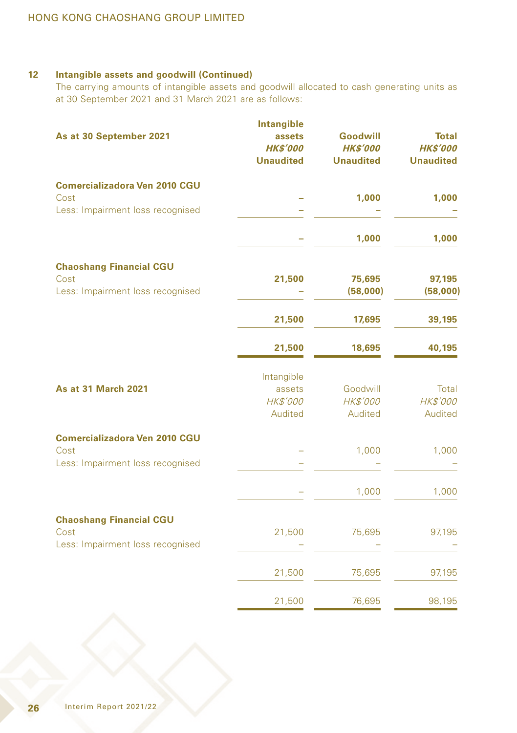## 12 Intangible assets and goodwill (Continued)

The carrying amounts of intangible assets and goodwill allocated to cash generating units as at 30 September 2021 and 31 March 2021 are as follows:

| **As at 30 September 2021** | **Intangible assets** *HK$'000* **Unaudited** | **Goodwill** *HK$'000* **Unaudited** | **Total** *HK$'000* **Unaudited** |
|---|---|---|---|
| **Comercializadora Ven 2010 CGU** | | | |
| Cost | – | **1,000** | **1,000** |
| Less: Impairment loss recognised | – | – | – |
| | – | **1,000** | **1,000** |
| **Chaoshang Financial CGU** | | | |
| Cost | **21,500** | **75,695** | **97,195** |
| Less: Impairment loss recognised | – | **(58,000)** | **(58,000)** |
| | **21,500** | **17,695** | **39,195** |
| | **21,500** | **18,695** | **40,195** |

| **As at 31 March 2021** | Intangible assets *HK$'000* Audited | Goodwill *HK$'000* Audited | Total *HK$'000* Audited |
|---|---|---|---|
| **Comercializadora Ven 2010 CGU** | | | |
| Cost | – | 1,000 | 1,000 |
| Less: Impairment loss recognised | – | – | – |
| | – | 1,000 | 1,000 |
| **Chaoshang Financial CGU** | | | |
| Cost | 21,500 | 75,695 | 97,195 |
| Less: Impairment loss recognised | – | – | – |
| | 21,500 | 75,695 | 97,195 |
| | 21,500 | 76,695 | 98,195 |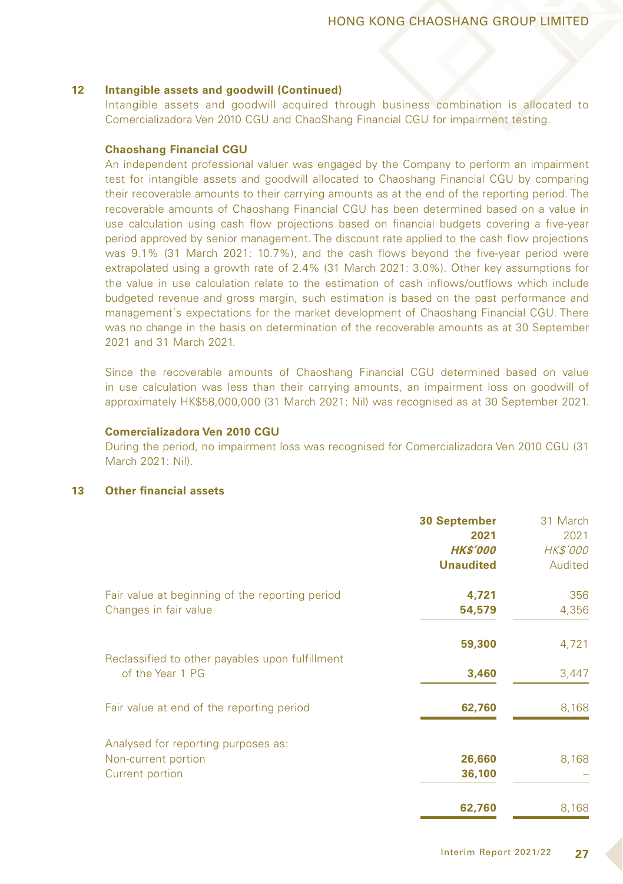## 12 Intangible assets and goodwill (Continued)

Intangible assets and goodwill acquired through business combination is allocated to Comercializadora Ven 2010 CGU and ChaoShang Financial CGU for impairment testing.

### Chaoshang Financial CGU

An independent professional valuer was engaged by the Company to perform an impairment test for intangible assets and goodwill allocated to Chaoshang Financial CGU by comparing their recoverable amounts to their carrying amounts as at the end of the reporting period. The recoverable amounts of Chaoshang Financial CGU has been determined based on a value in use calculation using cash flow projections based on financial budgets covering a five-year period approved by senior management. The discount rate applied to the cash flow projections was 9.1% (31 March 2021: 10.7%), and the cash flows beyond the five-year period were extrapolated using a growth rate of 2.4% (31 March 2021: 3.0%). Other key assumptions for the value in use calculation relate to the estimation of cash inflows/outflows which include budgeted revenue and gross margin, such estimation is based on the past performance and management's expectations for the market development of Chaoshang Financial CGU. There was no change in the basis on determination of the recoverable amounts as at 30 September 2021 and 31 March 2021.

Since the recoverable amounts of Chaoshang Financial CGU determined based on value in use calculation was less than their carrying amounts, an impairment loss on goodwill of approximately HK$58,000,000 (31 March 2021: Nil) was recognised as at 30 September 2021.

### Comercializadora Ven 2010 CGU

During the period, no impairment loss was recognised for Comercializadora Ven 2010 CGU (31 March 2021: Nil).

## 13 Other financial assets

| | **30 September 2021** | 31 March 2021 |
|---|---|---|
| | ***HK$'000*** | *HK$'000* |
| | **Unaudited** | Audited |
| Fair value at beginning of the reporting period | **4,721** | 356 |
| Changes in fair value | **54,579** | 4,356 |
| | **59,300** | 4,721 |
| Reclassified to other payables upon fulfillment of the Year 1 PG | **3,460** | 3,447 |
| Fair value at end of the reporting period | **62,760** | 8,168 |
| Analysed for reporting purposes as: | | |
| Non-current portion | **26,660** | 8,168 |
| Current portion | **36,100** | – |
| | **62,760** | 8,168 |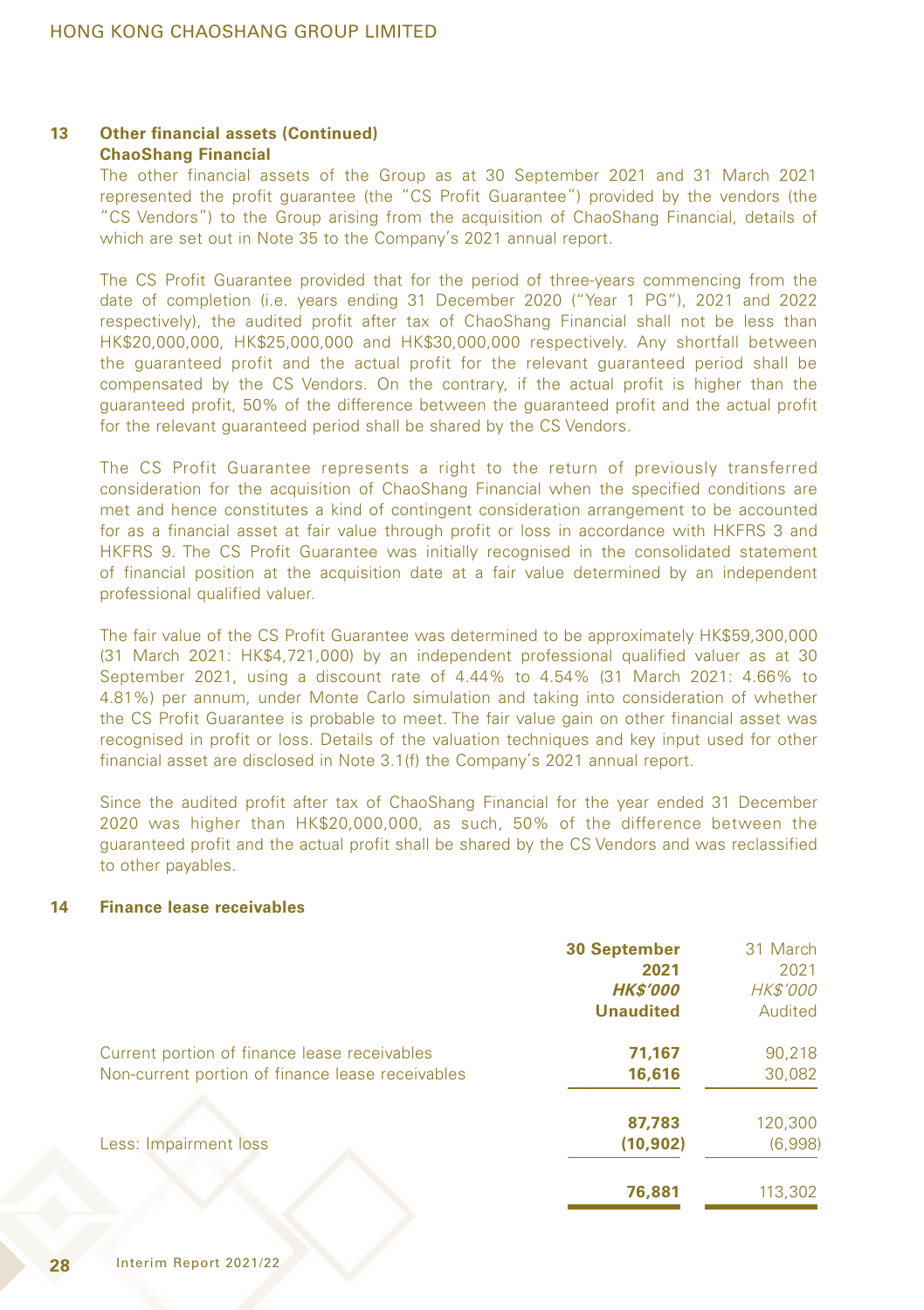## 13 Other financial assets (Continued)

### ChaoShang Financial

The other financial assets of the Group as at 30 September 2021 and 31 March 2021 represented the profit guarantee (the "CS Profit Guarantee") provided by the vendors (the "CS Vendors") to the Group arising from the acquisition of ChaoShang Financial, details of which are set out in Note 35 to the Company's 2021 annual report.

The CS Profit Guarantee provided that for the period of three-years commencing from the date of completion (i.e. years ending 31 December 2020 ("Year 1 PG"), 2021 and 2022 respectively), the audited profit after tax of ChaoShang Financial shall not be less than HK$20,000,000, HK$25,000,000 and HK$30,000,000 respectively. Any shortfall between the guaranteed profit and the actual profit for the relevant guaranteed period shall be compensated by the CS Vendors. On the contrary, if the actual profit is higher than the guaranteed profit, 50% of the difference between the guaranteed profit and the actual profit for the relevant guaranteed period shall be shared by the CS Vendors.

The CS Profit Guarantee represents a right to the return of previously transferred consideration for the acquisition of ChaoShang Financial when the specified conditions are met and hence constitutes a kind of contingent consideration arrangement to be accounted for as a financial asset at fair value through profit or loss in accordance with HKFRS 3 and HKFRS 9. The CS Profit Guarantee was initially recognised in the consolidated statement of financial position at the acquisition date at a fair value determined by an independent professional qualified valuer.

The fair value of the CS Profit Guarantee was determined to be approximately HK$59,300,000 (31 March 2021: HK$4,721,000) by an independent professional qualified valuer as at 30 September 2021, using a discount rate of 4.44% to 4.54% (31 March 2021: 4.66% to 4.81%) per annum, under Monte Carlo simulation and taking into consideration of whether the CS Profit Guarantee is probable to meet. The fair value gain on other financial asset was recognised in profit or loss. Details of the valuation techniques and key input used for other financial asset are disclosed in Note 3.1(f) the Company's 2021 annual report.

Since the audited profit after tax of ChaoShang Financial for the year ended 31 December 2020 was higher than HK$20,000,000, as such, 50% of the difference between the guaranteed profit and the actual profit shall be shared by the CS Vendors and was reclassified to other payables.

## 14 Finance lease receivables

| | **30 September 2021** | 31 March 2021 |
|---|---|---|
| | ***HK$'000*** | *HK$'000* |
| | **Unaudited** | Audited |
| Current portion of finance lease receivables | **71,167** | 90,218 |
| Non-current portion of finance lease receivables | **16,616** | 30,082 |
| | **87,783** | 120,300 |
| Less: Impairment loss | **(10,902)** | (6,998) |
| | **76,881** | 113,302 |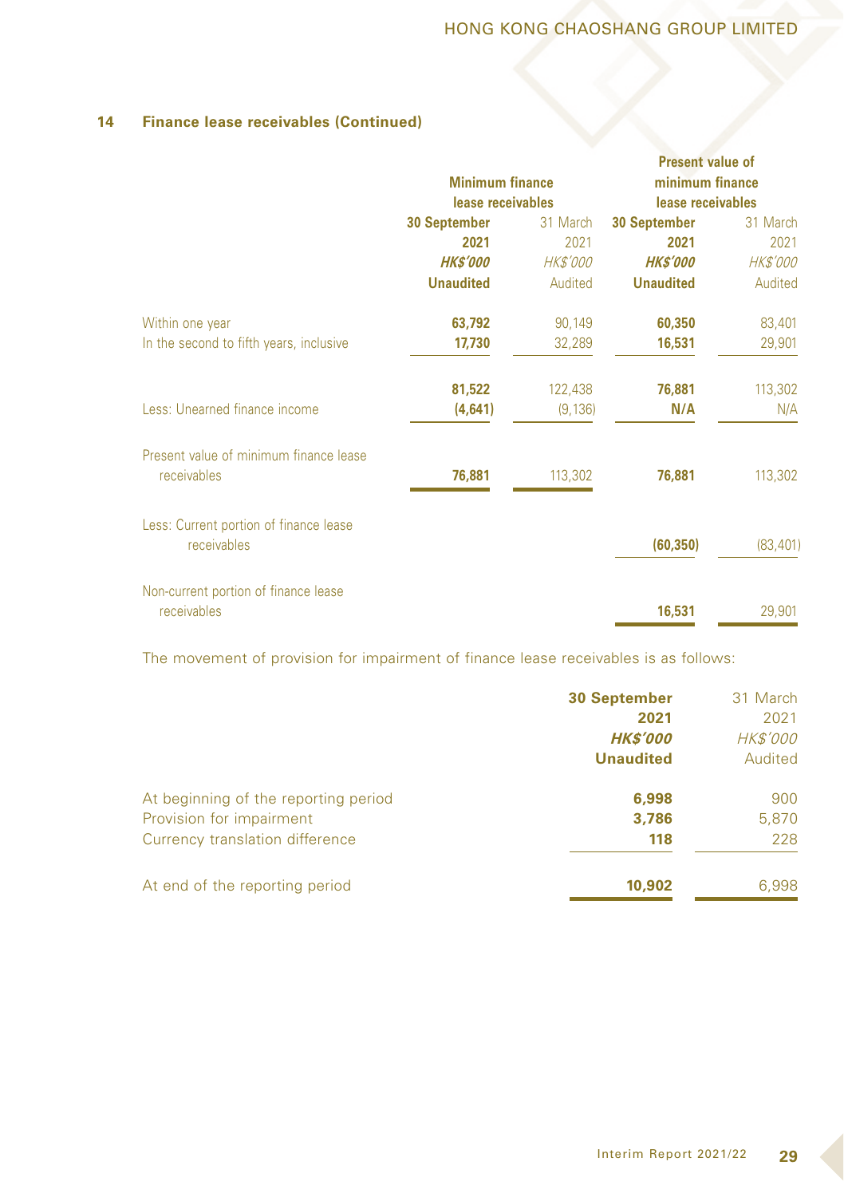## 14 Finance lease receivables (Continued)

| | Minimum finance lease receivables | | Present value of minimum finance lease receivables | |
|---|---|---|---|---|
| | **30 September 2021** | 31 March 2021 | **30 September 2021** | 31 March 2021 |
| | ***HK$'000*** | *HK$'000* | ***HK$'000*** | *HK$'000* |
| | **Unaudited** | Audited | **Unaudited** | Audited |
| Within one year | **63,792** | 90,149 | **60,350** | 83,401 |
| In the second to fifth years, inclusive | **17,730** | 32,289 | **16,531** | 29,901 |
| | **81,522** | 122,438 | **76,881** | 113,302 |
| Less: Unearned finance income | **(4,641)** | (9,136) | **N/A** | N/A |
| Present value of minimum finance lease receivables | **76,881** | 113,302 | **76,881** | 113,302 |
| Less: Current portion of finance lease receivables | | | **(60,350)** | (83,401) |
| Non-current portion of finance lease receivables | | | **16,531** | 29,901 |

The movement of provision for impairment of finance lease receivables is as follows:

| | **30 September 2021** | 31 March 2021 |
|---|---|---|
| | ***HK$'000*** | *HK$'000* |
| | **Unaudited** | Audited |
| At beginning of the reporting period | **6,998** | 900 |
| Provision for impairment | **3,786** | 5,870 |
| Currency translation difference | **118** | 228 |
| At end of the reporting period | **10,902** | 6,998 |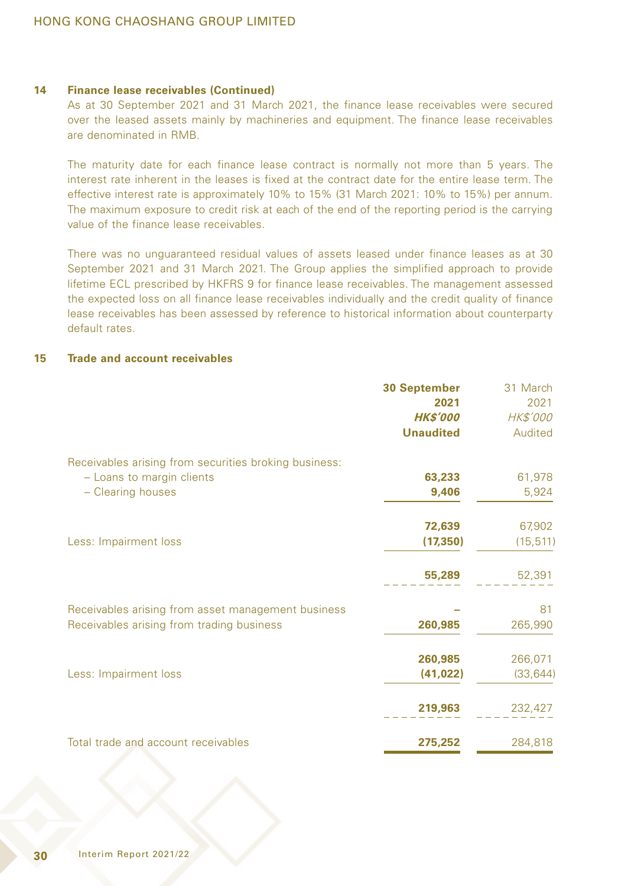## 14 Finance lease receivables (Continued)

As at 30 September 2021 and 31 March 2021, the finance lease receivables were secured over the leased assets mainly by machineries and equipment. The finance lease receivables are denominated in RMB.

The maturity date for each finance lease contract is normally not more than 5 years. The interest rate inherent in the leases is fixed at the contract date for the entire lease term. The effective interest rate is approximately 10% to 15% (31 March 2021: 10% to 15%) per annum. The maximum exposure to credit risk at each of the end of the reporting period is the carrying value of the finance lease receivables.

There was no unguaranteed residual values of assets leased under finance leases as at 30 September 2021 and 31 March 2021. The Group applies the simplified approach to provide lifetime ECL prescribed by HKFRS 9 for finance lease receivables. The management assessed the expected loss on all finance lease receivables individually and the credit quality of finance lease receivables has been assessed by reference to historical information about counterparty default rates.

## 15 Trade and account receivables

| | **30 September 2021** | 31 March 2021 |
|---|---|---|
| | ***HK$'000*** | *HK$'000* |
| | **Unaudited** | Audited |
| Receivables arising from securities broking business: | | |
| – Loans to margin clients | **63,233** | 61,978 |
| – Clearing houses | **9,406** | 5,924 |
| | **72,639** | 67,902 |
| Less: Impairment loss | **(17,350)** | (15,511) |
| | **55,289** | 52,391 |
| Receivables arising from asset management business | **–** | 81 |
| Receivables arising from trading business | **260,985** | 265,990 |
| | **260,985** | 266,071 |
| Less: Impairment loss | **(41,022)** | (33,644) |
| | **219,963** | 232,427 |
| Total trade and account receivables | **275,252** | 284,818 |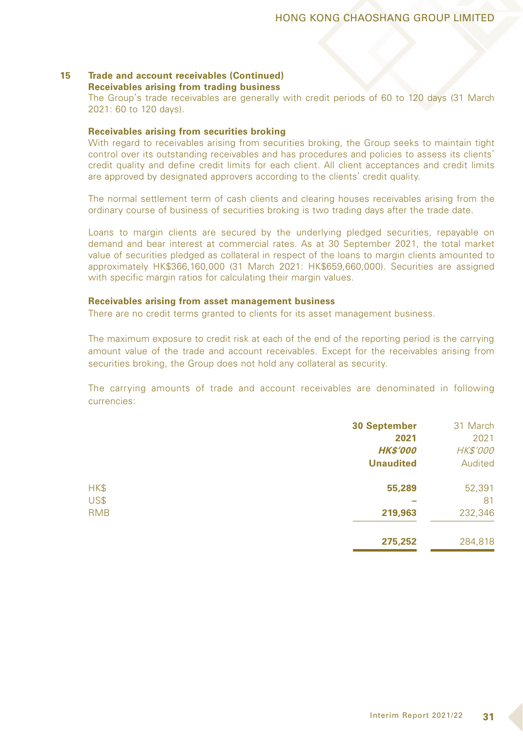## 15 Trade and account receivables (Continued)

**Receivables arising from trading business**

The Group's trade receivables are generally with credit periods of 60 to 120 days (31 March 2021: 60 to 120 days).

**Receivables arising from securities broking**

With regard to receivables arising from securities broking, the Group seeks to maintain tight control over its outstanding receivables and has procedures and policies to assess its clients' credit quality and define credit limits for each client. All client acceptances and credit limits are approved by designated approvers according to the clients' credit quality.

The normal settlement term of cash clients and clearing houses receivables arising from the ordinary course of business of securities broking is two trading days after the trade date.

Loans to margin clients are secured by the underlying pledged securities, repayable on demand and bear interest at commercial rates. As at 30 September 2021, the total market value of securities pledged as collateral in respect of the loans to margin clients amounted to approximately HK$366,160,000 (31 March 2021: HK$659,660,000). Securities are assigned with specific margin ratios for calculating their margin values.

**Receivables arising from asset management business**

There are no credit terms granted to clients for its asset management business.

The maximum exposure to credit risk at each of the end of the reporting period is the carrying amount value of the trade and account receivables. Except for the receivables arising from securities broking, the Group does not hold any collateral as security.

The carrying amounts of trade and account receivables are denominated in following currencies:

| | **30 September 2021** | 31 March 2021 |
|---|---|---|
| | ***HK$'000*** | *HK$'000* |
| | **Unaudited** | Audited |
| HK$ | **55,289** | 52,391 |
| US$ | **–** | 81 |
| RMB | **219,963** | 232,346 |
| | **275,252** | 284,818 |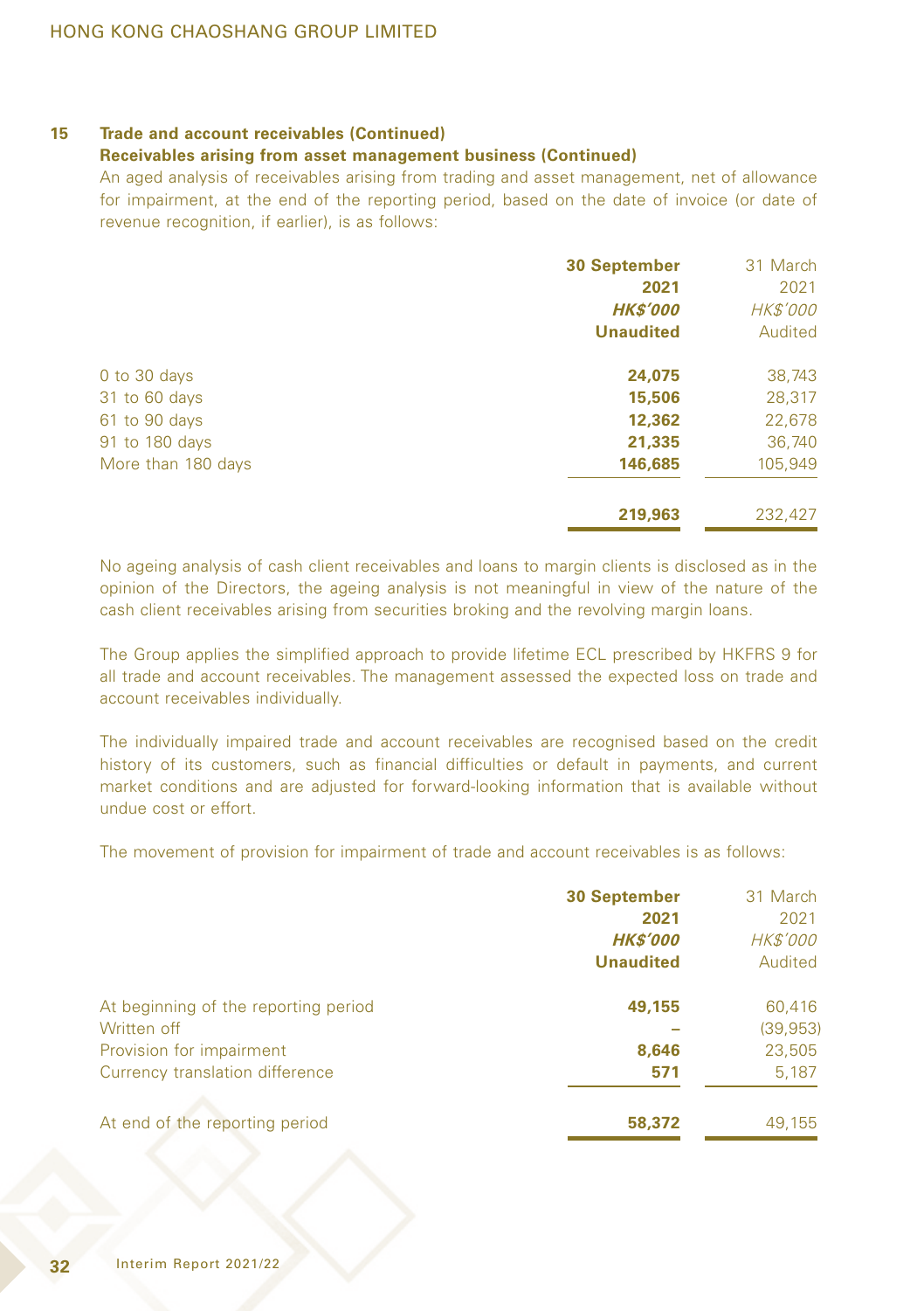## 15 Trade and account receivables (Continued)

### Receivables arising from asset management business (Continued)

An aged analysis of receivables arising from trading and asset management, net of allowance for impairment, at the end of the reporting period, based on the date of invoice (or date of revenue recognition, if earlier), is as follows:

| | **30 September 2021** | 31 March 2021 |
|---|---|---|
| | ***HK$'000*** | *HK$'000* |
| | **Unaudited** | Audited |
| 0 to 30 days | **24,075** | 38,743 |
| 31 to 60 days | **15,506** | 28,317 |
| 61 to 90 days | **12,362** | 22,678 |
| 91 to 180 days | **21,335** | 36,740 |
| More than 180 days | **146,685** | 105,949 |
| | **219,963** | 232,427 |

No ageing analysis of cash client receivables and loans to margin clients is disclosed as in the opinion of the Directors, the ageing analysis is not meaningful in view of the nature of the cash client receivables arising from securities broking and the revolving margin loans.

The Group applies the simplified approach to provide lifetime ECL prescribed by HKFRS 9 for all trade and account receivables. The management assessed the expected loss on trade and account receivables individually.

The individually impaired trade and account receivables are recognised based on the credit history of its customers, such as financial difficulties or default in payments, and current market conditions and are adjusted for forward-looking information that is available without undue cost or effort.

The movement of provision for impairment of trade and account receivables is as follows:

| | **30 September 2021** | 31 March 2021 |
|---|---|---|
| | ***HK$'000*** | *HK$'000* |
| | **Unaudited** | Audited |
| At beginning of the reporting period | **49,155** | 60,416 |
| Written off | **–** | (39,953) |
| Provision for impairment | **8,646** | 23,505 |
| Currency translation difference | **571** | 5,187 |
| At end of the reporting period | **58,372** | 49,155 |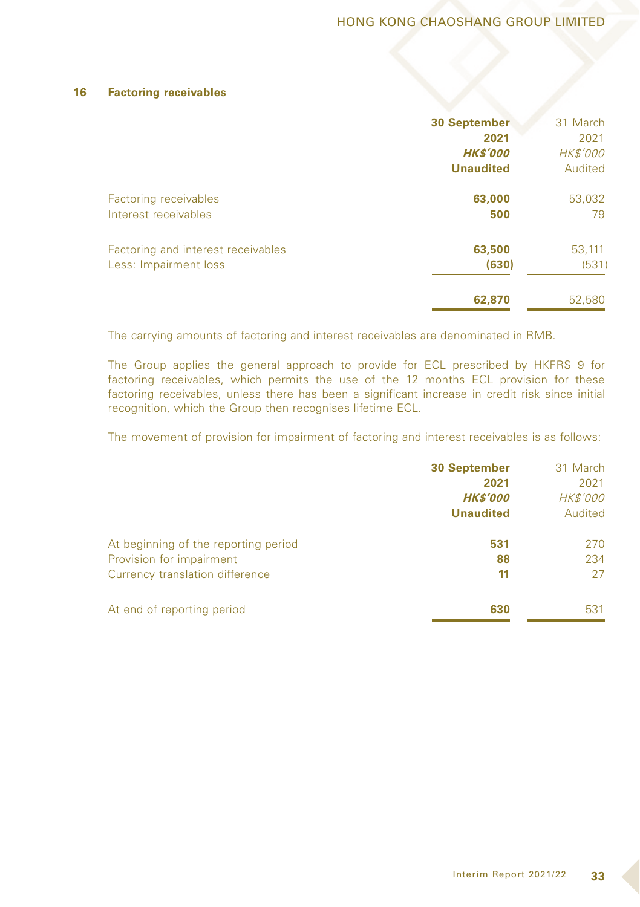## 16 Factoring receivables

| | 30 September 2021 *HK$'000* Unaudited | 31 March 2021 *HK$'000* Audited |
|---|---|---|
| Factoring receivables | **63,000** | 53,032 |
| Interest receivables | **500** | 79 |
| Factoring and interest receivables | **63,500** | 53,111 |
| Less: Impairment loss | **(630)** | (531) |
| | **62,870** | 52,580 |

The carrying amounts of factoring and interest receivables are denominated in RMB.

The Group applies the general approach to provide for ECL prescribed by HKFRS 9 for factoring receivables, which permits the use of the 12 months ECL provision for these factoring receivables, unless there has been a significant increase in credit risk since initial recognition, which the Group then recognises lifetime ECL.

The movement of provision for impairment of factoring and interest receivables is as follows:

| | 30 September 2021 *HK$'000* Unaudited | 31 March 2021 *HK$'000* Audited |
|---|---|---|
| At beginning of the reporting period | **531** | 270 |
| Provision for impairment | **88** | 234 |
| Currency translation difference | **11** | 27 |
| At end of reporting period | **630** | 531 |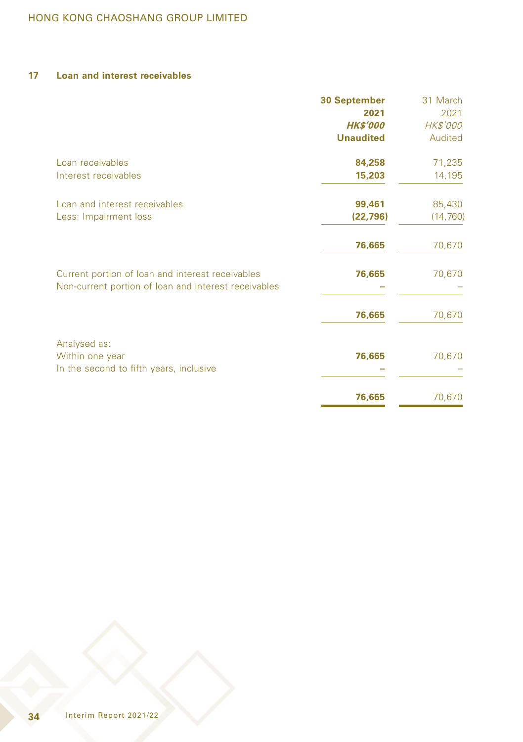## 17 Loan and interest receivables

| | 30 September 2021 HK$'000 Unaudited | 31 March 2021 HK$'000 Audited |
|---|---|---|
| Loan receivables | **84,258** | 71,235 |
| Interest receivables | **15,203** | 14,195 |
| Loan and interest receivables | **99,461** | 85,430 |
| Less: Impairment loss | **(22,796)** | (14,760) |
| | **76,665** | 70,670 |
| Current portion of loan and interest receivables | **76,665** | 70,670 |
| Non-current portion of loan and interest receivables | **–** | – |
| | **76,665** | 70,670 |
| Analysed as: | | |
| Within one year | **76,665** | 70,670 |
| In the second to fifth years, inclusive | **–** | – |
| | **76,665** | 70,670 |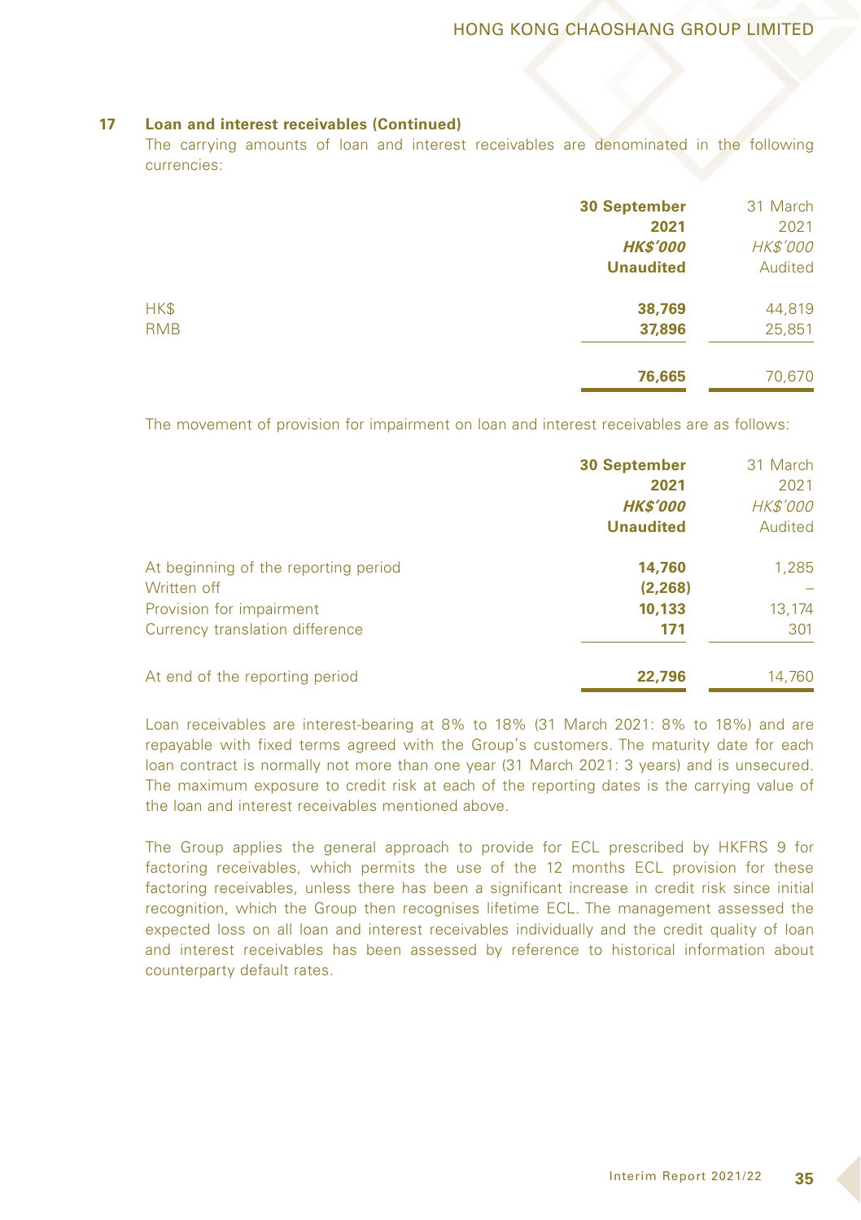### 17 Loan and interest receivables (Continued)

The carrying amounts of loan and interest receivables are denominated in the following currencies:

| | 30 September 2021 HK$'000 Unaudited | 31 March 2021 HK$'000 Audited |
|---|---|---|
| HK$ | 38,769 | 44,819 |
| RMB | 37,896 | 25,851 |
| | 76,665 | 70,670 |

The movement of provision for impairment on loan and interest receivables are as follows:

| | 30 September 2021 HK$'000 Unaudited | 31 March 2021 HK$'000 Audited |
|---|---|---|
| At beginning of the reporting period | 14,760 | 1,285 |
| Written off | (2,268) | – |
| Provision for impairment | 10,133 | 13,174 |
| Currency translation difference | 171 | 301 |
| At end of the reporting period | 22,796 | 14,760 |

Loan receivables are interest-bearing at 8% to 18% (31 March 2021: 8% to 18%) and are repayable with fixed terms agreed with the Group's customers. The maturity date for each loan contract is normally not more than one year (31 March 2021: 3 years) and is unsecured. The maximum exposure to credit risk at each of the reporting dates is the carrying value of the loan and interest receivables mentioned above.

The Group applies the general approach to provide for ECL prescribed by HKFRS 9 for factoring receivables, which permits the use of the 12 months ECL provision for these factoring receivables, unless there has been a significant increase in credit risk since initial recognition, which the Group then recognises lifetime ECL. The management assessed the expected loss on all loan and interest receivables individually and the credit quality of loan and interest receivables has been assessed by reference to historical information about counterparty default rates.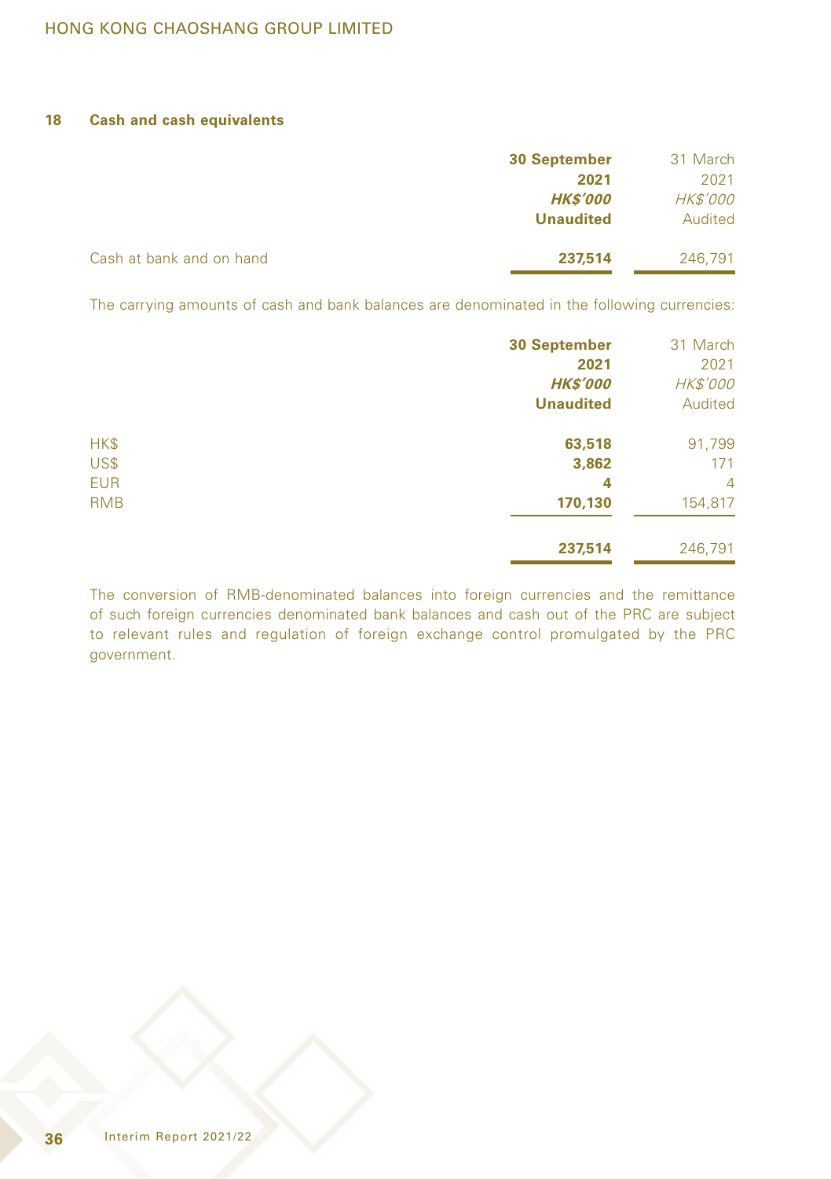## 18 Cash and cash equivalents

| | 30 September 2021 HK$'000 Unaudited | 31 March 2021 HK$'000 Audited |
|---|---|---|
| Cash at bank and on hand | **237,514** | 246,791 |

The carrying amounts of cash and bank balances are denominated in the following currencies:

| | 30 September 2021 HK$'000 Unaudited | 31 March 2021 HK$'000 Audited |
|---|---|---|
| HK$ | **63,518** | 91,799 |
| US$ | **3,862** | 171 |
| EUR | **4** | 4 |
| RMB | **170,130** | 154,817 |
| | **237,514** | 246,791 |

The conversion of RMB-denominated balances into foreign currencies and the remittance of such foreign currencies denominated bank balances and cash out of the PRC are subject to relevant rules and regulation of foreign exchange control promulgated by the PRC government.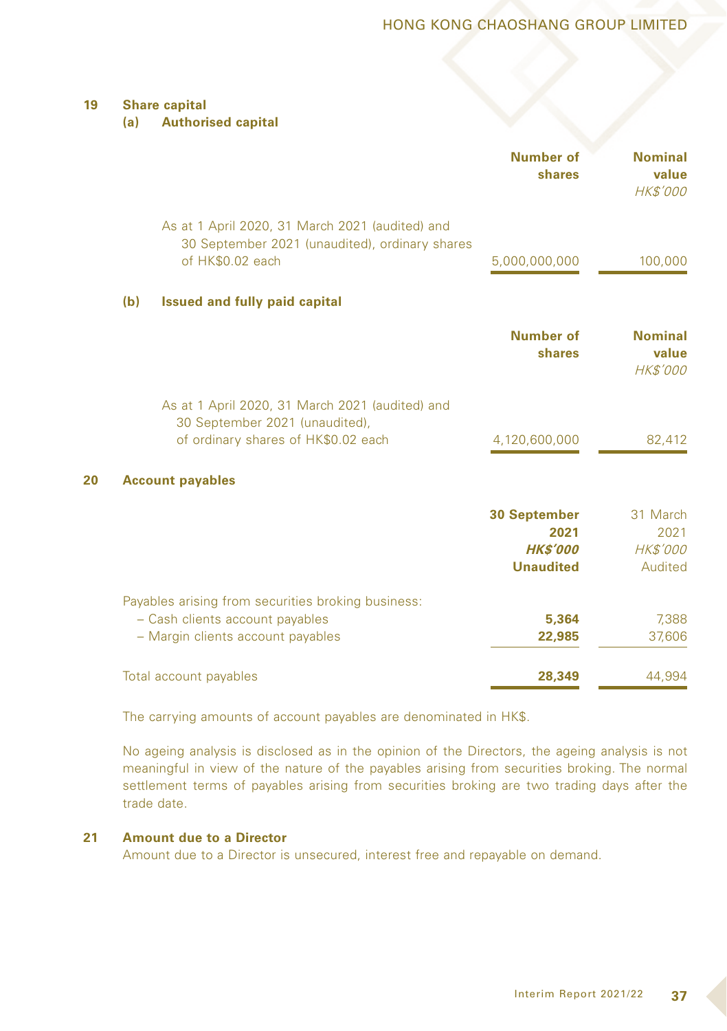## 19 Share capital

### (a) Authorised capital

| | Number of shares | Nominal value HK$'000 |
|---|---|---|
| As at 1 April 2020, 31 March 2021 (audited) and 30 September 2021 (unaudited), ordinary shares of HK$0.02 each | 5,000,000,000 | 100,000 |

### (b) Issued and fully paid capital

| | Number of shares | Nominal value HK$'000 |
|---|---|---|
| As at 1 April 2020, 31 March 2021 (audited) and 30 September 2021 (unaudited), of ordinary shares of HK$0.02 each | 4,120,600,000 | 82,412 |

## 20 Account payables

| | **30 September 2021** ***HK$'000*** **Unaudited** | 31 March 2021 *HK$'000* Audited |
|---|---|---|
| Payables arising from securities broking business: | | |
| – Cash clients account payables | **5,364** | 7,388 |
| – Margin clients account payables | **22,985** | 37,606 |
| Total account payables | **28,349** | 44,994 |

The carrying amounts of account payables are denominated in HK$.

No ageing analysis is disclosed as in the opinion of the Directors, the ageing analysis is not meaningful in view of the nature of the payables arising from securities broking. The normal settlement terms of payables arising from securities broking are two trading days after the trade date.

## 21 Amount due to a Director

Amount due to a Director is unsecured, interest free and repayable on demand.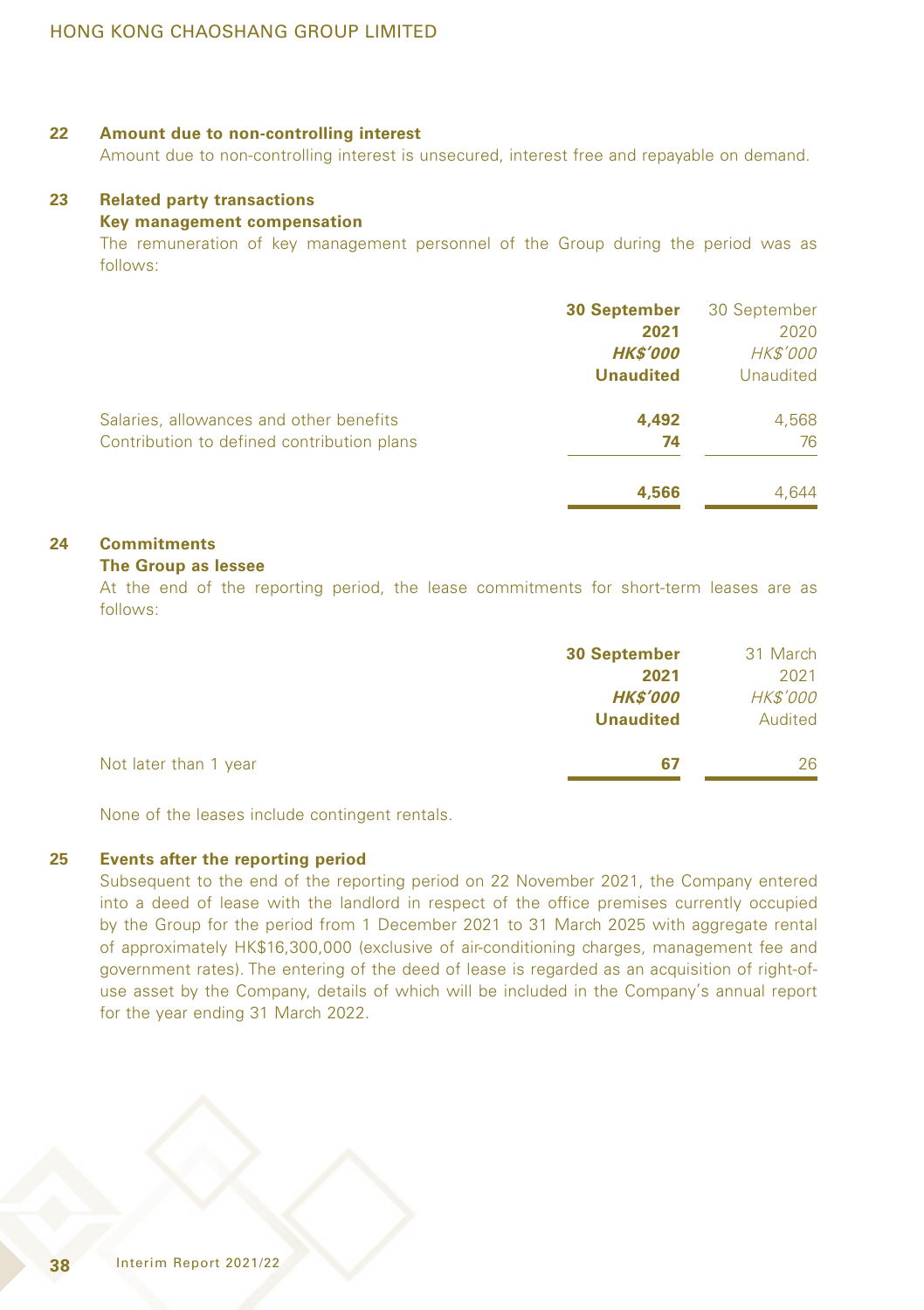## 22 Amount due to non-controlling interest

Amount due to non-controlling interest is unsecured, interest free and repayable on demand.

## 23 Related party transactions

### Key management compensation

The remuneration of key management personnel of the Group during the period was as follows:

| | **30 September 2021** | 30 September 2020 |
|---|---|---|
| | ***HK$'000*** | *HK$'000* |
| | **Unaudited** | Unaudited |
| Salaries, allowances and other benefits | **4,492** | 4,568 |
| Contribution to defined contribution plans | **74** | 76 |
| | **4,566** | 4,644 |

## 24 Commitments

### The Group as lessee

At the end of the reporting period, the lease commitments for short-term leases are as follows:

| | **30 September 2021** | 31 March 2021 |
|---|---|---|
| | ***HK$'000*** | *HK$'000* |
| | **Unaudited** | Audited |
| Not later than 1 year | **67** | 26 |

None of the leases include contingent rentals.

## 25 Events after the reporting period

Subsequent to the end of the reporting period on 22 November 2021, the Company entered into a deed of lease with the landlord in respect of the office premises currently occupied by the Group for the period from 1 December 2021 to 31 March 2025 with aggregate rental of approximately HK$16,300,000 (exclusive of air-conditioning charges, management fee and government rates). The entering of the deed of lease is regarded as an acquisition of right-of-use asset by the Company, details of which will be included in the Company's annual report for the year ending 31 March 2022.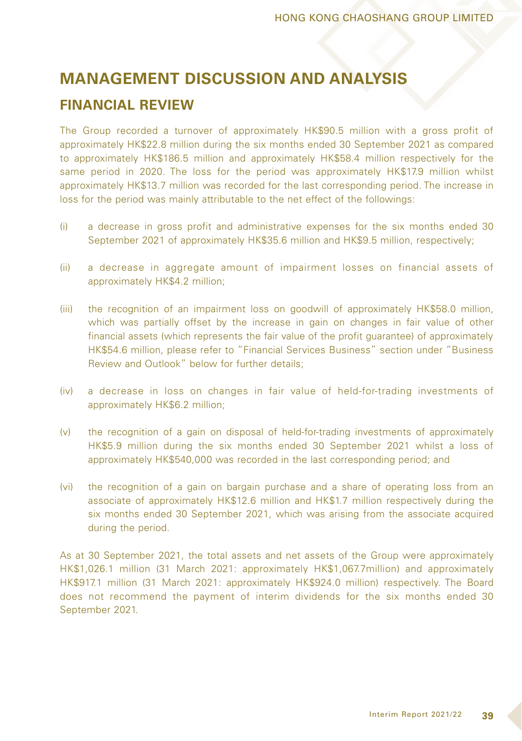# MANAGEMENT DISCUSSION AND ANALYSIS

## FINANCIAL REVIEW

The Group recorded a turnover of approximately HK$90.5 million with a gross profit of approximately HK$22.8 million during the six months ended 30 September 2021 as compared to approximately HK$186.5 million and approximately HK$58.4 million respectively for the same period in 2020. The loss for the period was approximately HK$17.9 million whilst approximately HK$13.7 million was recorded for the last corresponding period. The increase in loss for the period was mainly attributable to the net effect of the followings:

(i) a decrease in gross profit and administrative expenses for the six months ended 30 September 2021 of approximately HK$35.6 million and HK$9.5 million, respectively;

(ii) a decrease in aggregate amount of impairment losses on financial assets of approximately HK$4.2 million;

(iii) the recognition of an impairment loss on goodwill of approximately HK$58.0 million, which was partially offset by the increase in gain on changes in fair value of other financial assets (which represents the fair value of the profit guarantee) of approximately HK$54.6 million, please refer to "Financial Services Business" section under "Business Review and Outlook" below for further details;

(iv) a decrease in loss on changes in fair value of held-for-trading investments of approximately HK$6.2 million;

(v) the recognition of a gain on disposal of held-for-trading investments of approximately HK$5.9 million during the six months ended 30 September 2021 whilst a loss of approximately HK$540,000 was recorded in the last corresponding period; and

(vi) the recognition of a gain on bargain purchase and a share of operating loss from an associate of approximately HK$12.6 million and HK$1.7 million respectively during the six months ended 30 September 2021, which was arising from the associate acquired during the period.

As at 30 September 2021, the total assets and net assets of the Group were approximately HK$1,026.1 million (31 March 2021: approximately HK$1,067.7million) and approximately HK$917.1 million (31 March 2021: approximately HK$924.0 million) respectively. The Board does not recommend the payment of interim dividends for the six months ended 30 September 2021.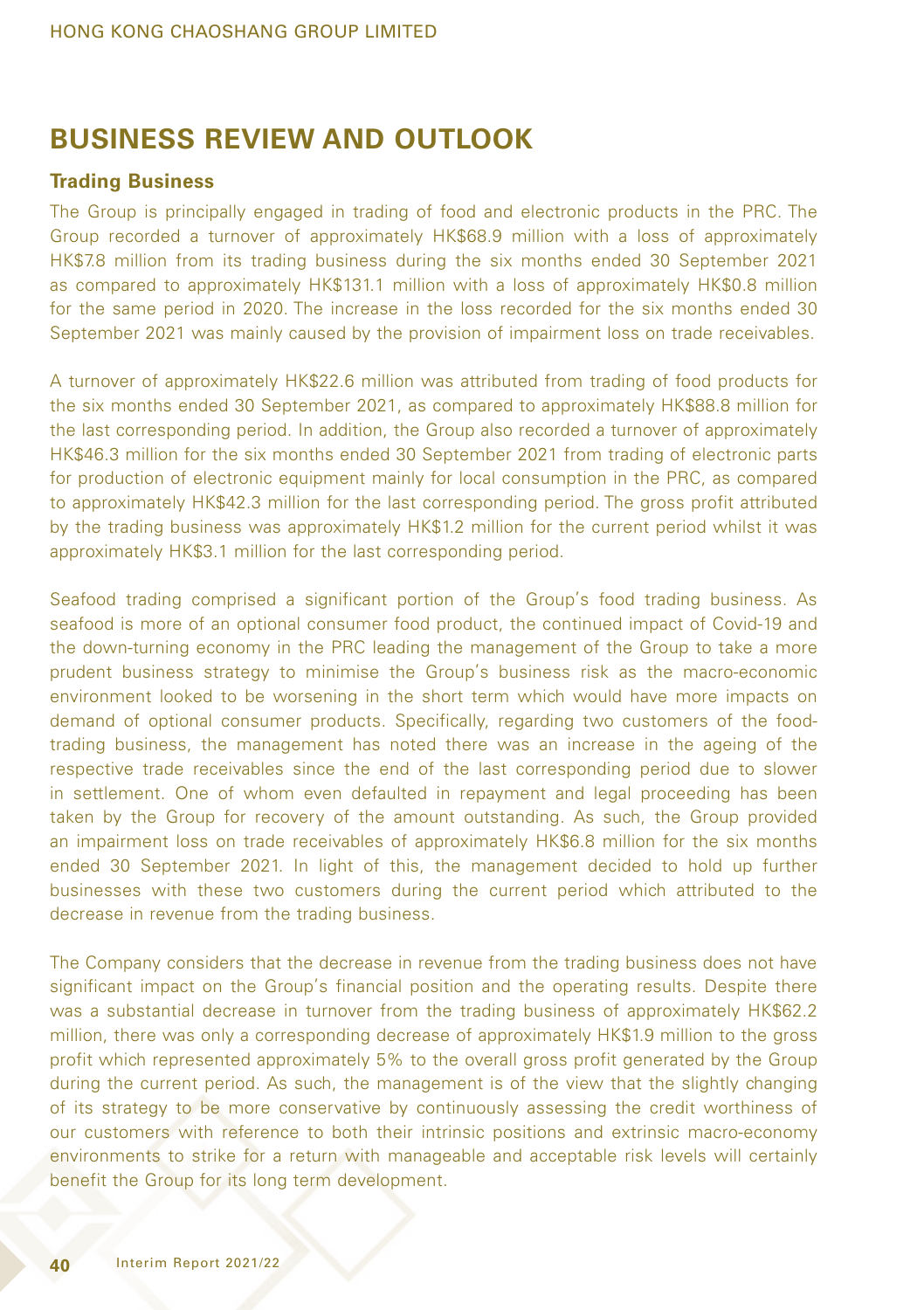# BUSINESS REVIEW AND OUTLOOK

### Trading Business

The Group is principally engaged in trading of food and electronic products in the PRC. The Group recorded a turnover of approximately HK$68.9 million with a loss of approximately HK$7.8 million from its trading business during the six months ended 30 September 2021 as compared to approximately HK$131.1 million with a loss of approximately HK$0.8 million for the same period in 2020. The increase in the loss recorded for the six months ended 30 September 2021 was mainly caused by the provision of impairment loss on trade receivables.

A turnover of approximately HK$22.6 million was attributed from trading of food products for the six months ended 30 September 2021, as compared to approximately HK$88.8 million for the last corresponding period. In addition, the Group also recorded a turnover of approximately HK$46.3 million for the six months ended 30 September 2021 from trading of electronic parts for production of electronic equipment mainly for local consumption in the PRC, as compared to approximately HK$42.3 million for the last corresponding period. The gross profit attributed by the trading business was approximately HK$1.2 million for the current period whilst it was approximately HK$3.1 million for the last corresponding period.

Seafood trading comprised a significant portion of the Group's food trading business. As seafood is more of an optional consumer food product, the continued impact of Covid-19 and the down-turning economy in the PRC leading the management of the Group to take a more prudent business strategy to minimise the Group's business risk as the macro-economic environment looked to be worsening in the short term which would have more impacts on demand of optional consumer products. Specifically, regarding two customers of the food-trading business, the management has noted there was an increase in the ageing of the respective trade receivables since the end of the last corresponding period due to slower in settlement. One of whom even defaulted in repayment and legal proceeding has been taken by the Group for recovery of the amount outstanding. As such, the Group provided an impairment loss on trade receivables of approximately HK$6.8 million for the six months ended 30 September 2021. In light of this, the management decided to hold up further businesses with these two customers during the current period which attributed to the decrease in revenue from the trading business.

The Company considers that the decrease in revenue from the trading business does not have significant impact on the Group's financial position and the operating results. Despite there was a substantial decrease in turnover from the trading business of approximately HK$62.2 million, there was only a corresponding decrease of approximately HK$1.9 million to the gross profit which represented approximately 5% to the overall gross profit generated by the Group during the current period. As such, the management is of the view that the slightly changing of its strategy to be more conservative by continuously assessing the credit worthiness of our customers with reference to both their intrinsic positions and extrinsic macro-economy environments to strike for a return with manageable and acceptable risk levels will certainly benefit the Group for its long term development.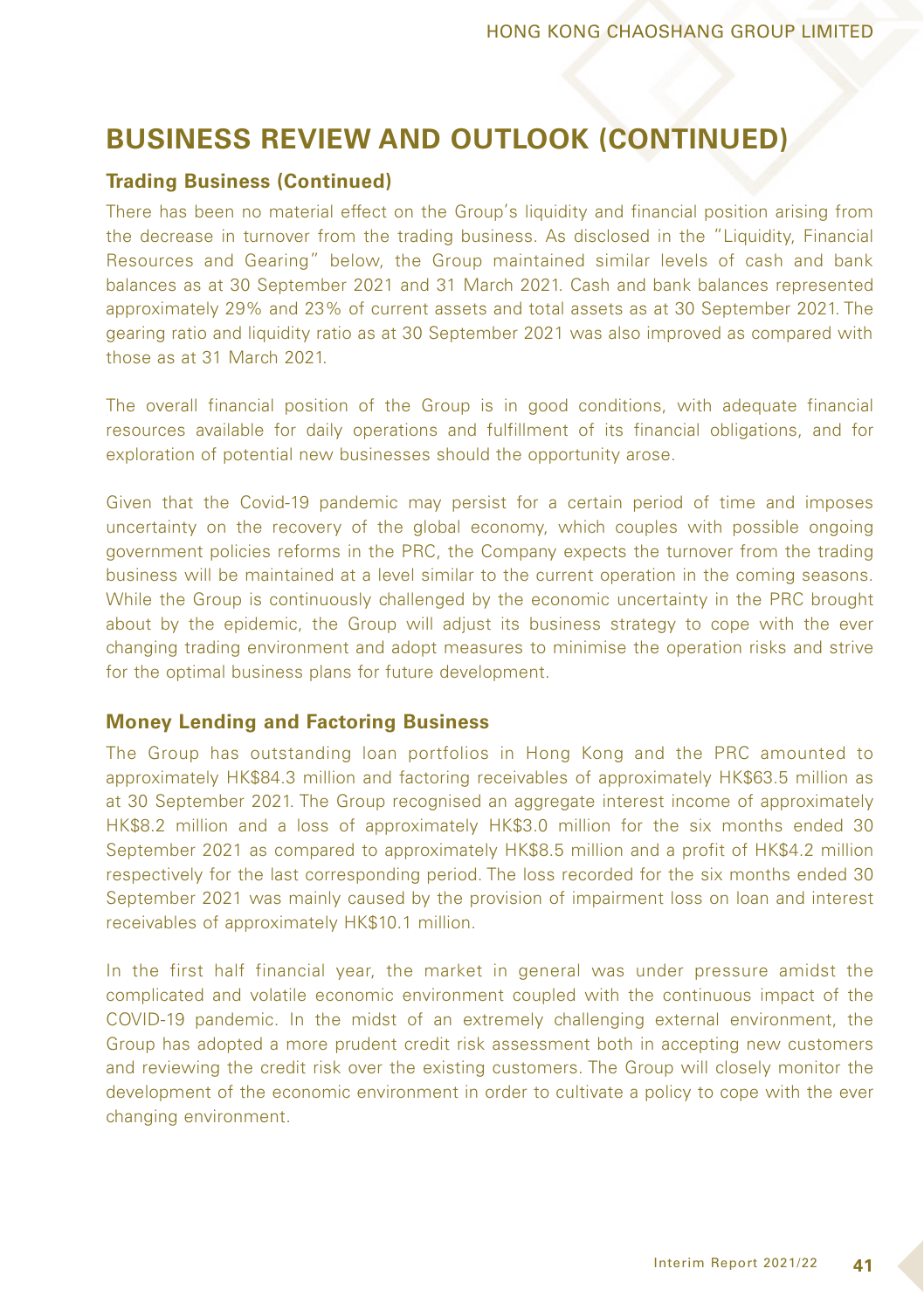# BUSINESS REVIEW AND OUTLOOK (CONTINUED)

### Trading Business (Continued)

There has been no material effect on the Group's liquidity and financial position arising from the decrease in turnover from the trading business. As disclosed in the "Liquidity, Financial Resources and Gearing" below, the Group maintained similar levels of cash and bank balances as at 30 September 2021 and 31 March 2021. Cash and bank balances represented approximately 29% and 23% of current assets and total assets as at 30 September 2021. The gearing ratio and liquidity ratio as at 30 September 2021 was also improved as compared with those as at 31 March 2021.

The overall financial position of the Group is in good conditions, with adequate financial resources available for daily operations and fulfillment of its financial obligations, and for exploration of potential new businesses should the opportunity arose.

Given that the Covid-19 pandemic may persist for a certain period of time and imposes uncertainty on the recovery of the global economy, which couples with possible ongoing government policies reforms in the PRC, the Company expects the turnover from the trading business will be maintained at a level similar to the current operation in the coming seasons. While the Group is continuously challenged by the economic uncertainty in the PRC brought about by the epidemic, the Group will adjust its business strategy to cope with the ever changing trading environment and adopt measures to minimise the operation risks and strive for the optimal business plans for future development.

### Money Lending and Factoring Business

The Group has outstanding loan portfolios in Hong Kong and the PRC amounted to approximately HK$84.3 million and factoring receivables of approximately HK$63.5 million as at 30 September 2021. The Group recognised an aggregate interest income of approximately HK$8.2 million and a loss of approximately HK$3.0 million for the six months ended 30 September 2021 as compared to approximately HK$8.5 million and a profit of HK$4.2 million respectively for the last corresponding period. The loss recorded for the six months ended 30 September 2021 was mainly caused by the provision of impairment loss on loan and interest receivables of approximately HK$10.1 million.

In the first half financial year, the market in general was under pressure amidst the complicated and volatile economic environment coupled with the continuous impact of the COVID-19 pandemic. In the midst of an extremely challenging external environment, the Group has adopted a more prudent credit risk assessment both in accepting new customers and reviewing the credit risk over the existing customers. The Group will closely monitor the development of the economic environment in order to cultivate a policy to cope with the ever changing environment.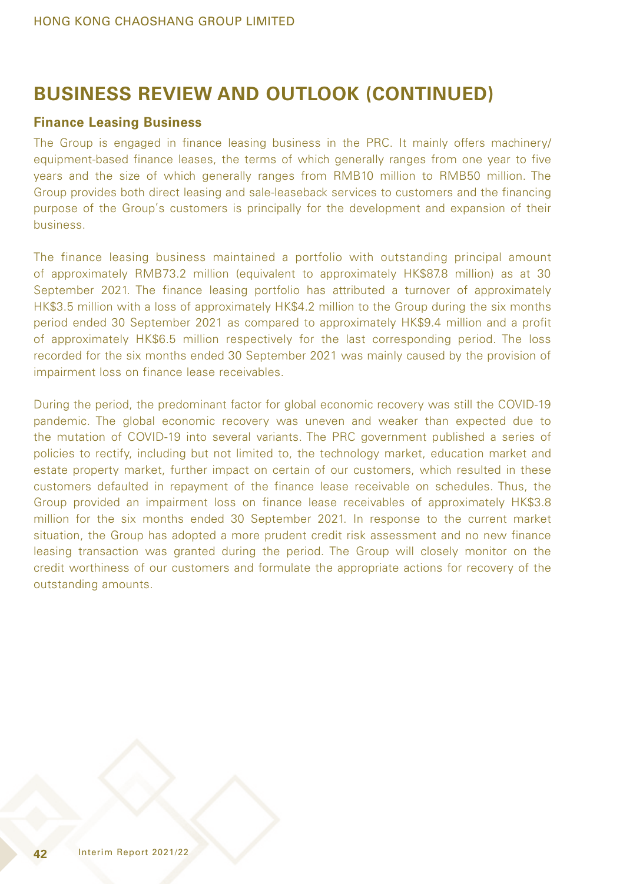# BUSINESS REVIEW AND OUTLOOK (CONTINUED)

### Finance Leasing Business

The Group is engaged in finance leasing business in the PRC. It mainly offers machinery/equipment-based finance leases, the terms of which generally ranges from one year to five years and the size of which generally ranges from RMB10 million to RMB50 million. The Group provides both direct leasing and sale-leaseback services to customers and the financing purpose of the Group's customers is principally for the development and expansion of their business.

The finance leasing business maintained a portfolio with outstanding principal amount of approximately RMB73.2 million (equivalent to approximately HK$87.8 million) as at 30 September 2021. The finance leasing portfolio has attributed a turnover of approximately HK$3.5 million with a loss of approximately HK$4.2 million to the Group during the six months period ended 30 September 2021 as compared to approximately HK$9.4 million and a profit of approximately HK$6.5 million respectively for the last corresponding period. The loss recorded for the six months ended 30 September 2021 was mainly caused by the provision of impairment loss on finance lease receivables.

During the period, the predominant factor for global economic recovery was still the COVID-19 pandemic. The global economic recovery was uneven and weaker than expected due to the mutation of COVID-19 into several variants. The PRC government published a series of policies to rectify, including but not limited to, the technology market, education market and estate property market, further impact on certain of our customers, which resulted in these customers defaulted in repayment of the finance lease receivable on schedules. Thus, the Group provided an impairment loss on finance lease receivables of approximately HK$3.8 million for the six months ended 30 September 2021. In response to the current market situation, the Group has adopted a more prudent credit risk assessment and no new finance leasing transaction was granted during the period. The Group will closely monitor on the credit worthiness of our customers and formulate the appropriate actions for recovery of the outstanding amounts.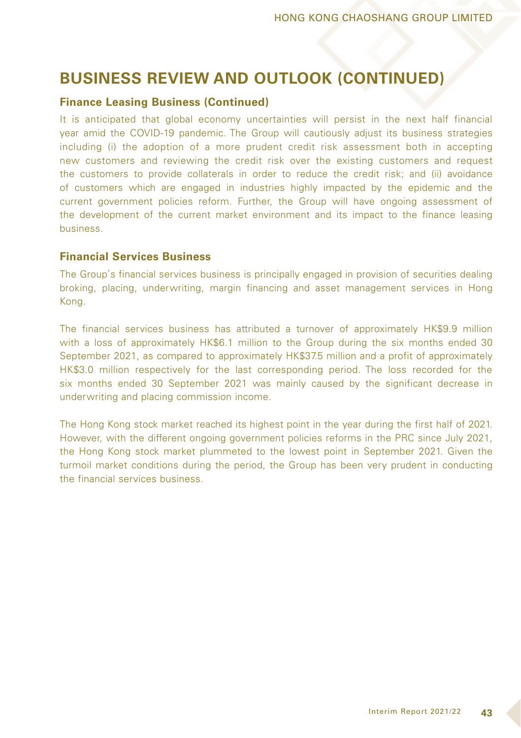# BUSINESS REVIEW AND OUTLOOK (CONTINUED)

### Finance Leasing Business (Continued)

It is anticipated that global economy uncertainties will persist in the next half financial year amid the COVID-19 pandemic. The Group will cautiously adjust its business strategies including (i) the adoption of a more prudent credit risk assessment both in accepting new customers and reviewing the credit risk over the existing customers and request the customers to provide collaterals in order to reduce the credit risk; and (ii) avoidance of customers which are engaged in industries highly impacted by the epidemic and the current government policies reform. Further, the Group will have ongoing assessment of the development of the current market environment and its impact to the finance leasing business.

### Financial Services Business

The Group's financial services business is principally engaged in provision of securities dealing broking, placing, underwriting, margin financing and asset management services in Hong Kong.

The financial services business has attributed a turnover of approximately HK$9.9 million with a loss of approximately HK$6.1 million to the Group during the six months ended 30 September 2021, as compared to approximately HK$37.5 million and a profit of approximately HK$3.0 million respectively for the last corresponding period. The loss recorded for the six months ended 30 September 2021 was mainly caused by the significant decrease in underwriting and placing commission income.

The Hong Kong stock market reached its highest point in the year during the first half of 2021. However, with the different ongoing government policies reforms in the PRC since July 2021, the Hong Kong stock market plummeted to the lowest point in September 2021. Given the turmoil market conditions during the period, the Group has been very prudent in conducting the financial services business.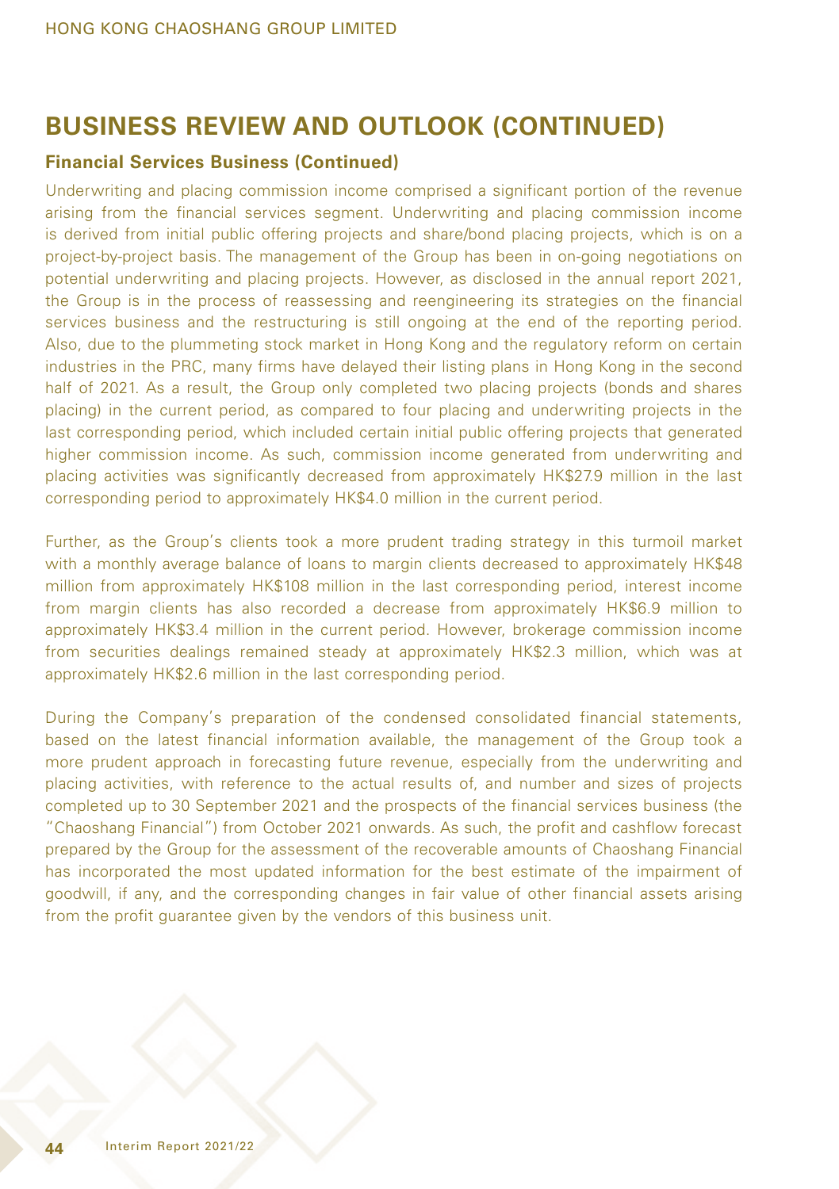# BUSINESS REVIEW AND OUTLOOK (CONTINUED)

### Financial Services Business (Continued)

Underwriting and placing commission income comprised a significant portion of the revenue arising from the financial services segment. Underwriting and placing commission income is derived from initial public offering projects and share/bond placing projects, which is on a project-by-project basis. The management of the Group has been in on-going negotiations on potential underwriting and placing projects. However, as disclosed in the annual report 2021, the Group is in the process of reassessing and reengineering its strategies on the financial services business and the restructuring is still ongoing at the end of the reporting period. Also, due to the plummeting stock market in Hong Kong and the regulatory reform on certain industries in the PRC, many firms have delayed their listing plans in Hong Kong in the second half of 2021. As a result, the Group only completed two placing projects (bonds and shares placing) in the current period, as compared to four placing and underwriting projects in the last corresponding period, which included certain initial public offering projects that generated higher commission income. As such, commission income generated from underwriting and placing activities was significantly decreased from approximately HK$27.9 million in the last corresponding period to approximately HK$4.0 million in the current period.

Further, as the Group's clients took a more prudent trading strategy in this turmoil market with a monthly average balance of loans to margin clients decreased to approximately HK$48 million from approximately HK$108 million in the last corresponding period, interest income from margin clients has also recorded a decrease from approximately HK$6.9 million to approximately HK$3.4 million in the current period. However, brokerage commission income from securities dealings remained steady at approximately HK$2.3 million, which was at approximately HK$2.6 million in the last corresponding period.

During the Company's preparation of the condensed consolidated financial statements, based on the latest financial information available, the management of the Group took a more prudent approach in forecasting future revenue, especially from the underwriting and placing activities, with reference to the actual results of, and number and sizes of projects completed up to 30 September 2021 and the prospects of the financial services business (the "Chaoshang Financial") from October 2021 onwards. As such, the profit and cashflow forecast prepared by the Group for the assessment of the recoverable amounts of Chaoshang Financial has incorporated the most updated information for the best estimate of the impairment of goodwill, if any, and the corresponding changes in fair value of other financial assets arising from the profit guarantee given by the vendors of this business unit.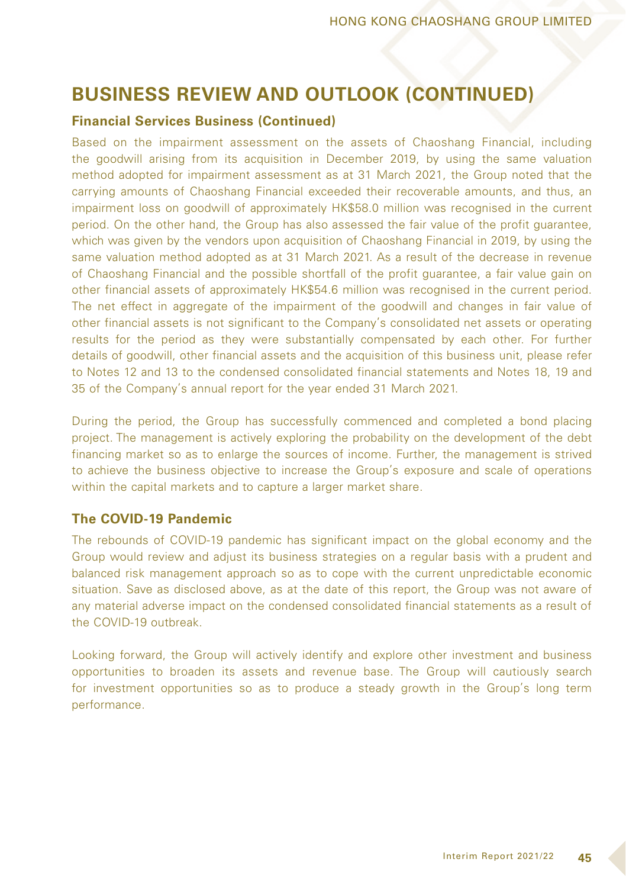# BUSINESS REVIEW AND OUTLOOK (CONTINUED)

### Financial Services Business (Continued)

Based on the impairment assessment on the assets of Chaoshang Financial, including the goodwill arising from its acquisition in December 2019, by using the same valuation method adopted for impairment assessment as at 31 March 2021, the Group noted that the carrying amounts of Chaoshang Financial exceeded their recoverable amounts, and thus, an impairment loss on goodwill of approximately HK$58.0 million was recognised in the current period. On the other hand, the Group has also assessed the fair value of the profit guarantee, which was given by the vendors upon acquisition of Chaoshang Financial in 2019, by using the same valuation method adopted as at 31 March 2021. As a result of the decrease in revenue of Chaoshang Financial and the possible shortfall of the profit guarantee, a fair value gain on other financial assets of approximately HK$54.6 million was recognised in the current period. The net effect in aggregate of the impairment of the goodwill and changes in fair value of other financial assets is not significant to the Company's consolidated net assets or operating results for the period as they were substantially compensated by each other. For further details of goodwill, other financial assets and the acquisition of this business unit, please refer to Notes 12 and 13 to the condensed consolidated financial statements and Notes 18, 19 and 35 of the Company's annual report for the year ended 31 March 2021.

During the period, the Group has successfully commenced and completed a bond placing project. The management is actively exploring the probability on the development of the debt financing market so as to enlarge the sources of income. Further, the management is strived to achieve the business objective to increase the Group's exposure and scale of operations within the capital markets and to capture a larger market share.

### The COVID-19 Pandemic

The rebounds of COVID-19 pandemic has significant impact on the global economy and the Group would review and adjust its business strategies on a regular basis with a prudent and balanced risk management approach so as to cope with the current unpredictable economic situation. Save as disclosed above, as at the date of this report, the Group was not aware of any material adverse impact on the condensed consolidated financial statements as a result of the COVID-19 outbreak.

Looking forward, the Group will actively identify and explore other investment and business opportunities to broaden its assets and revenue base. The Group will cautiously search for investment opportunities so as to produce a steady growth in the Group's long term performance.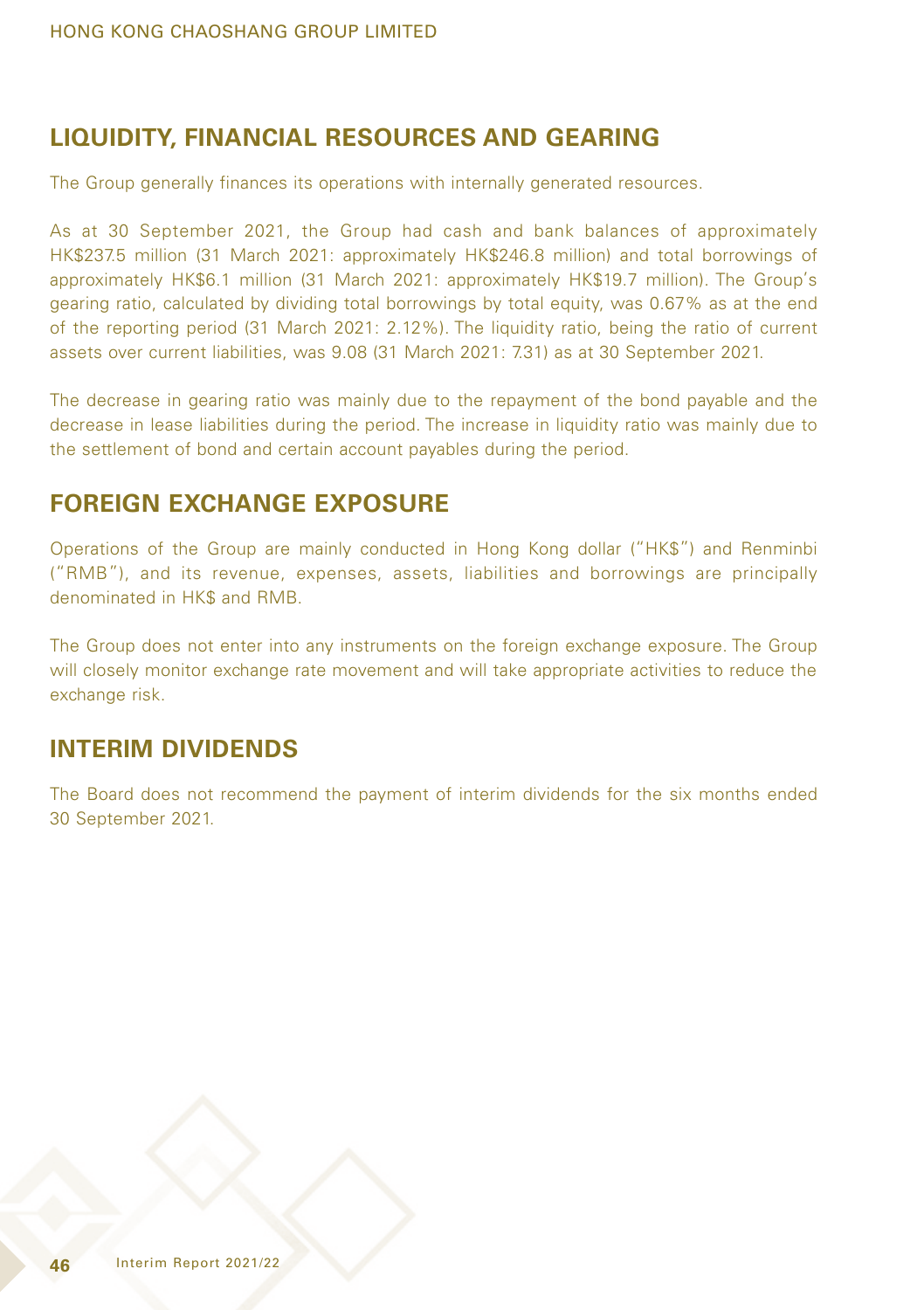## LIQUIDITY, FINANCIAL RESOURCES AND GEARING

The Group generally finances its operations with internally generated resources.

As at 30 September 2021, the Group had cash and bank balances of approximately HK$237.5 million (31 March 2021: approximately HK$246.8 million) and total borrowings of approximately HK$6.1 million (31 March 2021: approximately HK$19.7 million). The Group's gearing ratio, calculated by dividing total borrowings by total equity, was 0.67% as at the end of the reporting period (31 March 2021: 2.12%). The liquidity ratio, being the ratio of current assets over current liabilities, was 9.08 (31 March 2021: 7.31) as at 30 September 2021.

The decrease in gearing ratio was mainly due to the repayment of the bond payable and the decrease in lease liabilities during the period. The increase in liquidity ratio was mainly due to the settlement of bond and certain account payables during the period.

## FOREIGN EXCHANGE EXPOSURE

Operations of the Group are mainly conducted in Hong Kong dollar ("HK$") and Renminbi ("RMB"), and its revenue, expenses, assets, liabilities and borrowings are principally denominated in HK$ and RMB.

The Group does not enter into any instruments on the foreign exchange exposure. The Group will closely monitor exchange rate movement and will take appropriate activities to reduce the exchange risk.

## INTERIM DIVIDENDS

The Board does not recommend the payment of interim dividends for the six months ended 30 September 2021.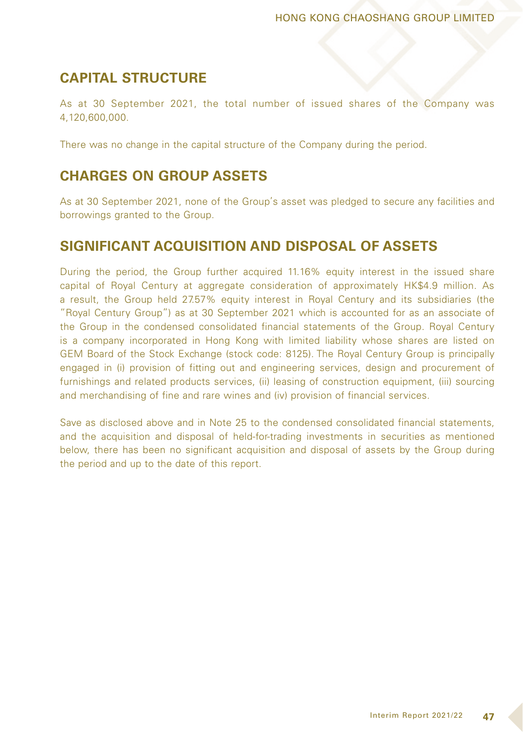## CAPITAL STRUCTURE

As at 30 September 2021, the total number of issued shares of the Company was 4,120,600,000.

There was no change in the capital structure of the Company during the period.

## CHARGES ON GROUP ASSETS

As at 30 September 2021, none of the Group's asset was pledged to secure any facilities and borrowings granted to the Group.

## SIGNIFICANT ACQUISITION AND DISPOSAL OF ASSETS

During the period, the Group further acquired 11.16% equity interest in the issued share capital of Royal Century at aggregate consideration of approximately HK$4.9 million. As a result, the Group held 27.57% equity interest in Royal Century and its subsidiaries (the "Royal Century Group") as at 30 September 2021 which is accounted for as an associate of the Group in the condensed consolidated financial statements of the Group. Royal Century is a company incorporated in Hong Kong with limited liability whose shares are listed on GEM Board of the Stock Exchange (stock code: 8125). The Royal Century Group is principally engaged in (i) provision of fitting out and engineering services, design and procurement of furnishings and related products services, (ii) leasing of construction equipment, (iii) sourcing and merchandising of fine and rare wines and (iv) provision of financial services.

Save as disclosed above and in Note 25 to the condensed consolidated financial statements, and the acquisition and disposal of held-for-trading investments in securities as mentioned below, there has been no significant acquisition and disposal of assets by the Group during the period and up to the date of this report.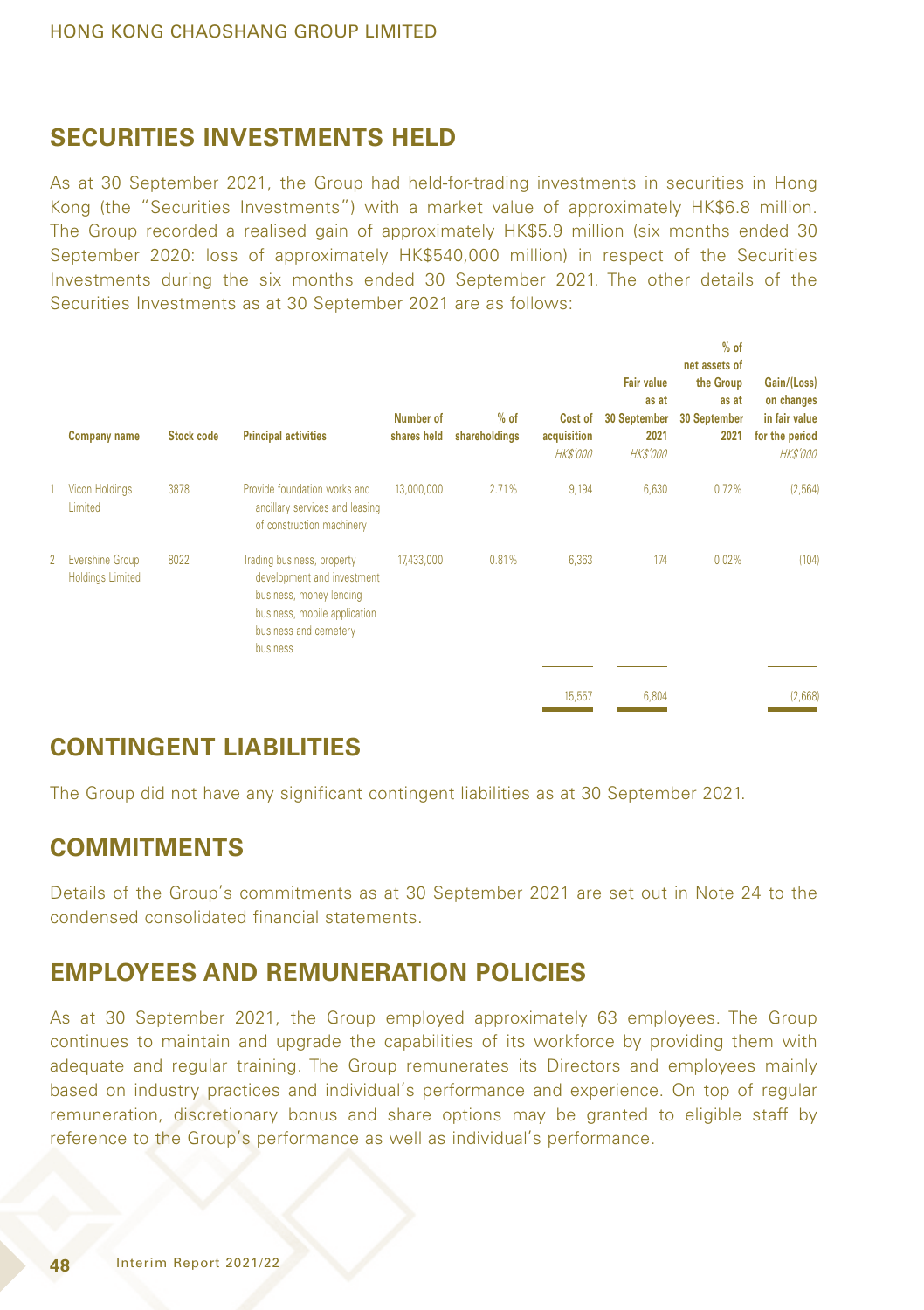## SECURITIES INVESTMENTS HELD

As at 30 September 2021, the Group had held-for-trading investments in securities in Hong Kong (the "Securities Investments") with a market value of approximately HK$6.8 million. The Group recorded a realised gain of approximately HK$5.9 million (six months ended 30 September 2020: loss of approximately HK$540,000 million) in respect of the Securities Investments during the six months ended 30 September 2021. The other details of the Securities Investments as at 30 September 2021 are as follows:

| | Company name | Stock code | Principal activities | Number of shares held | % of shareholdings | Cost of acquisition *HK$'000* | Fair value as at 30 September 2021 *HK$'000* | % of net assets of the Group as at 30 September 2021 | Gain/(Loss) on changes in fair value for the period *HK$'000* |
|---|---|---|---|---|---|---|---|---|---|
| 1 | Vicon Holdings Limited | 3878 | Provide foundation works and ancillary services and leasing of construction machinery | 13,000,000 | 2.71% | 9,194 | 6,630 | 0.72% | (2,564) |
| 2 | Evershine Group Holdings Limited | 8022 | Trading business, property development and investment business, money lending business, mobile application business and cemetery business | 17,433,000 | 0.81% | 6,363 | 174 | 0.02% | (104) |
| | | | | | | 15,557 | 6,804 | | (2,668) |

## CONTINGENT LIABILITIES

The Group did not have any significant contingent liabilities as at 30 September 2021.

## COMMITMENTS

Details of the Group's commitments as at 30 September 2021 are set out in Note 24 to the condensed consolidated financial statements.

## EMPLOYEES AND REMUNERATION POLICIES

As at 30 September 2021, the Group employed approximately 63 employees. The Group continues to maintain and upgrade the capabilities of its workforce by providing them with adequate and regular training. The Group remunerates its Directors and employees mainly based on industry practices and individual's performance and experience. On top of regular remuneration, discretionary bonus and share options may be granted to eligible staff by reference to the Group's performance as well as individual's performance.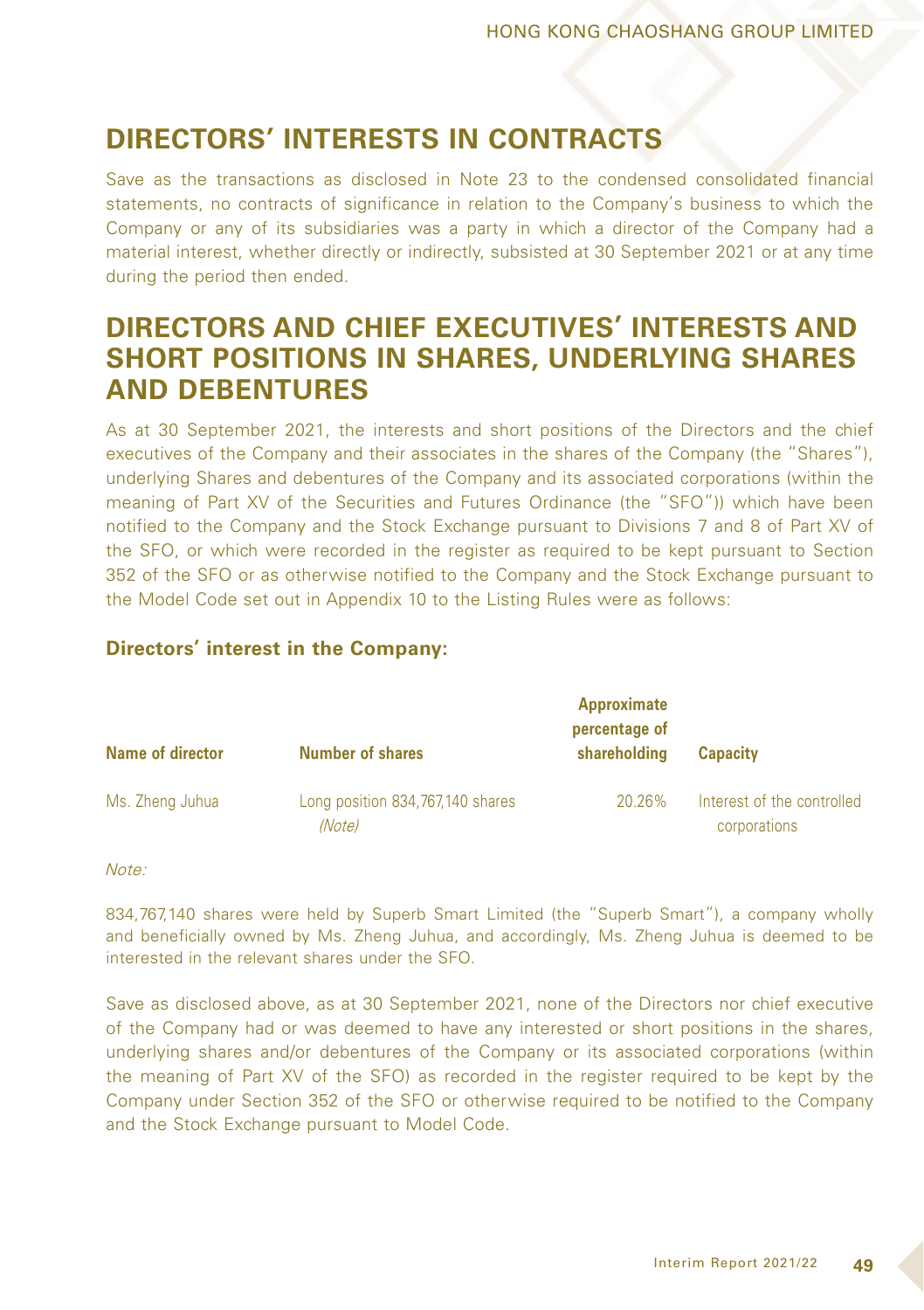## DIRECTORS' INTERESTS IN CONTRACTS

Save as the transactions as disclosed in Note 23 to the condensed consolidated financial statements, no contracts of significance in relation to the Company's business to which the Company or any of its subsidiaries was a party in which a director of the Company had a material interest, whether directly or indirectly, subsisted at 30 September 2021 or at any time during the period then ended.

## DIRECTORS AND CHIEF EXECUTIVES' INTERESTS AND SHORT POSITIONS IN SHARES, UNDERLYING SHARES AND DEBENTURES

As at 30 September 2021, the interests and short positions of the Directors and the chief executives of the Company and their associates in the shares of the Company (the "Shares"), underlying Shares and debentures of the Company and its associated corporations (within the meaning of Part XV of the Securities and Futures Ordinance (the "SFO")) which have been notified to the Company and the Stock Exchange pursuant to Divisions 7 and 8 of Part XV of the SFO, or which were recorded in the register as required to be kept pursuant to Section 352 of the SFO or as otherwise notified to the Company and the Stock Exchange pursuant to the Model Code set out in Appendix 10 to the Listing Rules were as follows:

### Directors' interest in the Company:

| Name of director | Number of shares | Approximate percentage of shareholding | Capacity |
|---|---|---|---|
| Ms. Zheng Juhua | Long position 834,767,140 shares *(Note)* | 20.26% | Interest of the controlled corporations |

*Note:*

834,767,140 shares were held by Superb Smart Limited (the "Superb Smart"), a company wholly and beneficially owned by Ms. Zheng Juhua, and accordingly, Ms. Zheng Juhua is deemed to be interested in the relevant shares under the SFO.

Save as disclosed above, as at 30 September 2021, none of the Directors nor chief executive of the Company had or was deemed to have any interested or short positions in the shares, underlying shares and/or debentures of the Company or its associated corporations (within the meaning of Part XV of the SFO) as recorded in the register required to be kept by the Company under Section 352 of the SFO or otherwise required to be notified to the Company and the Stock Exchange pursuant to Model Code.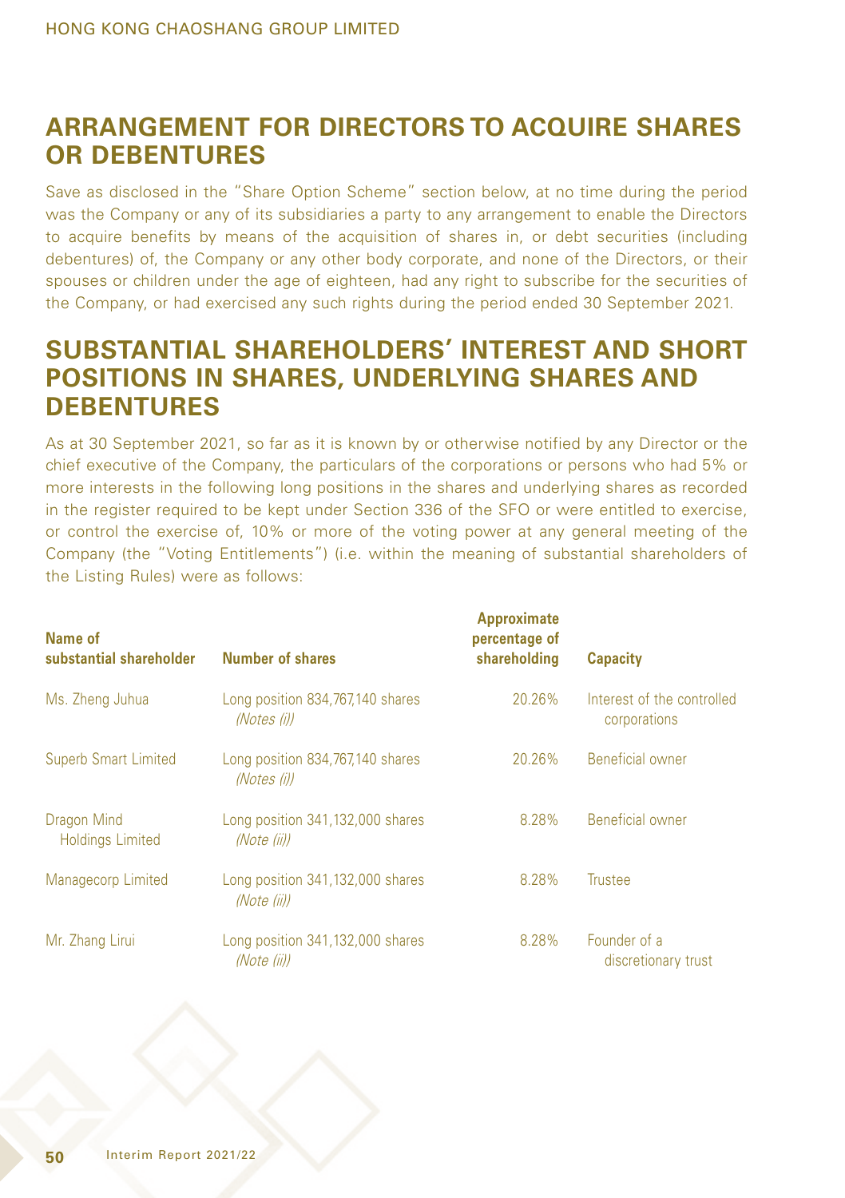## ARRANGEMENT FOR DIRECTORS TO ACQUIRE SHARES OR DEBENTURES

Save as disclosed in the "Share Option Scheme" section below, at no time during the period was the Company or any of its subsidiaries a party to any arrangement to enable the Directors to acquire benefits by means of the acquisition of shares in, or debt securities (including debentures) of, the Company or any other body corporate, and none of the Directors, or their spouses or children under the age of eighteen, had any right to subscribe for the securities of the Company, or had exercised any such rights during the period ended 30 September 2021.

## SUBSTANTIAL SHAREHOLDERS' INTEREST AND SHORT POSITIONS IN SHARES, UNDERLYING SHARES AND DEBENTURES

As at 30 September 2021, so far as it is known by or otherwise notified by any Director or the chief executive of the Company, the particulars of the corporations or persons who had 5% or more interests in the following long positions in the shares and underlying shares as recorded in the register required to be kept under Section 336 of the SFO or were entitled to exercise, or control the exercise of, 10% or more of the voting power at any general meeting of the Company (the "Voting Entitlements") (i.e. within the meaning of substantial shareholders of the Listing Rules) were as follows:

| Name of substantial shareholder | Number of shares | Approximate percentage of shareholding | Capacity |
|---|---|---|---|
| Ms. Zheng Juhua | Long position 834,767,140 shares *(Notes (i))* | 20.26% | Interest of the controlled corporations |
| Superb Smart Limited | Long position 834,767,140 shares *(Notes (i))* | 20.26% | Beneficial owner |
| Dragon Mind Holdings Limited | Long position 341,132,000 shares *(Note (ii))* | 8.28% | Beneficial owner |
| Managecorp Limited | Long position 341,132,000 shares *(Note (ii))* | 8.28% | Trustee |
| Mr. Zhang Lirui | Long position 341,132,000 shares *(Note (ii))* | 8.28% | Founder of a discretionary trust |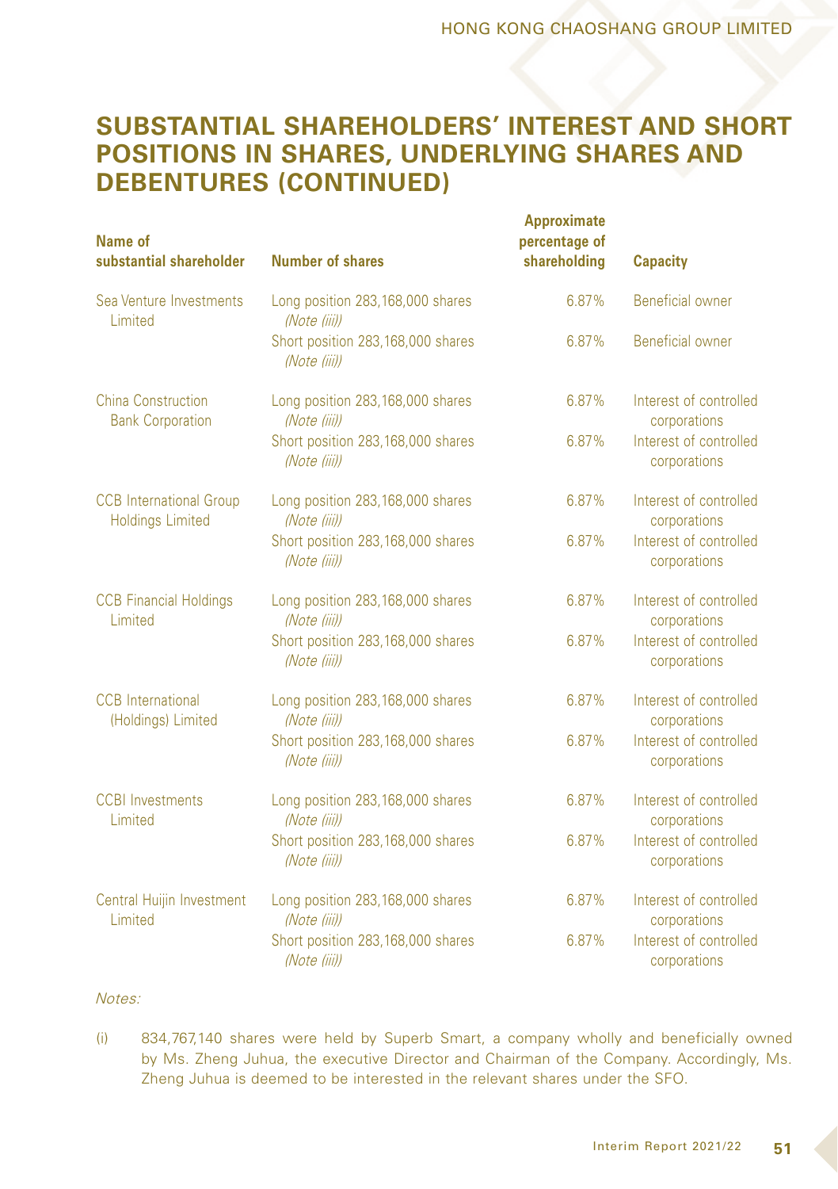# SUBSTANTIAL SHAREHOLDERS' INTEREST AND SHORT POSITIONS IN SHARES, UNDERLYING SHARES AND DEBENTURES (CONTINUED)

| Name of substantial shareholder | Number of shares | Approximate percentage of shareholding | Capacity |
|---|---|---|---|
| Sea Venture Investments Limited | Long position 283,168,000 shares *(Note (iii))* | 6.87% | Beneficial owner |
| | Short position 283,168,000 shares *(Note (iii))* | 6.87% | Beneficial owner |
| China Construction Bank Corporation | Long position 283,168,000 shares *(Note (iii))* | 6.87% | Interest of controlled corporations |
| | Short position 283,168,000 shares *(Note (iii))* | 6.87% | Interest of controlled corporations |
| CCB International Group Holdings Limited | Long position 283,168,000 shares *(Note (iii))* | 6.87% | Interest of controlled corporations |
| | Short position 283,168,000 shares *(Note (iii))* | 6.87% | Interest of controlled corporations |
| CCB Financial Holdings Limited | Long position 283,168,000 shares *(Note (iii))* | 6.87% | Interest of controlled corporations |
| | Short position 283,168,000 shares *(Note (iii))* | 6.87% | Interest of controlled corporations |
| CCB International (Holdings) Limited | Long position 283,168,000 shares *(Note (iii))* | 6.87% | Interest of controlled corporations |
| | Short position 283,168,000 shares *(Note (iii))* | 6.87% | Interest of controlled corporations |
| CCBI Investments Limited | Long position 283,168,000 shares *(Note (iii))* | 6.87% | Interest of controlled corporations |
| | Short position 283,168,000 shares *(Note (iii))* | 6.87% | Interest of controlled corporations |
| Central Huijin Investment Limited | Long position 283,168,000 shares *(Note (iii))* | 6.87% | Interest of controlled corporations |
| | Short position 283,168,000 shares *(Note (iii))* | 6.87% | Interest of controlled corporations |

*Notes:*

(i) 834,767,140 shares were held by Superb Smart, a company wholly and beneficially owned by Ms. Zheng Juhua, the executive Director and Chairman of the Company. Accordingly, Ms. Zheng Juhua is deemed to be interested in the relevant shares under the SFO.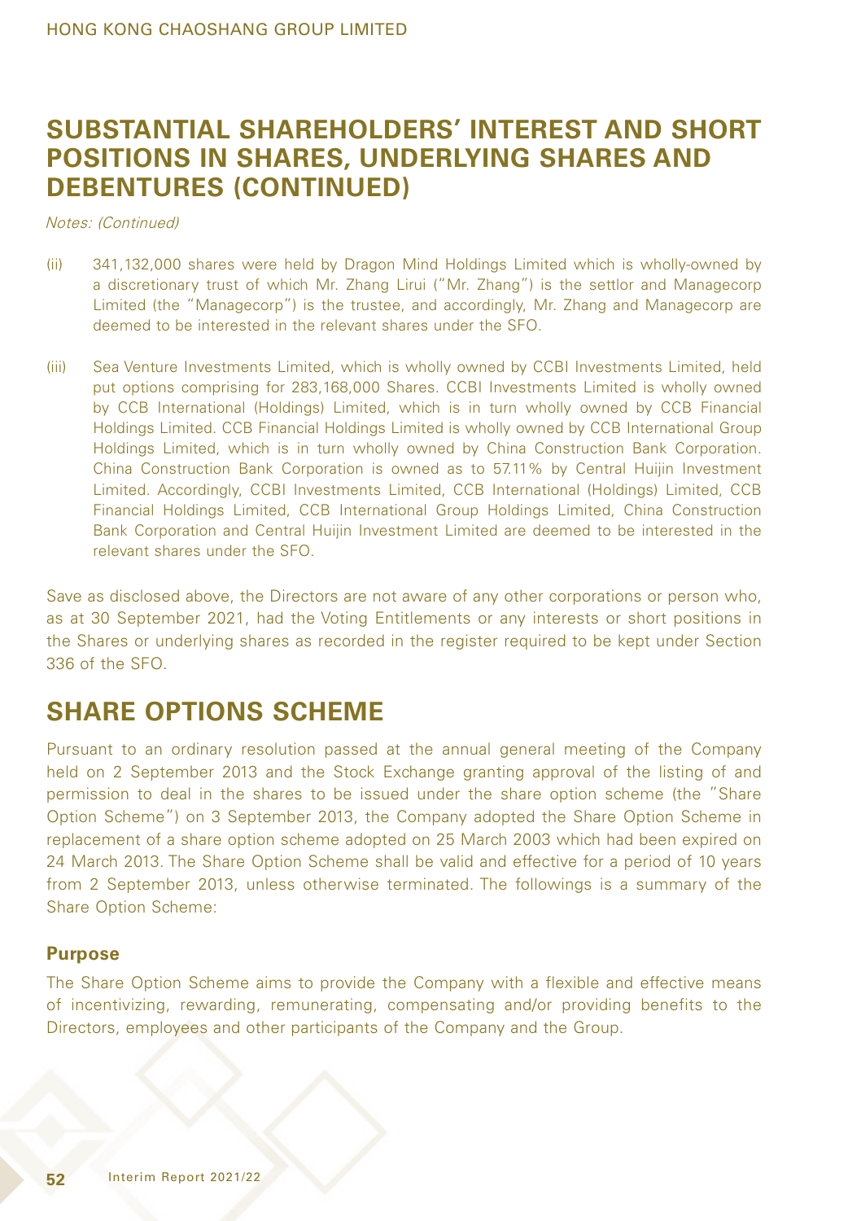# SUBSTANTIAL SHAREHOLDERS' INTEREST AND SHORT POSITIONS IN SHARES, UNDERLYING SHARES AND DEBENTURES (CONTINUED)

*Notes: (Continued)*

(ii) 341,132,000 shares were held by Dragon Mind Holdings Limited which is wholly-owned by a discretionary trust of which Mr. Zhang Lirui ("Mr. Zhang") is the settlor and Managecorp Limited (the "Managecorp") is the trustee, and accordingly, Mr. Zhang and Managecorp are deemed to be interested in the relevant shares under the SFO.

(iii) Sea Venture Investments Limited, which is wholly owned by CCBI Investments Limited, held put options comprising for 283,168,000 Shares. CCBI Investments Limited is wholly owned by CCB International (Holdings) Limited, which is in turn wholly owned by CCB Financial Holdings Limited. CCB Financial Holdings Limited is wholly owned by CCB International Group Holdings Limited, which is in turn wholly owned by China Construction Bank Corporation. China Construction Bank Corporation is owned as to 57.11% by Central Huijin Investment Limited. Accordingly, CCBI Investments Limited, CCB International (Holdings) Limited, CCB Financial Holdings Limited, CCB International Group Holdings Limited, China Construction Bank Corporation and Central Huijin Investment Limited are deemed to be interested in the relevant shares under the SFO.

Save as disclosed above, the Directors are not aware of any other corporations or person who, as at 30 September 2021, had the Voting Entitlements or any interests or short positions in the Shares or underlying shares as recorded in the register required to be kept under Section 336 of the SFO.

# SHARE OPTIONS SCHEME

Pursuant to an ordinary resolution passed at the annual general meeting of the Company held on 2 September 2013 and the Stock Exchange granting approval of the listing of and permission to deal in the shares to be issued under the share option scheme (the "Share Option Scheme") on 3 September 2013, the Company adopted the Share Option Scheme in replacement of a share option scheme adopted on 25 March 2003 which had been expired on 24 March 2013. The Share Option Scheme shall be valid and effective for a period of 10 years from 2 September 2013, unless otherwise terminated. The followings is a summary of the Share Option Scheme:

### Purpose

The Share Option Scheme aims to provide the Company with a flexible and effective means of incentivizing, rewarding, remunerating, compensating and/or providing benefits to the Directors, employees and other participants of the Company and the Group.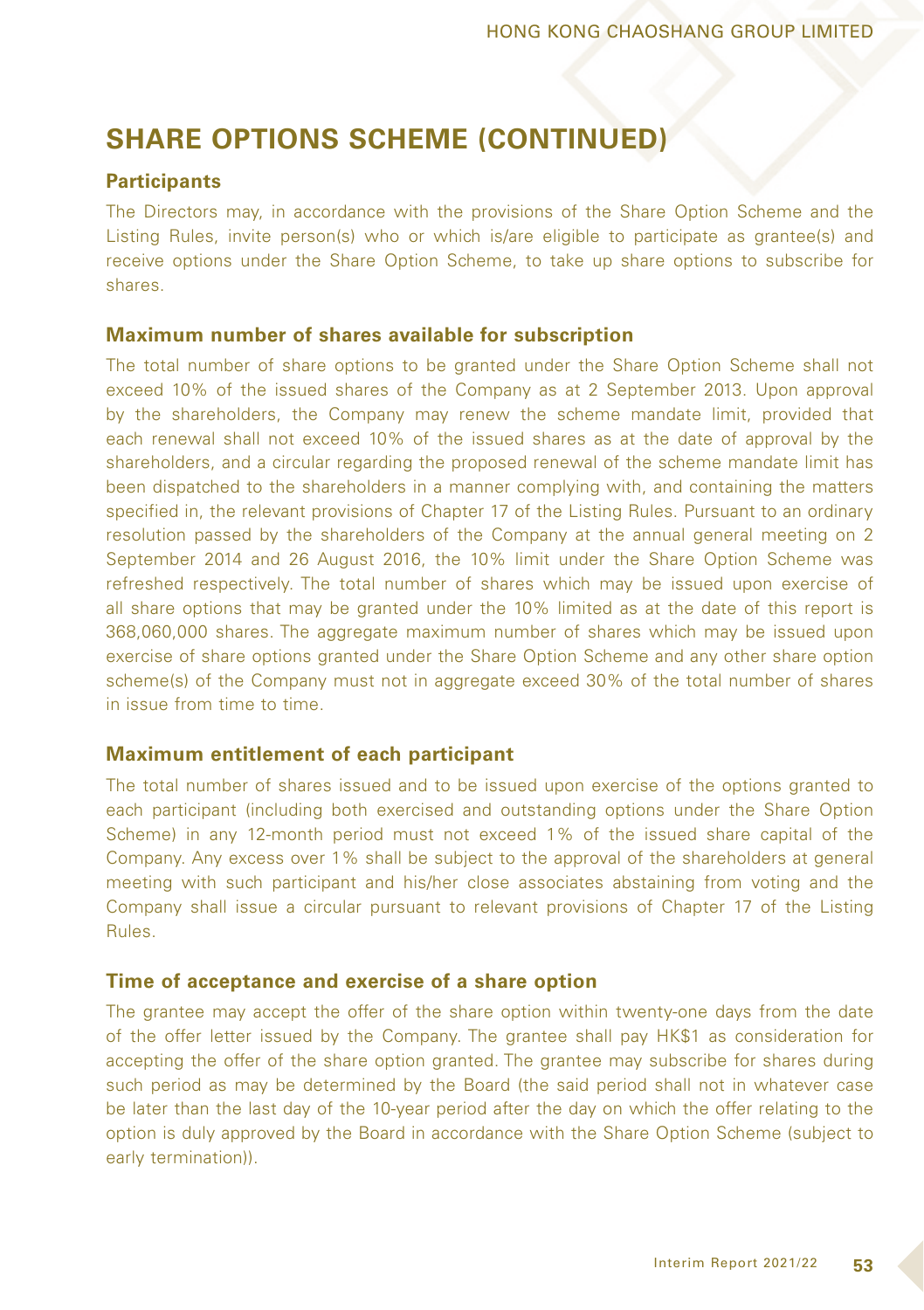# SHARE OPTIONS SCHEME (CONTINUED)

### Participants

The Directors may, in accordance with the provisions of the Share Option Scheme and the Listing Rules, invite person(s) who or which is/are eligible to participate as grantee(s) and receive options under the Share Option Scheme, to take up share options to subscribe for shares.

### Maximum number of shares available for subscription

The total number of share options to be granted under the Share Option Scheme shall not exceed 10% of the issued shares of the Company as at 2 September 2013. Upon approval by the shareholders, the Company may renew the scheme mandate limit, provided that each renewal shall not exceed 10% of the issued shares as at the date of approval by the shareholders, and a circular regarding the proposed renewal of the scheme mandate limit has been dispatched to the shareholders in a manner complying with, and containing the matters specified in, the relevant provisions of Chapter 17 of the Listing Rules. Pursuant to an ordinary resolution passed by the shareholders of the Company at the annual general meeting on 2 September 2014 and 26 August 2016, the 10% limit under the Share Option Scheme was refreshed respectively. The total number of shares which may be issued upon exercise of all share options that may be granted under the 10% limited as at the date of this report is 368,060,000 shares. The aggregate maximum number of shares which may be issued upon exercise of share options granted under the Share Option Scheme and any other share option scheme(s) of the Company must not in aggregate exceed 30% of the total number of shares in issue from time to time.

### Maximum entitlement of each participant

The total number of shares issued and to be issued upon exercise of the options granted to each participant (including both exercised and outstanding options under the Share Option Scheme) in any 12-month period must not exceed 1% of the issued share capital of the Company. Any excess over 1% shall be subject to the approval of the shareholders at general meeting with such participant and his/her close associates abstaining from voting and the Company shall issue a circular pursuant to relevant provisions of Chapter 17 of the Listing Rules.

### Time of acceptance and exercise of a share option

The grantee may accept the offer of the share option within twenty-one days from the date of the offer letter issued by the Company. The grantee shall pay HK$1 as consideration for accepting the offer of the share option granted. The grantee may subscribe for shares during such period as may be determined by the Board (the said period shall not in whatever case be later than the last day of the 10-year period after the day on which the offer relating to the option is duly approved by the Board in accordance with the Share Option Scheme (subject to early termination)).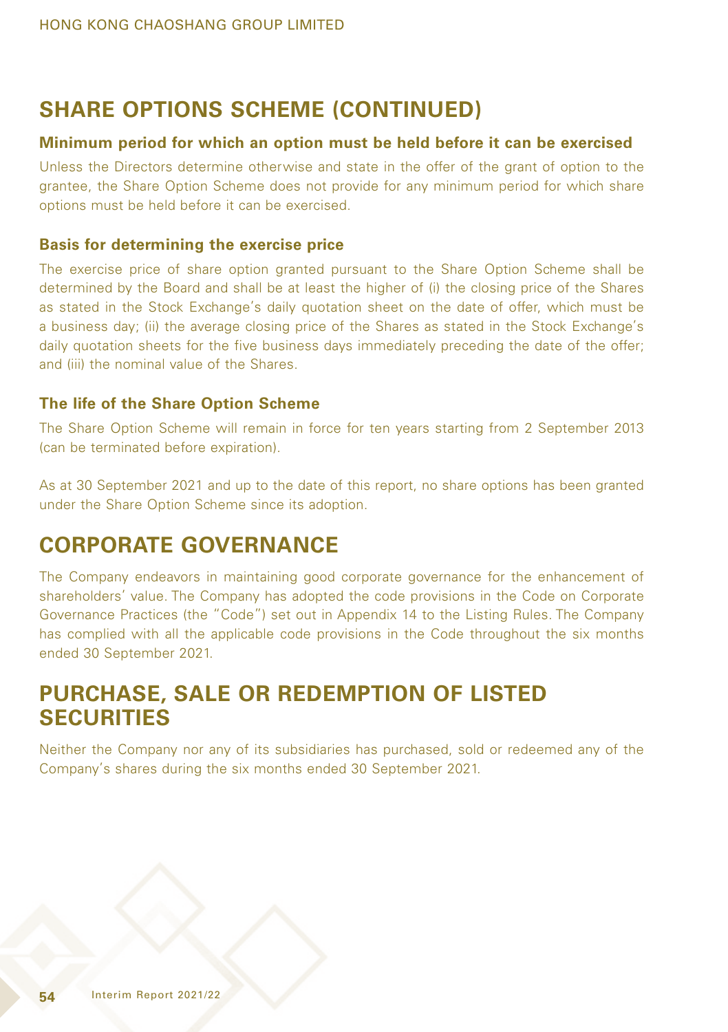## SHARE OPTIONS SCHEME (CONTINUED)

### Minimum period for which an option must be held before it can be exercised

Unless the Directors determine otherwise and state in the offer of the grant of option to the grantee, the Share Option Scheme does not provide for any minimum period for which share options must be held before it can be exercised.

### Basis for determining the exercise price

The exercise price of share option granted pursuant to the Share Option Scheme shall be determined by the Board and shall be at least the higher of (i) the closing price of the Shares as stated in the Stock Exchange's daily quotation sheet on the date of offer, which must be a business day; (ii) the average closing price of the Shares as stated in the Stock Exchange's daily quotation sheets for the five business days immediately preceding the date of the offer; and (iii) the nominal value of the Shares.

### The life of the Share Option Scheme

The Share Option Scheme will remain in force for ten years starting from 2 September 2013 (can be terminated before expiration).

As at 30 September 2021 and up to the date of this report, no share options has been granted under the Share Option Scheme since its adoption.

## CORPORATE GOVERNANCE

The Company endeavors in maintaining good corporate governance for the enhancement of shareholders' value. The Company has adopted the code provisions in the Code on Corporate Governance Practices (the "Code") set out in Appendix 14 to the Listing Rules. The Company has complied with all the applicable code provisions in the Code throughout the six months ended 30 September 2021.

## PURCHASE, SALE OR REDEMPTION OF LISTED SECURITIES

Neither the Company nor any of its subsidiaries has purchased, sold or redeemed any of the Company's shares during the six months ended 30 September 2021.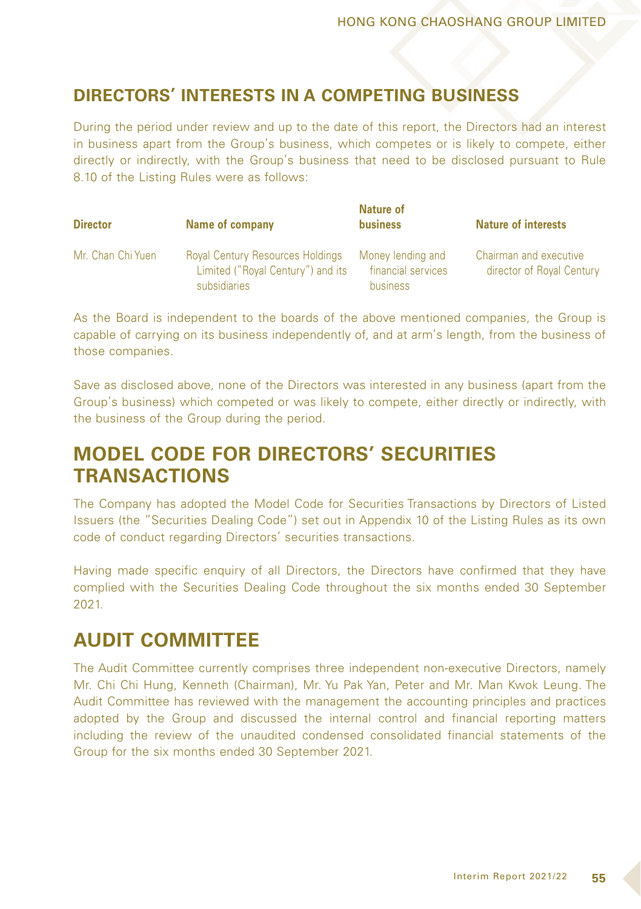## DIRECTORS' INTERESTS IN A COMPETING BUSINESS

During the period under review and up to the date of this report, the Directors had an interest in business apart from the Group's business, which competes or is likely to compete, either directly or indirectly, with the Group's business that need to be disclosed pursuant to Rule 8.10 of the Listing Rules were as follows:

| Director | Name of company | Nature of business | Nature of interests |
|---|---|---|---|
| Mr. Chan Chi Yuen | Royal Century Resources Holdings Limited ("Royal Century") and its subsidiaries | Money lending and financial services business | Chairman and executive director of Royal Century |

As the Board is independent to the boards of the above mentioned companies, the Group is capable of carrying on its business independently of, and at arm's length, from the business of those companies.

Save as disclosed above, none of the Directors was interested in any business (apart from the Group's business) which competed or was likely to compete, either directly or indirectly, with the business of the Group during the period.

## MODEL CODE FOR DIRECTORS' SECURITIES TRANSACTIONS

The Company has adopted the Model Code for Securities Transactions by Directors of Listed Issuers (the "Securities Dealing Code") set out in Appendix 10 of the Listing Rules as its own code of conduct regarding Directors' securities transactions.

Having made specific enquiry of all Directors, the Directors have confirmed that they have complied with the Securities Dealing Code throughout the six months ended 30 September 2021.

## AUDIT COMMITTEE

The Audit Committee currently comprises three independent non-executive Directors, namely Mr. Chi Chi Hung, Kenneth (Chairman), Mr. Yu Pak Yan, Peter and Mr. Man Kwok Leung. The Audit Committee has reviewed with the management the accounting principles and practices adopted by the Group and discussed the internal control and financial reporting matters including the review of the unaudited condensed consolidated financial statements of the Group for the six months ended 30 September 2021.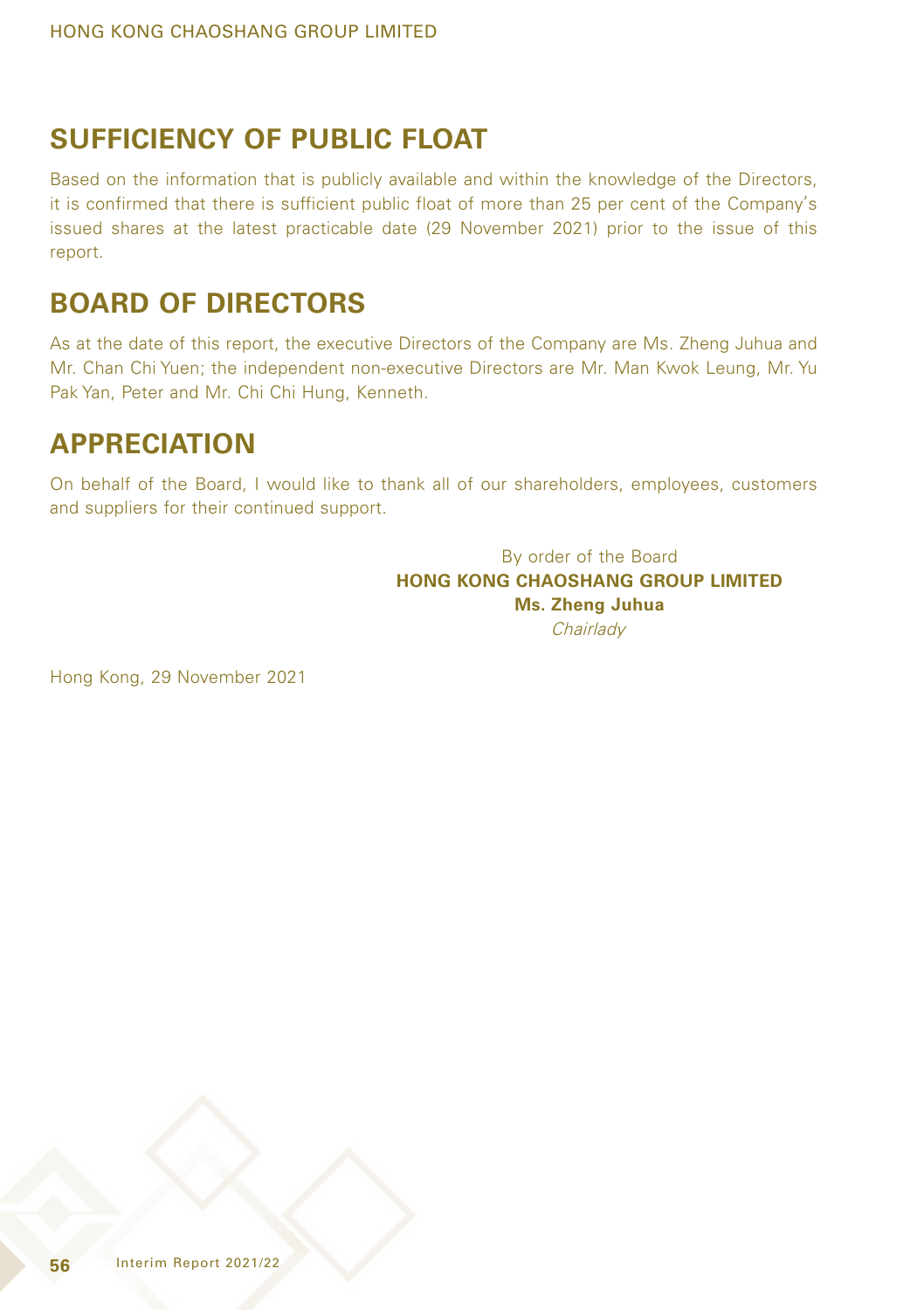## SUFFICIENCY OF PUBLIC FLOAT

Based on the information that is publicly available and within the knowledge of the Directors, it is confirmed that there is sufficient public float of more than 25 per cent of the Company's issued shares at the latest practicable date (29 November 2021) prior to the issue of this report.

## BOARD OF DIRECTORS

As at the date of this report, the executive Directors of the Company are Ms. Zheng Juhua and Mr. Chan Chi Yuen; the independent non-executive Directors are Mr. Man Kwok Leung, Mr. Yu Pak Yan, Peter and Mr. Chi Chi Hung, Kenneth.

## APPRECIATION

On behalf of the Board, I would like to thank all of our shareholders, employees, customers and suppliers for their continued support.

By order of the Board
**HONG KONG CHAOSHANG GROUP LIMITED**
**Ms. Zheng Juhua**
*Chairlady*

Hong Kong, 29 November 2021